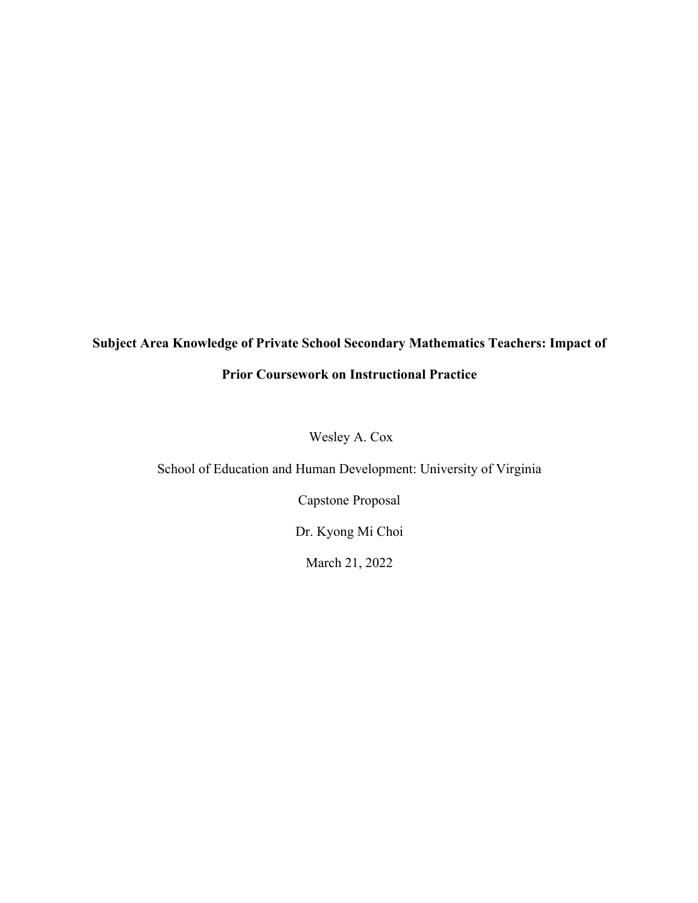# Subject Area Knowledge of Private School Secondary Mathematics Teachers: Impact of Prior Coursework on Instructional Practice

Wesley A. Cox

School of Education and Human Development: University of Virginia

Capstone Proposal

Dr. Kyong Mi Choi

March 21, 2022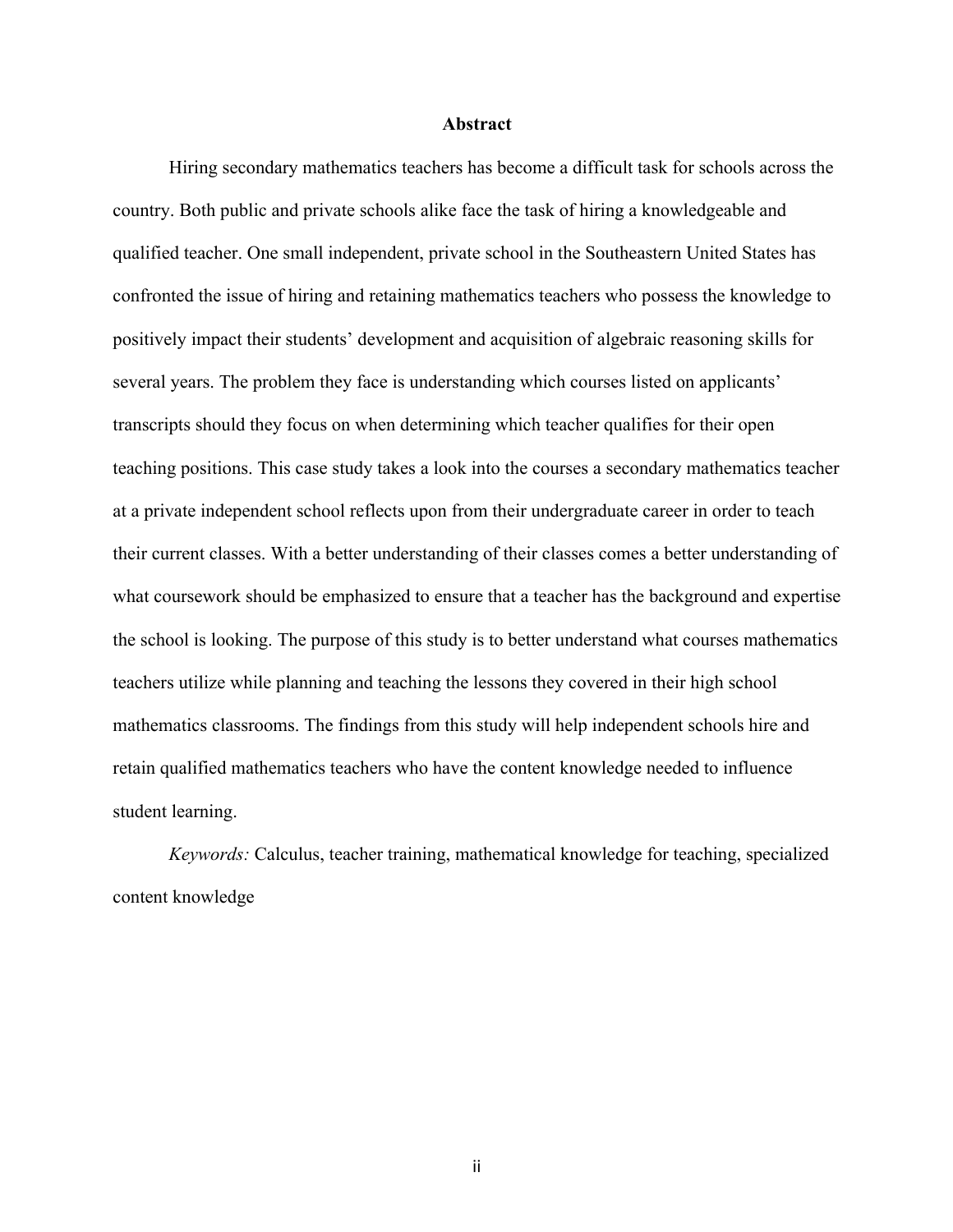# Abstract

Hiring secondary mathematics teachers has become a difficult task for schools across the country. Both public and private schools alike face the task of hiring a knowledgeable and qualified teacher. One small independent, private school in the Southeastern United States has confronted the issue of hiring and retaining mathematics teachers who possess the knowledge to positively impact their students' development and acquisition of algebraic reasoning skills for several years. The problem they face is understanding which courses listed on applicants' transcripts should they focus on when determining which teacher qualifies for their open teaching positions. This case study takes a look into the courses a secondary mathematics teacher at a private independent school reflects upon from their undergraduate career in order to teach their current classes. With a better understanding of their classes comes a better understanding of what coursework should be emphasized to ensure that a teacher has the background and expertise the school is looking. The purpose of this study is to better understand what courses mathematics teachers utilize while planning and teaching the lessons they covered in their high school mathematics classrooms. The findings from this study will help independent schools hire and retain qualified mathematics teachers who have the content knowledge needed to influence student learning.

*Keywords:* Calculus, teacher training, mathematical knowledge for teaching, specialized content knowledge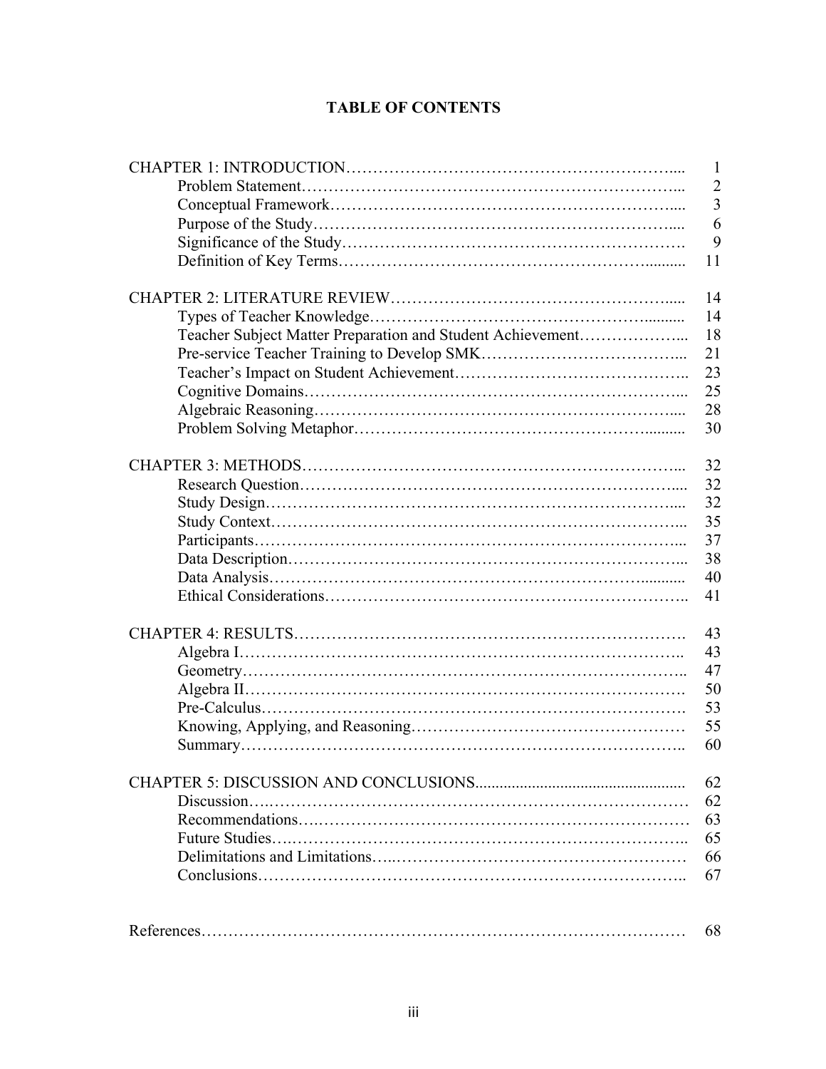# TABLE OF CONTENTS

| | |
|---|---|
| CHAPTER 1: INTRODUCTION | 1 |
| Problem Statement | 2 |
| Conceptual Framework | 3 |
| Purpose of the Study | 6 |
| Significance of the Study | 9 |
| Definition of Key Terms | 11 |
| CHAPTER 2: LITERATURE REVIEW | 14 |
| Types of Teacher Knowledge | 14 |
| Teacher Subject Matter Preparation and Student Achievement | 18 |
| Pre-service Teacher Training to Develop SMK | 21 |
| Teacher's Impact on Student Achievement | 23 |
| Cognitive Domains | 25 |
| Algebraic Reasoning | 28 |
| Problem Solving Metaphor | 30 |
| CHAPTER 3: METHODS | 32 |
| Research Question | 32 |
| Study Design | 32 |
| Study Context | 35 |
| Participants | 37 |
| Data Description | 38 |
| Data Analysis | 40 |
| Ethical Considerations | 41 |
| CHAPTER 4: RESULTS | 43 |
| Algebra I | 43 |
| Geometry | 47 |
| Algebra II | 50 |
| Pre-Calculus | 53 |
| Knowing, Applying, and Reasoning | 55 |
| Summary | 60 |
| CHAPTER 5: DISCUSSION AND CONCLUSIONS | 62 |
| Discussion | 62 |
| Recommendations | 63 |
| Future Studies | 65 |
| Delimitations and Limitations | 66 |
| Conclusions | 67 |
| References | 68 |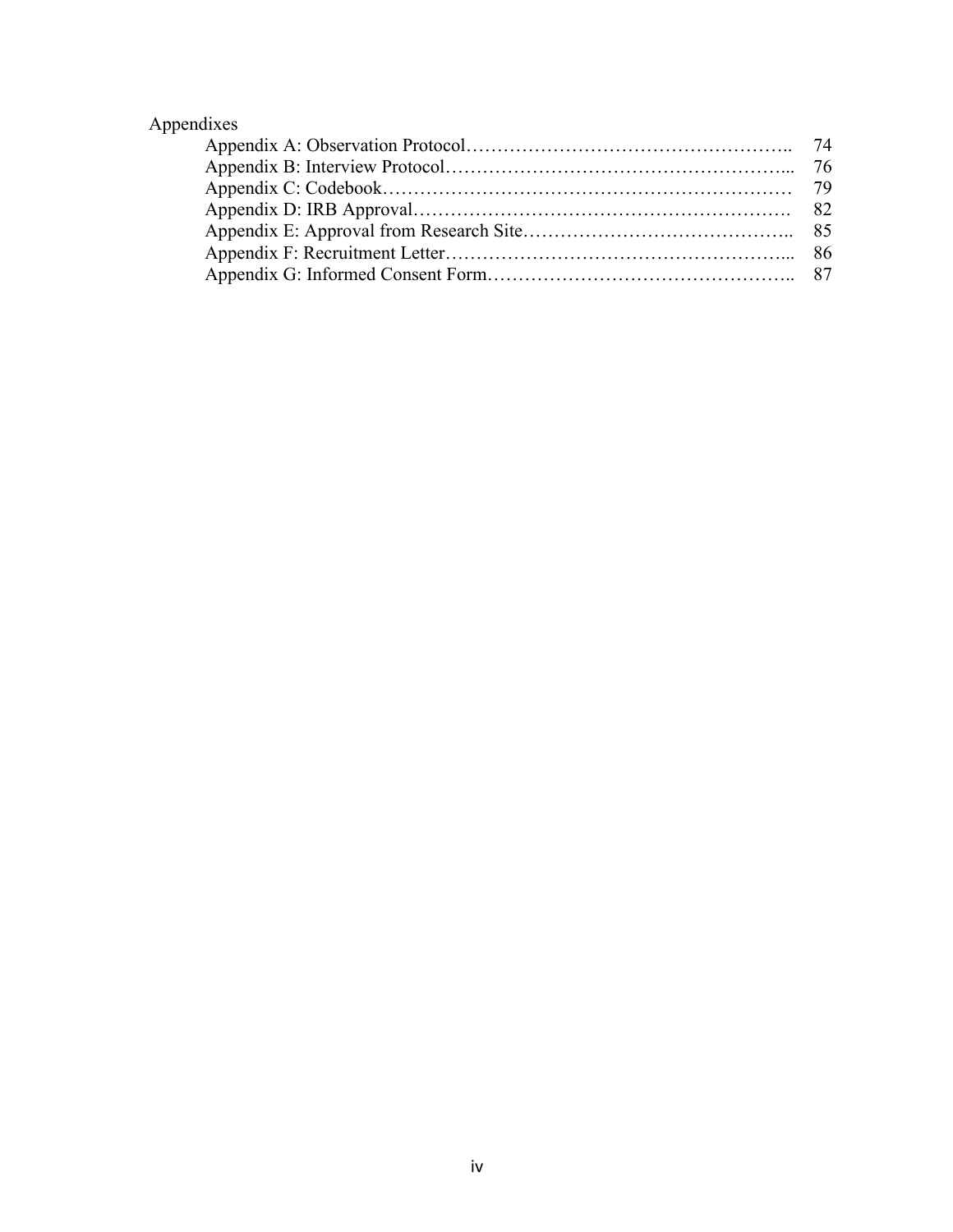Appendixes

| | |
|---|---|
| Appendix A: Observation Protocol | 74 |
| Appendix B: Interview Protocol | 76 |
| Appendix C: Codebook | 79 |
| Appendix D: IRB Approval | 82 |
| Appendix E: Approval from Research Site | 85 |
| Appendix F: Recruitment Letter | 86 |
| Appendix G: Informed Consent Form | 87 |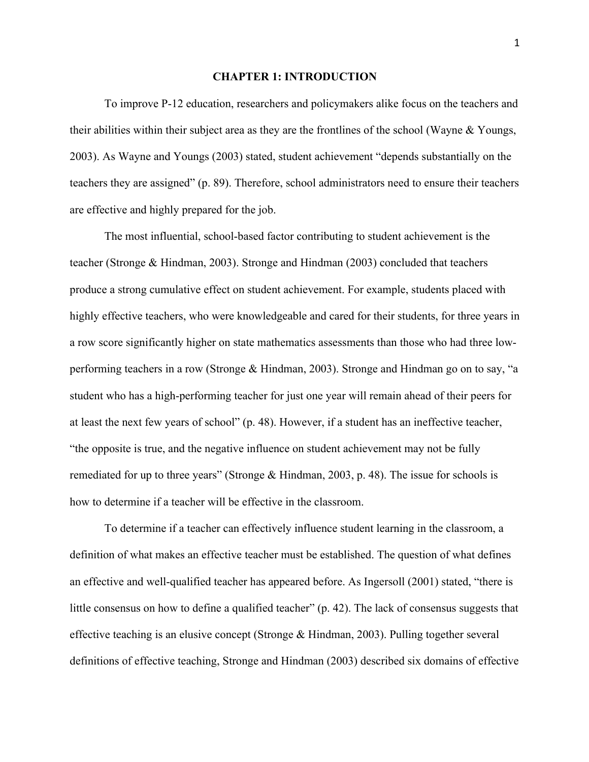# CHAPTER 1: INTRODUCTION

To improve P-12 education, researchers and policymakers alike focus on the teachers and their abilities within their subject area as they are the frontlines of the school (Wayne & Youngs, 2003). As Wayne and Youngs (2003) stated, student achievement "depends substantially on the teachers they are assigned" (p. 89). Therefore, school administrators need to ensure their teachers are effective and highly prepared for the job.

The most influential, school-based factor contributing to student achievement is the teacher (Stronge & Hindman, 2003). Stronge and Hindman (2003) concluded that teachers produce a strong cumulative effect on student achievement. For example, students placed with highly effective teachers, who were knowledgeable and cared for their students, for three years in a row score significantly higher on state mathematics assessments than those who had three low-performing teachers in a row (Stronge & Hindman, 2003). Stronge and Hindman go on to say, "a student who has a high-performing teacher for just one year will remain ahead of their peers for at least the next few years of school" (p. 48). However, if a student has an ineffective teacher, "the opposite is true, and the negative influence on student achievement may not be fully remediated for up to three years" (Stronge & Hindman, 2003, p. 48). The issue for schools is how to determine if a teacher will be effective in the classroom.

To determine if a teacher can effectively influence student learning in the classroom, a definition of what makes an effective teacher must be established. The question of what defines an effective and well-qualified teacher has appeared before. As Ingersoll (2001) stated, "there is little consensus on how to define a qualified teacher" (p. 42). The lack of consensus suggests that effective teaching is an elusive concept (Stronge & Hindman, 2003). Pulling together several definitions of effective teaching, Stronge and Hindman (2003) described six domains of effective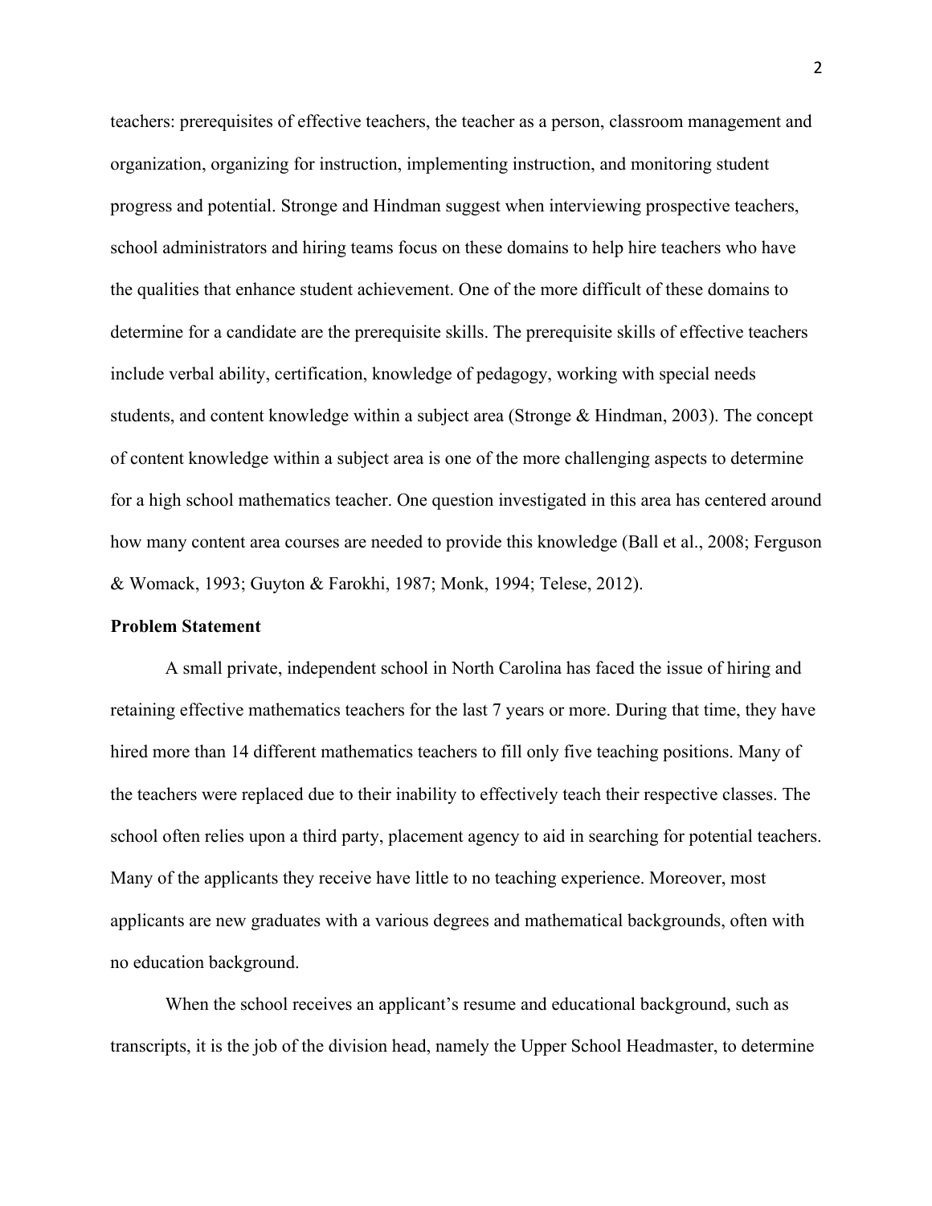teachers: prerequisites of effective teachers, the teacher as a person, classroom management and organization, organizing for instruction, implementing instruction, and monitoring student progress and potential. Stronge and Hindman suggest when interviewing prospective teachers, school administrators and hiring teams focus on these domains to help hire teachers who have the qualities that enhance student achievement. One of the more difficult of these domains to determine for a candidate are the prerequisite skills. The prerequisite skills of effective teachers include verbal ability, certification, knowledge of pedagogy, working with special needs students, and content knowledge within a subject area (Stronge & Hindman, 2003). The concept of content knowledge within a subject area is one of the more challenging aspects to determine for a high school mathematics teacher. One question investigated in this area has centered around how many content area courses are needed to provide this knowledge (Ball et al., 2008; Ferguson & Womack, 1993; Guyton & Farokhi, 1987; Monk, 1994; Telese, 2012).

**Problem Statement**

A small private, independent school in North Carolina has faced the issue of hiring and retaining effective mathematics teachers for the last 7 years or more. During that time, they have hired more than 14 different mathematics teachers to fill only five teaching positions. Many of the teachers were replaced due to their inability to effectively teach their respective classes. The school often relies upon a third party, placement agency to aid in searching for potential teachers. Many of the applicants they receive have little to no teaching experience. Moreover, most applicants are new graduates with a various degrees and mathematical backgrounds, often with no education background.

When the school receives an applicant's resume and educational background, such as transcripts, it is the job of the division head, namely the Upper School Headmaster, to determine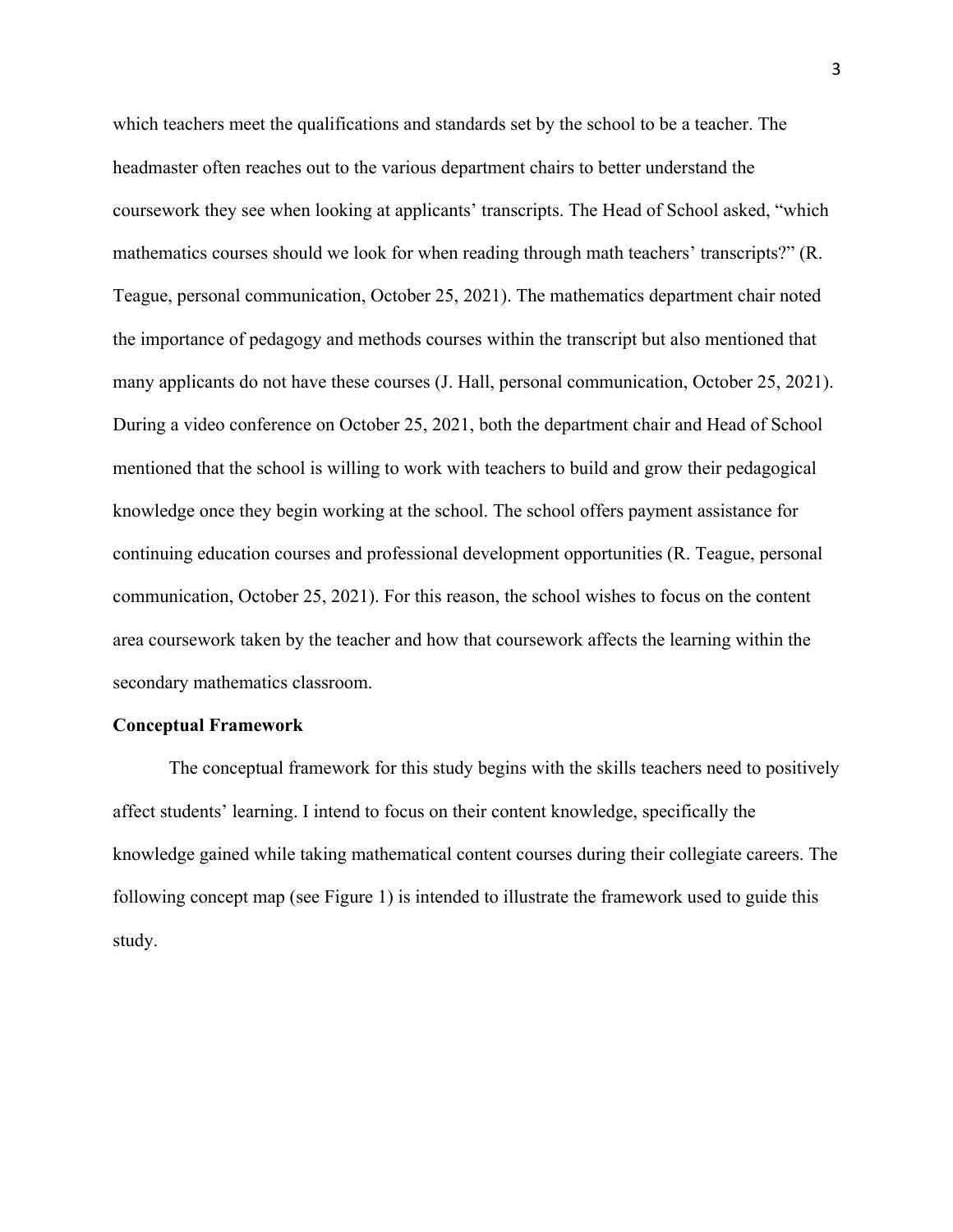which teachers meet the qualifications and standards set by the school to be a teacher. The headmaster often reaches out to the various department chairs to better understand the coursework they see when looking at applicants' transcripts. The Head of School asked, "which mathematics courses should we look for when reading through math teachers' transcripts?" (R. Teague, personal communication, October 25, 2021). The mathematics department chair noted the importance of pedagogy and methods courses within the transcript but also mentioned that many applicants do not have these courses (J. Hall, personal communication, October 25, 2021). During a video conference on October 25, 2021, both the department chair and Head of School mentioned that the school is willing to work with teachers to build and grow their pedagogical knowledge once they begin working at the school. The school offers payment assistance for continuing education courses and professional development opportunities (R. Teague, personal communication, October 25, 2021). For this reason, the school wishes to focus on the content area coursework taken by the teacher and how that coursework affects the learning within the secondary mathematics classroom.

**Conceptual Framework**

The conceptual framework for this study begins with the skills teachers need to positively affect students' learning. I intend to focus on their content knowledge, specifically the knowledge gained while taking mathematical content courses during their collegiate careers. The following concept map (see Figure 1) is intended to illustrate the framework used to guide this study.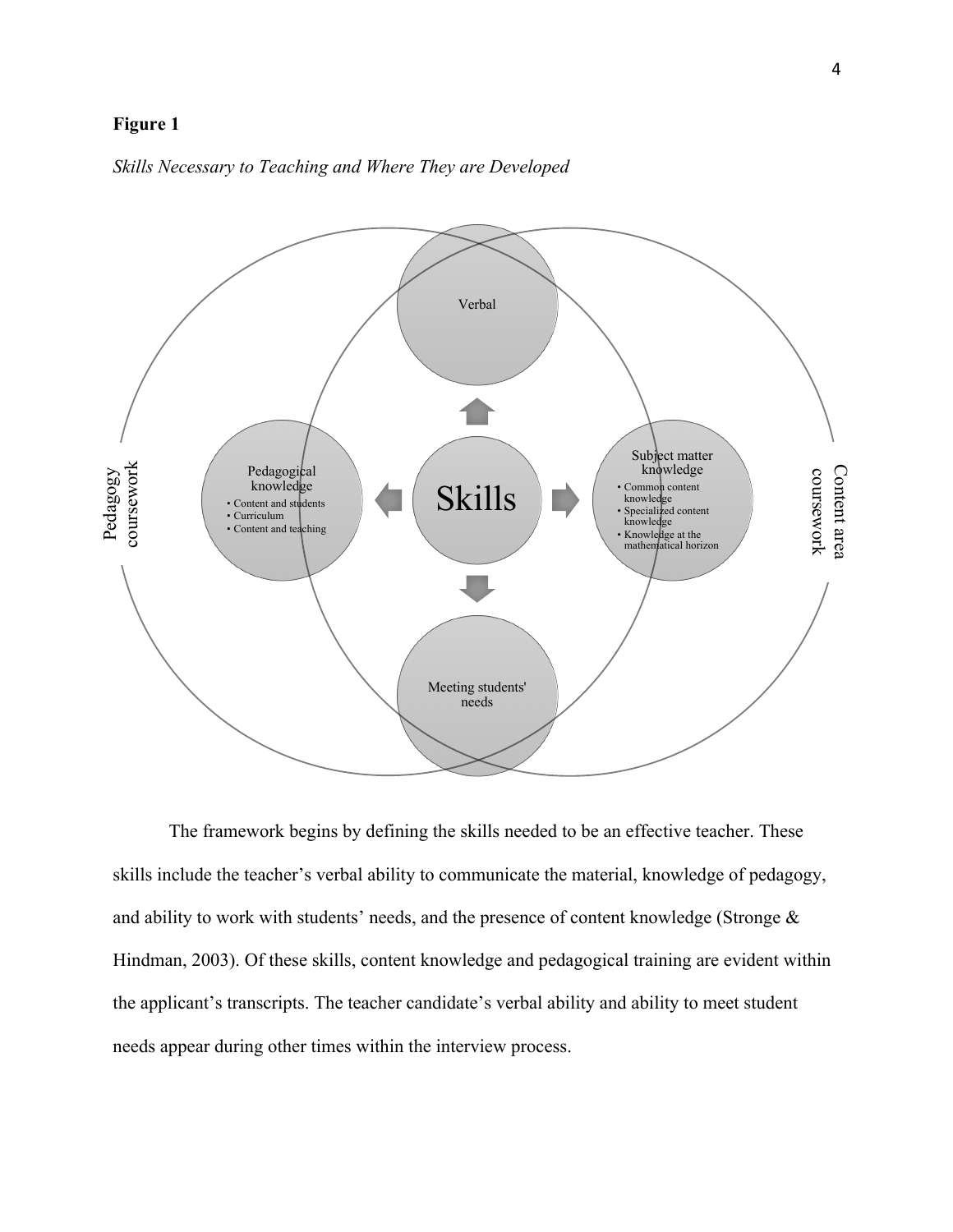**Figure 1**

*Skills Necessary to Teaching and Where They are Developed*

Pedagogy coursework

Content area coursework

Verbal

Pedagogical knowledge
- Content and students
- Curriculum
- Content and teaching

Skills

Subject matter knowledge
- Common content knowledge
- Specialized content knowledge
- Knowledge at the mathematical horizon

Meeting students' needs

The framework begins by defining the skills needed to be an effective teacher. These skills include the teacher's verbal ability to communicate the material, knowledge of pedagogy, and ability to work with students' needs, and the presence of content knowledge (Stronge & Hindman, 2003). Of these skills, content knowledge and pedagogical training are evident within the applicant's transcripts. The teacher candidate's verbal ability and ability to meet student needs appear during other times within the interview process.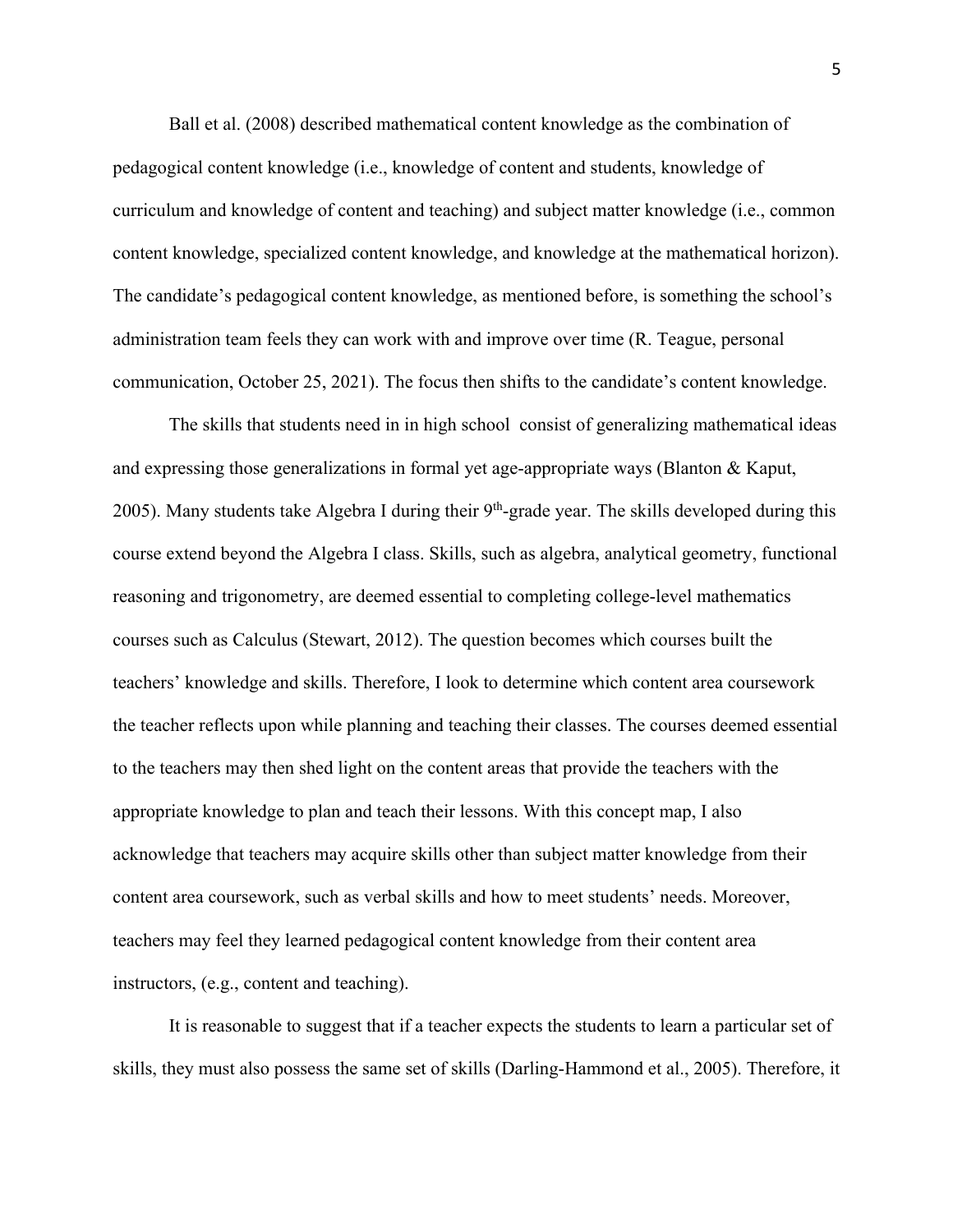Ball et al. (2008) described mathematical content knowledge as the combination of pedagogical content knowledge (i.e., knowledge of content and students, knowledge of curriculum and knowledge of content and teaching) and subject matter knowledge (i.e., common content knowledge, specialized content knowledge, and knowledge at the mathematical horizon). The candidate's pedagogical content knowledge, as mentioned before, is something the school's administration team feels they can work with and improve over time (R. Teague, personal communication, October 25, 2021). The focus then shifts to the candidate's content knowledge.

The skills that students need in in high school consist of generalizing mathematical ideas and expressing those generalizations in formal yet age-appropriate ways (Blanton & Kaput, 2005). Many students take Algebra I during their 9th-grade year. The skills developed during this course extend beyond the Algebra I class. Skills, such as algebra, analytical geometry, functional reasoning and trigonometry, are deemed essential to completing college-level mathematics courses such as Calculus (Stewart, 2012). The question becomes which courses built the teachers' knowledge and skills. Therefore, I look to determine which content area coursework the teacher reflects upon while planning and teaching their classes. The courses deemed essential to the teachers may then shed light on the content areas that provide the teachers with the appropriate knowledge to plan and teach their lessons. With this concept map, I also acknowledge that teachers may acquire skills other than subject matter knowledge from their content area coursework, such as verbal skills and how to meet students' needs. Moreover, teachers may feel they learned pedagogical content knowledge from their content area instructors, (e.g., content and teaching).

It is reasonable to suggest that if a teacher expects the students to learn a particular set of skills, they must also possess the same set of skills (Darling-Hammond et al., 2005). Therefore, it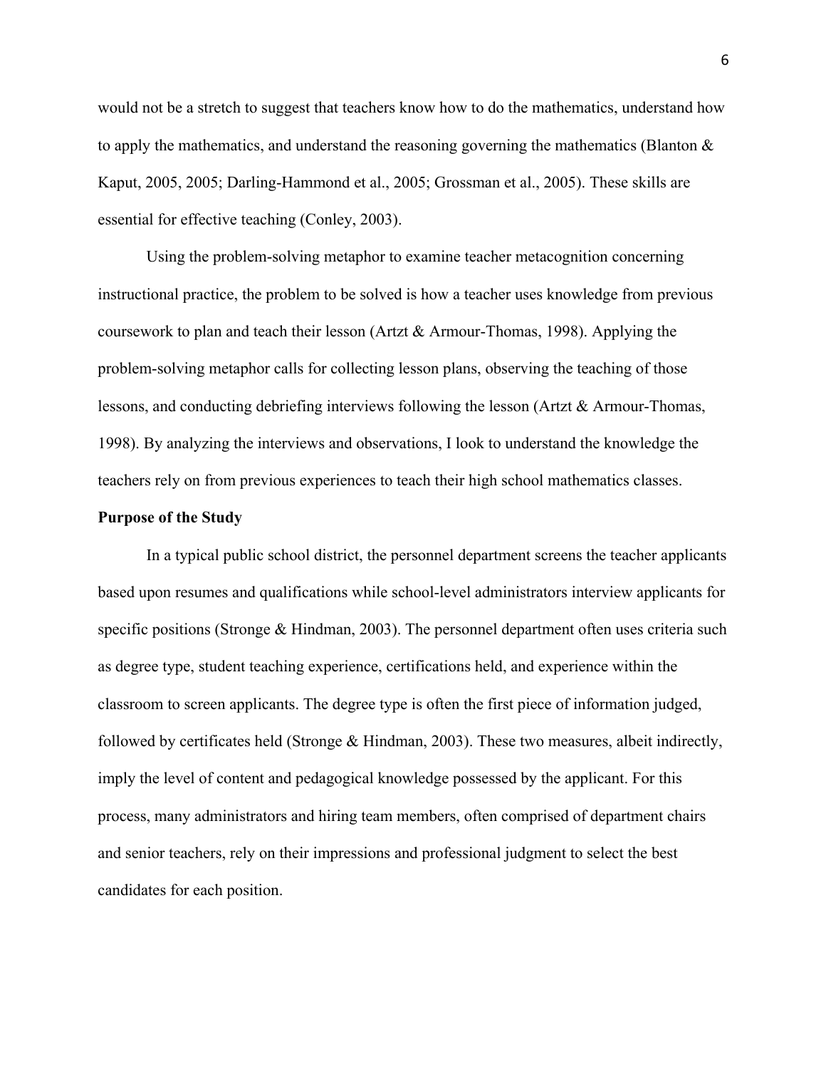would not be a stretch to suggest that teachers know how to do the mathematics, understand how to apply the mathematics, and understand the reasoning governing the mathematics (Blanton & Kaput, 2005, 2005; Darling-Hammond et al., 2005; Grossman et al., 2005). These skills are essential for effective teaching (Conley, 2003).

Using the problem-solving metaphor to examine teacher metacognition concerning instructional practice, the problem to be solved is how a teacher uses knowledge from previous coursework to plan and teach their lesson (Artzt & Armour-Thomas, 1998). Applying the problem-solving metaphor calls for collecting lesson plans, observing the teaching of those lessons, and conducting debriefing interviews following the lesson (Artzt & Armour-Thomas, 1998). By analyzing the interviews and observations, I look to understand the knowledge the teachers rely on from previous experiences to teach their high school mathematics classes.

**Purpose of the Study**

In a typical public school district, the personnel department screens the teacher applicants based upon resumes and qualifications while school-level administrators interview applicants for specific positions (Stronge & Hindman, 2003). The personnel department often uses criteria such as degree type, student teaching experience, certifications held, and experience within the classroom to screen applicants. The degree type is often the first piece of information judged, followed by certificates held (Stronge & Hindman, 2003). These two measures, albeit indirectly, imply the level of content and pedagogical knowledge possessed by the applicant. For this process, many administrators and hiring team members, often comprised of department chairs and senior teachers, rely on their impressions and professional judgment to select the best candidates for each position.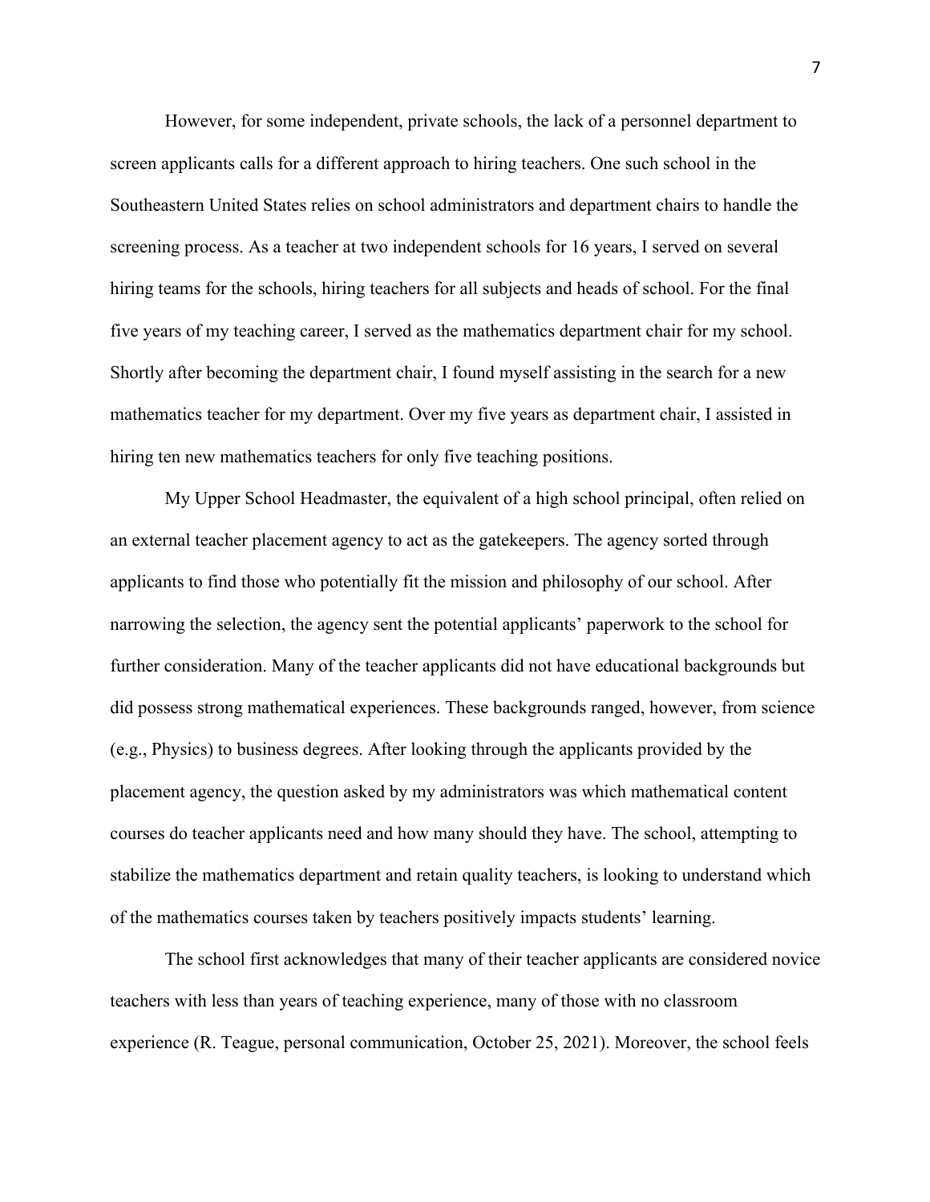However, for some independent, private schools, the lack of a personnel department to screen applicants calls for a different approach to hiring teachers. One such school in the Southeastern United States relies on school administrators and department chairs to handle the screening process. As a teacher at two independent schools for 16 years, I served on several hiring teams for the schools, hiring teachers for all subjects and heads of school. For the final five years of my teaching career, I served as the mathematics department chair for my school. Shortly after becoming the department chair, I found myself assisting in the search for a new mathematics teacher for my department. Over my five years as department chair, I assisted in hiring ten new mathematics teachers for only five teaching positions.

My Upper School Headmaster, the equivalent of a high school principal, often relied on an external teacher placement agency to act as the gatekeepers. The agency sorted through applicants to find those who potentially fit the mission and philosophy of our school. After narrowing the selection, the agency sent the potential applicants' paperwork to the school for further consideration. Many of the teacher applicants did not have educational backgrounds but did possess strong mathematical experiences. These backgrounds ranged, however, from science (e.g., Physics) to business degrees. After looking through the applicants provided by the placement agency, the question asked by my administrators was which mathematical content courses do teacher applicants need and how many should they have. The school, attempting to stabilize the mathematics department and retain quality teachers, is looking to understand which of the mathematics courses taken by teachers positively impacts students' learning.

The school first acknowledges that many of their teacher applicants are considered novice teachers with less than years of teaching experience, many of those with no classroom experience (R. Teague, personal communication, October 25, 2021). Moreover, the school feels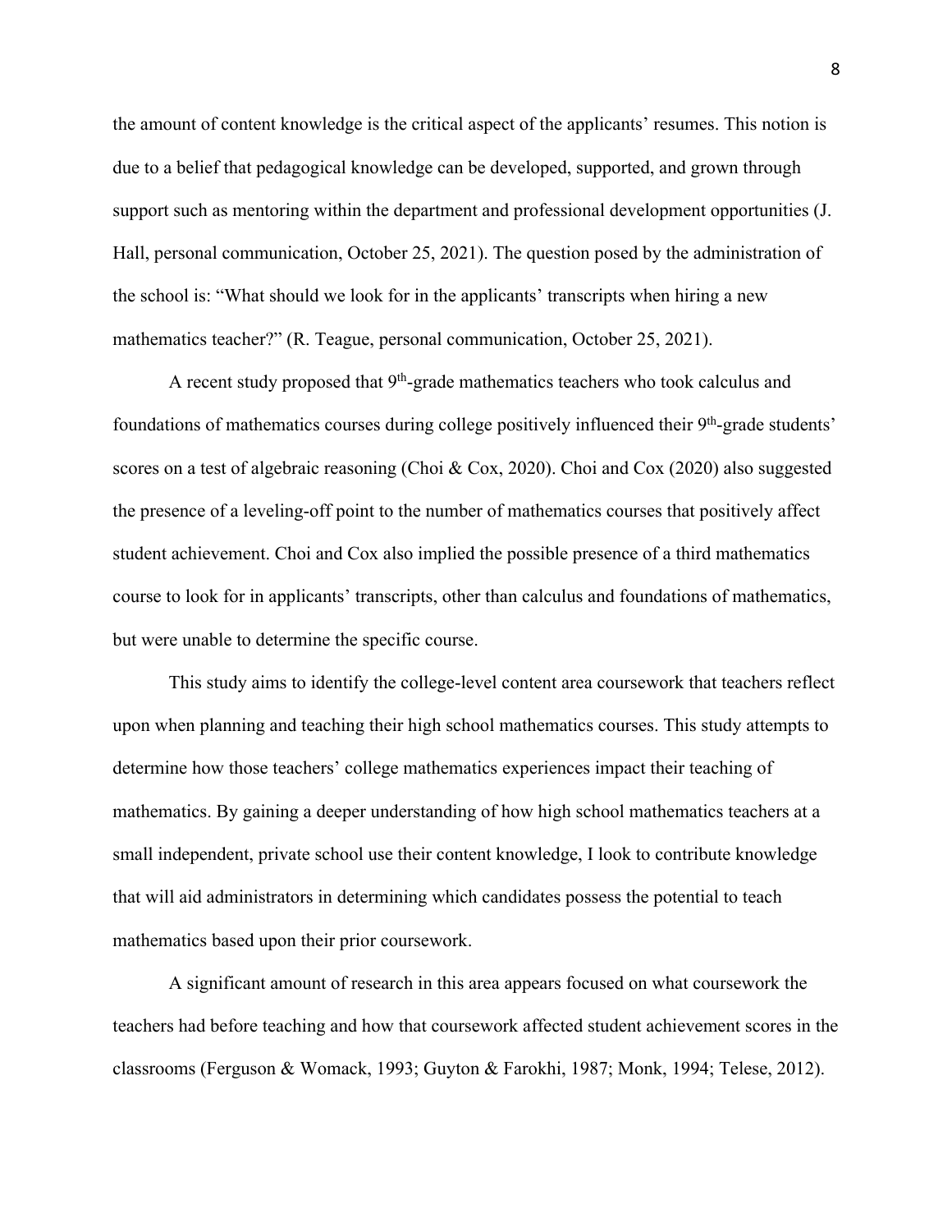the amount of content knowledge is the critical aspect of the applicants' resumes. This notion is due to a belief that pedagogical knowledge can be developed, supported, and grown through support such as mentoring within the department and professional development opportunities (J. Hall, personal communication, October 25, 2021). The question posed by the administration of the school is: "What should we look for in the applicants' transcripts when hiring a new mathematics teacher?" (R. Teague, personal communication, October 25, 2021).

A recent study proposed that 9th-grade mathematics teachers who took calculus and foundations of mathematics courses during college positively influenced their 9th-grade students' scores on a test of algebraic reasoning (Choi & Cox, 2020). Choi and Cox (2020) also suggested the presence of a leveling-off point to the number of mathematics courses that positively affect student achievement. Choi and Cox also implied the possible presence of a third mathematics course to look for in applicants' transcripts, other than calculus and foundations of mathematics, but were unable to determine the specific course.

This study aims to identify the college-level content area coursework that teachers reflect upon when planning and teaching their high school mathematics courses. This study attempts to determine how those teachers' college mathematics experiences impact their teaching of mathematics. By gaining a deeper understanding of how high school mathematics teachers at a small independent, private school use their content knowledge, I look to contribute knowledge that will aid administrators in determining which candidates possess the potential to teach mathematics based upon their prior coursework.

A significant amount of research in this area appears focused on what coursework the teachers had before teaching and how that coursework affected student achievement scores in the classrooms (Ferguson & Womack, 1993; Guyton & Farokhi, 1987; Monk, 1994; Telese, 2012).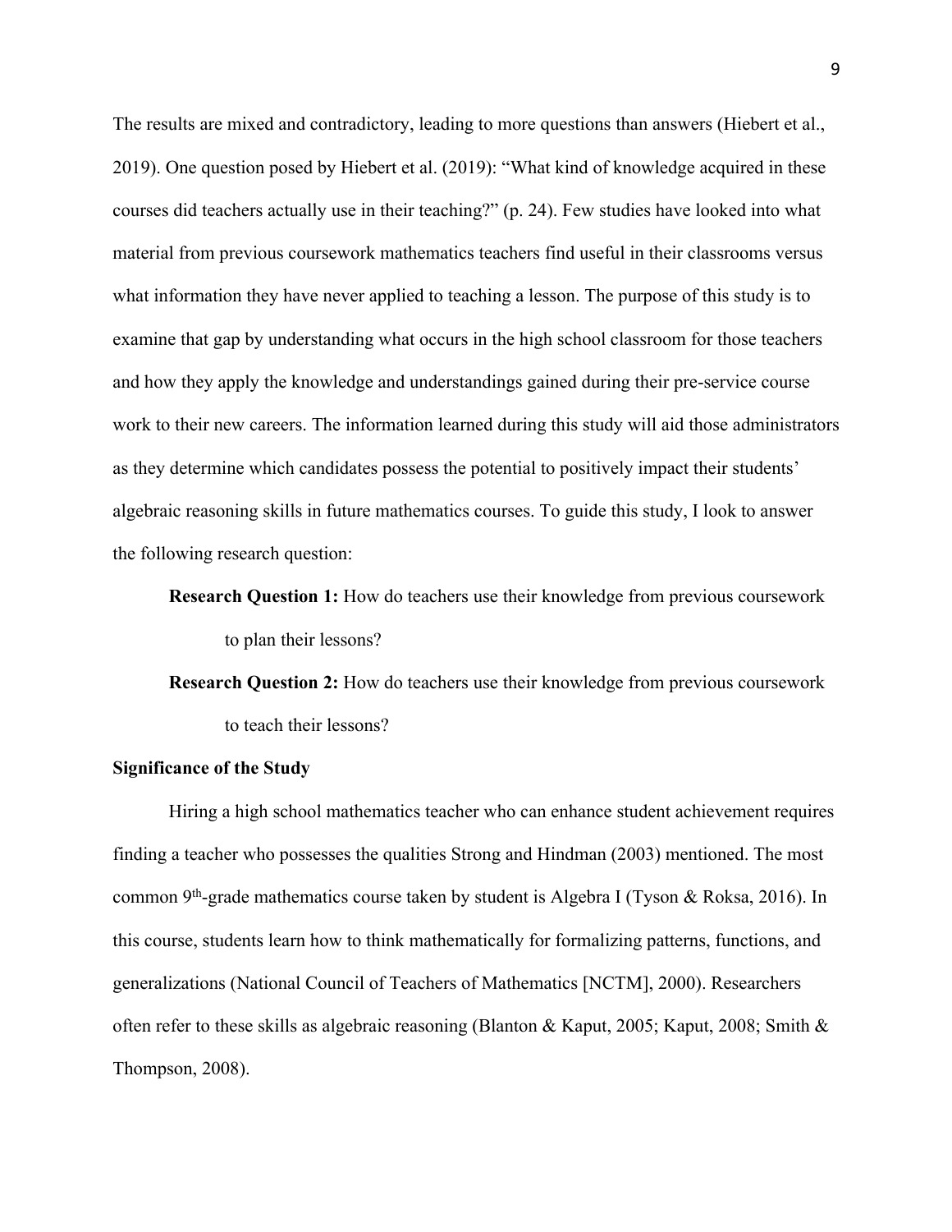The results are mixed and contradictory, leading to more questions than answers (Hiebert et al., 2019). One question posed by Hiebert et al. (2019): "What kind of knowledge acquired in these courses did teachers actually use in their teaching?" (p. 24). Few studies have looked into what material from previous coursework mathematics teachers find useful in their classrooms versus what information they have never applied to teaching a lesson. The purpose of this study is to examine that gap by understanding what occurs in the high school classroom for those teachers and how they apply the knowledge and understandings gained during their pre-service course work to their new careers. The information learned during this study will aid those administrators as they determine which candidates possess the potential to positively impact their students' algebraic reasoning skills in future mathematics courses. To guide this study, I look to answer the following research question:

**Research Question 1:** How do teachers use their knowledge from previous coursework to plan their lessons?

**Research Question 2:** How do teachers use their knowledge from previous coursework to teach their lessons?

## Significance of the Study

Hiring a high school mathematics teacher who can enhance student achievement requires finding a teacher who possesses the qualities Strong and Hindman (2003) mentioned. The most common 9th-grade mathematics course taken by student is Algebra I (Tyson & Roksa, 2016). In this course, students learn how to think mathematically for formalizing patterns, functions, and generalizations (National Council of Teachers of Mathematics [NCTM], 2000). Researchers often refer to these skills as algebraic reasoning (Blanton & Kaput, 2005; Kaput, 2008; Smith & Thompson, 2008).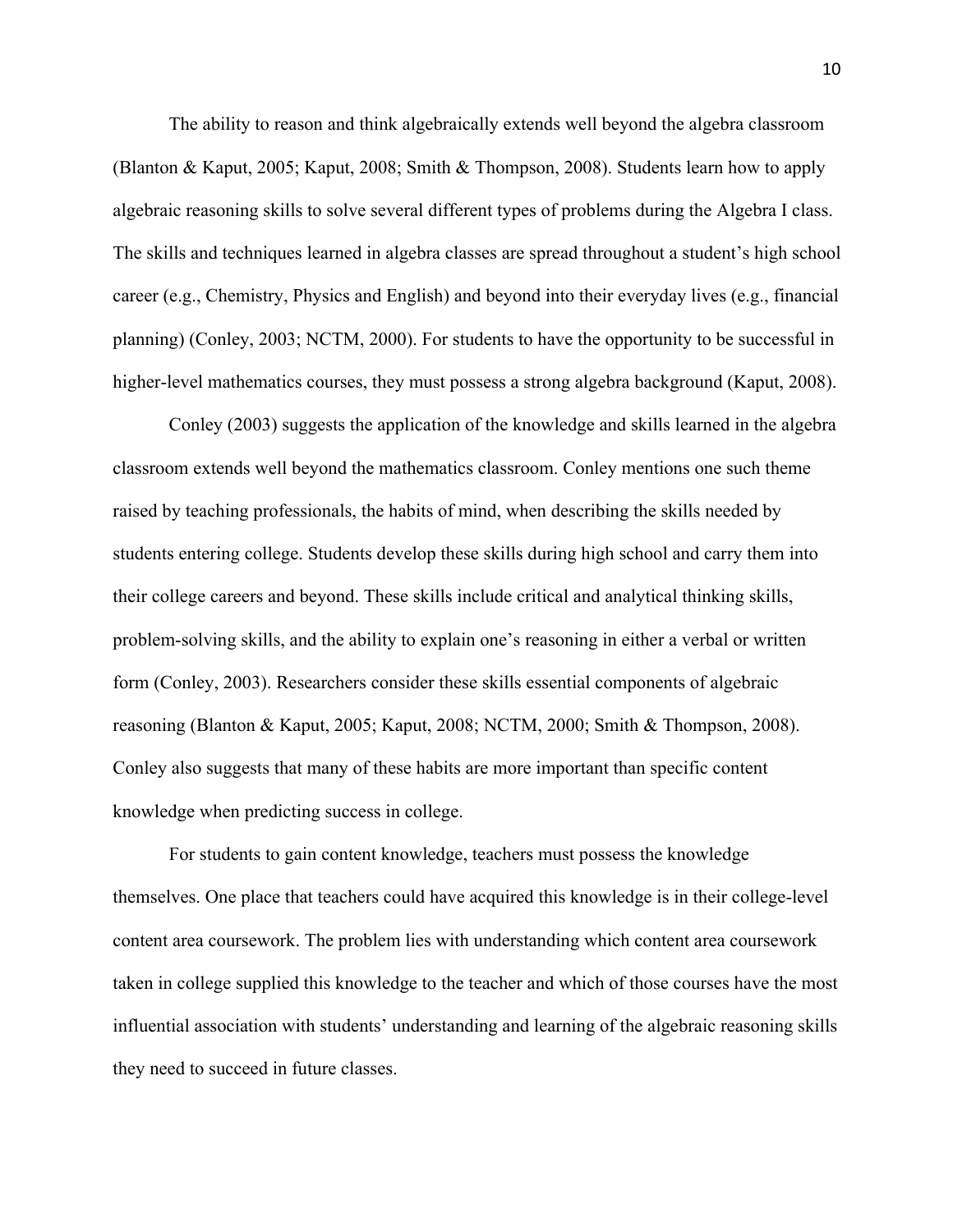The ability to reason and think algebraically extends well beyond the algebra classroom (Blanton & Kaput, 2005; Kaput, 2008; Smith & Thompson, 2008). Students learn how to apply algebraic reasoning skills to solve several different types of problems during the Algebra I class. The skills and techniques learned in algebra classes are spread throughout a student's high school career (e.g., Chemistry, Physics and English) and beyond into their everyday lives (e.g., financial planning) (Conley, 2003; NCTM, 2000). For students to have the opportunity to be successful in higher-level mathematics courses, they must possess a strong algebra background (Kaput, 2008).

Conley (2003) suggests the application of the knowledge and skills learned in the algebra classroom extends well beyond the mathematics classroom. Conley mentions one such theme raised by teaching professionals, the habits of mind, when describing the skills needed by students entering college. Students develop these skills during high school and carry them into their college careers and beyond. These skills include critical and analytical thinking skills, problem-solving skills, and the ability to explain one's reasoning in either a verbal or written form (Conley, 2003). Researchers consider these skills essential components of algebraic reasoning (Blanton & Kaput, 2005; Kaput, 2008; NCTM, 2000; Smith & Thompson, 2008). Conley also suggests that many of these habits are more important than specific content knowledge when predicting success in college.

For students to gain content knowledge, teachers must possess the knowledge themselves. One place that teachers could have acquired this knowledge is in their college-level content area coursework. The problem lies with understanding which content area coursework taken in college supplied this knowledge to the teacher and which of those courses have the most influential association with students' understanding and learning of the algebraic reasoning skills they need to succeed in future classes.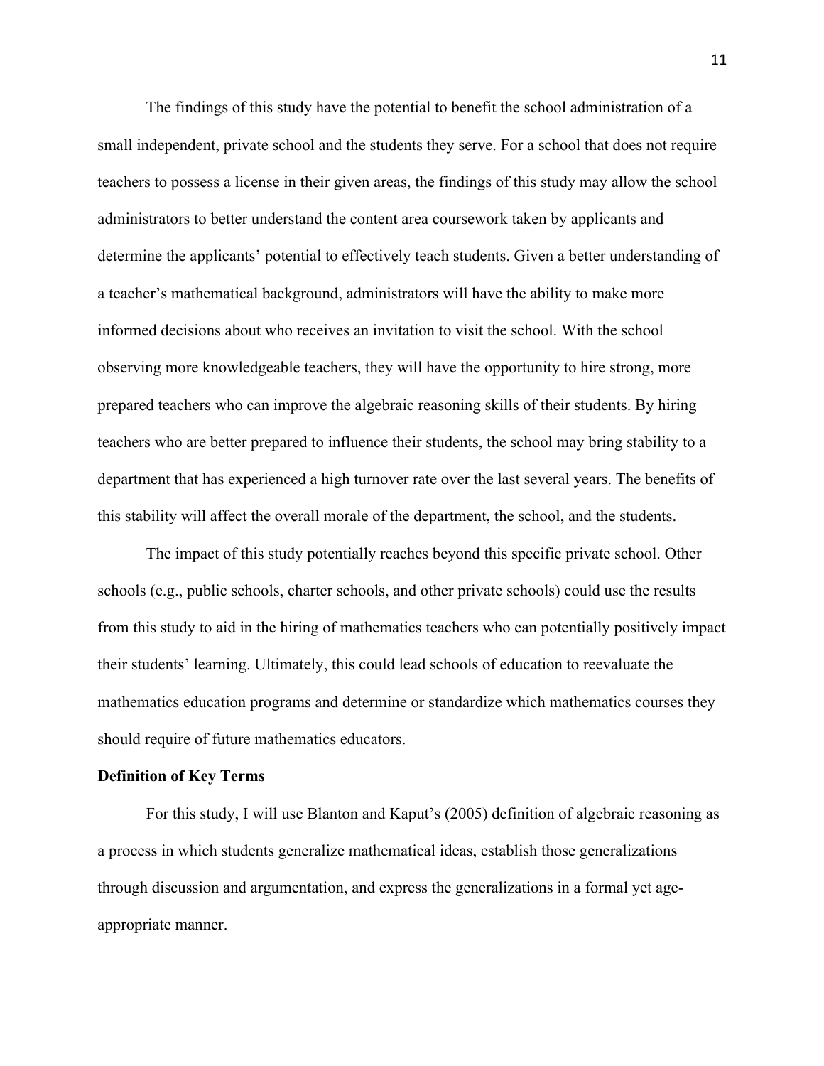The findings of this study have the potential to benefit the school administration of a small independent, private school and the students they serve. For a school that does not require teachers to possess a license in their given areas, the findings of this study may allow the school administrators to better understand the content area coursework taken by applicants and determine the applicants' potential to effectively teach students. Given a better understanding of a teacher's mathematical background, administrators will have the ability to make more informed decisions about who receives an invitation to visit the school. With the school observing more knowledgeable teachers, they will have the opportunity to hire strong, more prepared teachers who can improve the algebraic reasoning skills of their students. By hiring teachers who are better prepared to influence their students, the school may bring stability to a department that has experienced a high turnover rate over the last several years. The benefits of this stability will affect the overall morale of the department, the school, and the students.

The impact of this study potentially reaches beyond this specific private school. Other schools (e.g., public schools, charter schools, and other private schools) could use the results from this study to aid in the hiring of mathematics teachers who can potentially positively impact their students' learning. Ultimately, this could lead schools of education to reevaluate the mathematics education programs and determine or standardize which mathematics courses they should require of future mathematics educators.

**Definition of Key Terms**

For this study, I will use Blanton and Kaput's (2005) definition of algebraic reasoning as a process in which students generalize mathematical ideas, establish those generalizations through discussion and argumentation, and express the generalizations in a formal yet age-appropriate manner.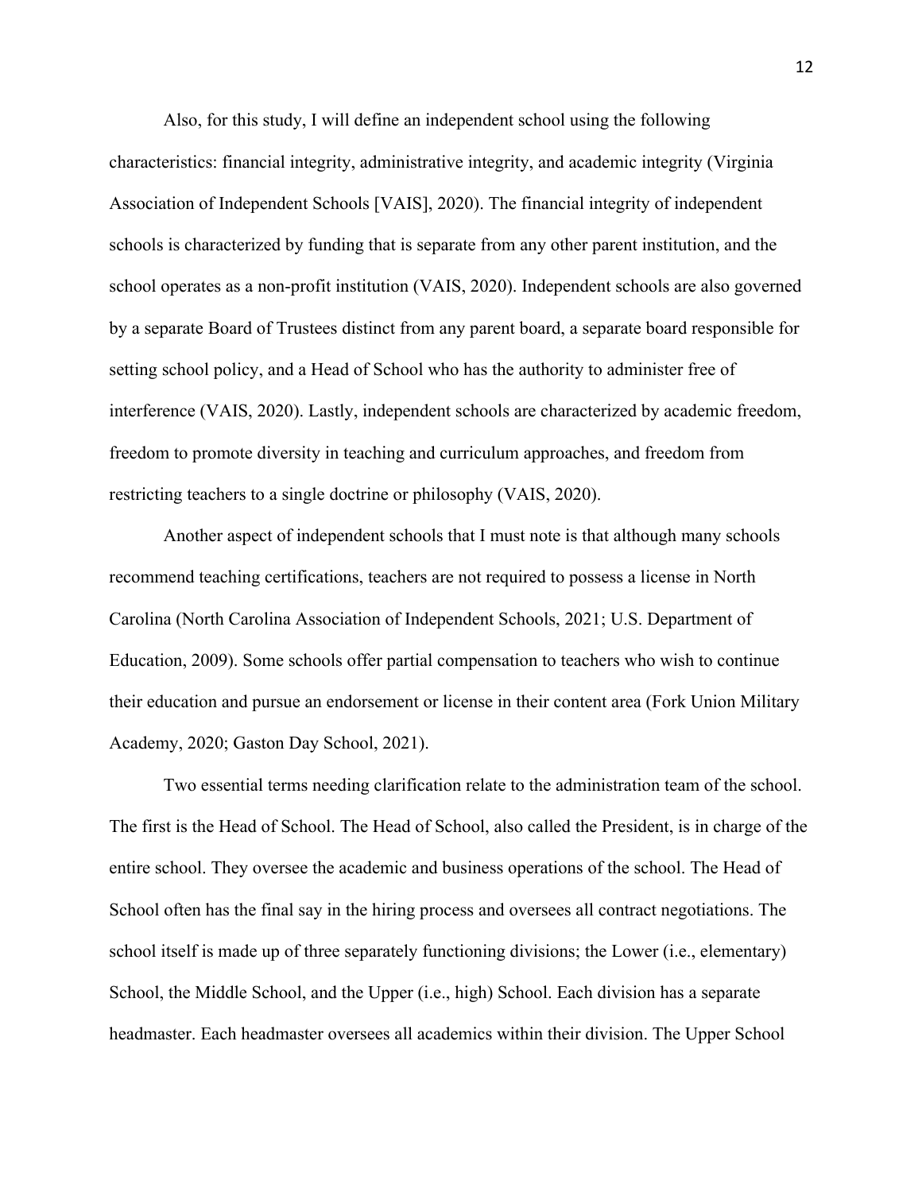Also, for this study, I will define an independent school using the following characteristics: financial integrity, administrative integrity, and academic integrity (Virginia Association of Independent Schools [VAIS], 2020). The financial integrity of independent schools is characterized by funding that is separate from any other parent institution, and the school operates as a non-profit institution (VAIS, 2020). Independent schools are also governed by a separate Board of Trustees distinct from any parent board, a separate board responsible for setting school policy, and a Head of School who has the authority to administer free of interference (VAIS, 2020). Lastly, independent schools are characterized by academic freedom, freedom to promote diversity in teaching and curriculum approaches, and freedom from restricting teachers to a single doctrine or philosophy (VAIS, 2020).

Another aspect of independent schools that I must note is that although many schools recommend teaching certifications, teachers are not required to possess a license in North Carolina (North Carolina Association of Independent Schools, 2021; U.S. Department of Education, 2009). Some schools offer partial compensation to teachers who wish to continue their education and pursue an endorsement or license in their content area (Fork Union Military Academy, 2020; Gaston Day School, 2021).

Two essential terms needing clarification relate to the administration team of the school. The first is the Head of School. The Head of School, also called the President, is in charge of the entire school. They oversee the academic and business operations of the school. The Head of School often has the final say in the hiring process and oversees all contract negotiations. The school itself is made up of three separately functioning divisions; the Lower (i.e., elementary) School, the Middle School, and the Upper (i.e., high) School. Each division has a separate headmaster. Each headmaster oversees all academics within their division. The Upper School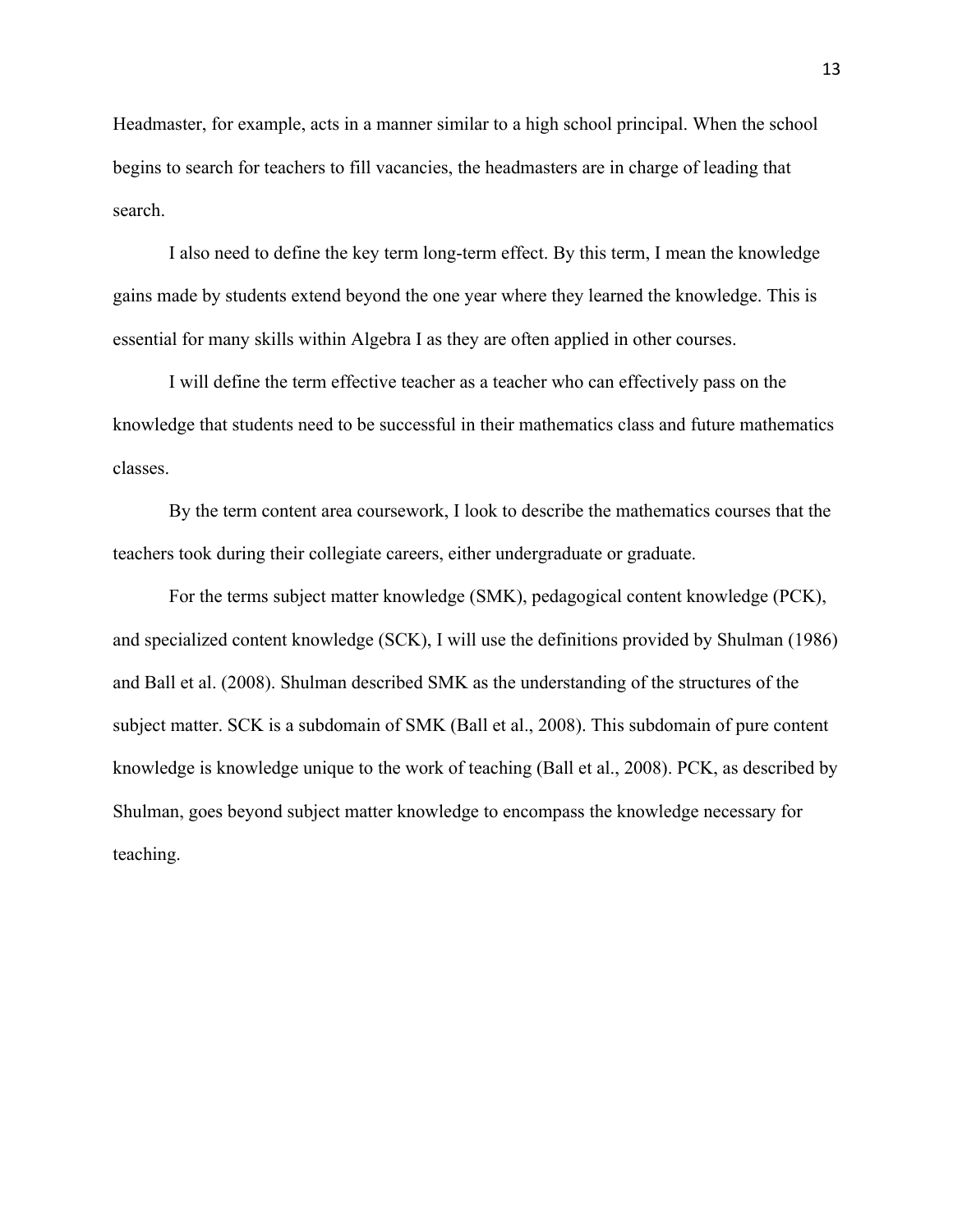Headmaster, for example, acts in a manner similar to a high school principal. When the school begins to search for teachers to fill vacancies, the headmasters are in charge of leading that search.

I also need to define the key term long-term effect. By this term, I mean the knowledge gains made by students extend beyond the one year where they learned the knowledge. This is essential for many skills within Algebra I as they are often applied in other courses.

I will define the term effective teacher as a teacher who can effectively pass on the knowledge that students need to be successful in their mathematics class and future mathematics classes.

By the term content area coursework, I look to describe the mathematics courses that the teachers took during their collegiate careers, either undergraduate or graduate.

For the terms subject matter knowledge (SMK), pedagogical content knowledge (PCK), and specialized content knowledge (SCK), I will use the definitions provided by Shulman (1986) and Ball et al. (2008). Shulman described SMK as the understanding of the structures of the subject matter. SCK is a subdomain of SMK (Ball et al., 2008). This subdomain of pure content knowledge is knowledge unique to the work of teaching (Ball et al., 2008). PCK, as described by Shulman, goes beyond subject matter knowledge to encompass the knowledge necessary for teaching.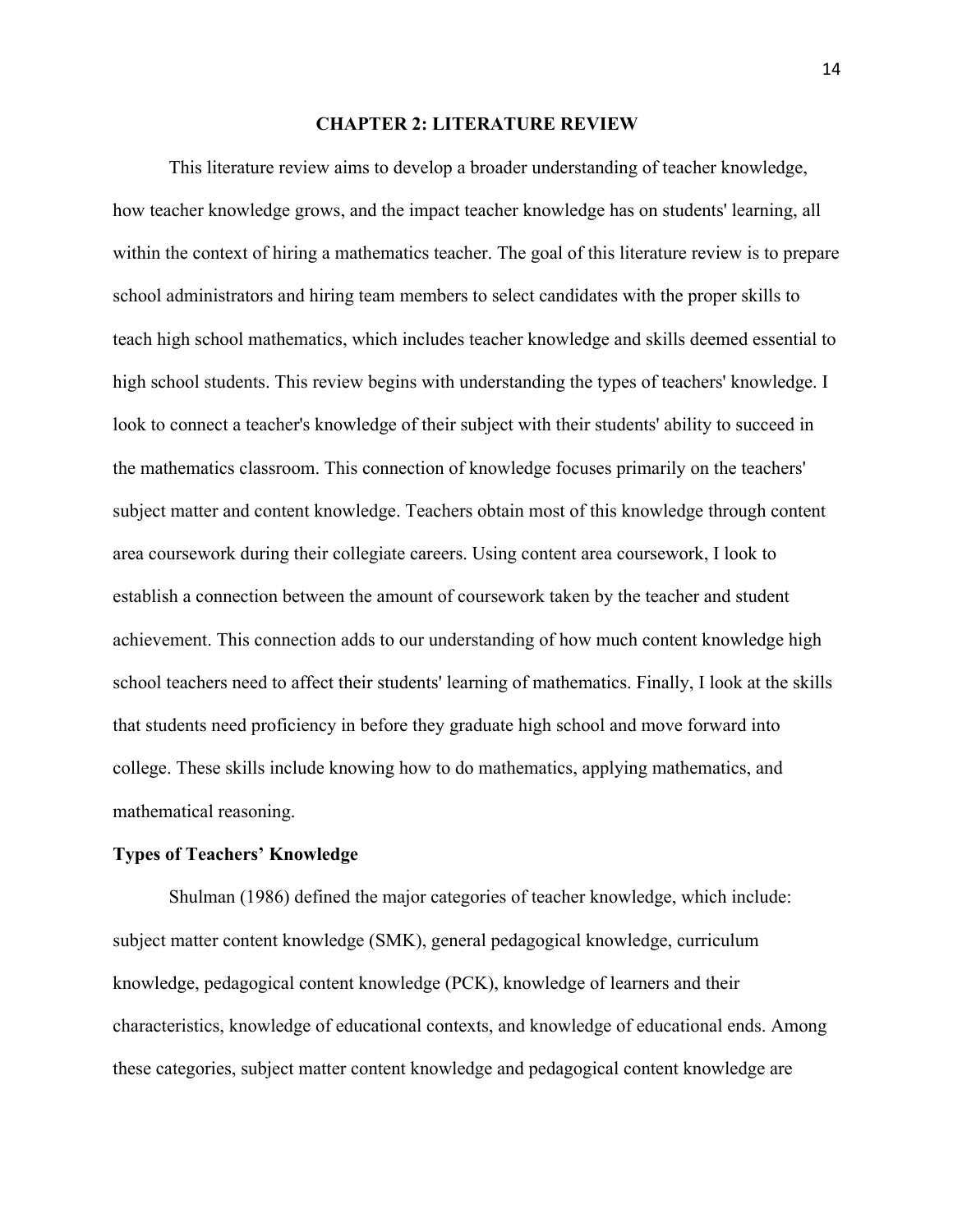# CHAPTER 2: LITERATURE REVIEW

This literature review aims to develop a broader understanding of teacher knowledge, how teacher knowledge grows, and the impact teacher knowledge has on students' learning, all within the context of hiring a mathematics teacher. The goal of this literature review is to prepare school administrators and hiring team members to select candidates with the proper skills to teach high school mathematics, which includes teacher knowledge and skills deemed essential to high school students. This review begins with understanding the types of teachers' knowledge. I look to connect a teacher's knowledge of their subject with their students' ability to succeed in the mathematics classroom. This connection of knowledge focuses primarily on the teachers' subject matter and content knowledge. Teachers obtain most of this knowledge through content area coursework during their collegiate careers. Using content area coursework, I look to establish a connection between the amount of coursework taken by the teacher and student achievement. This connection adds to our understanding of how much content knowledge high school teachers need to affect their students' learning of mathematics. Finally, I look at the skills that students need proficiency in before they graduate high school and move forward into college. These skills include knowing how to do mathematics, applying mathematics, and mathematical reasoning.

## Types of Teachers' Knowledge

Shulman (1986) defined the major categories of teacher knowledge, which include: subject matter content knowledge (SMK), general pedagogical knowledge, curriculum knowledge, pedagogical content knowledge (PCK), knowledge of learners and their characteristics, knowledge of educational contexts, and knowledge of educational ends. Among these categories, subject matter content knowledge and pedagogical content knowledge are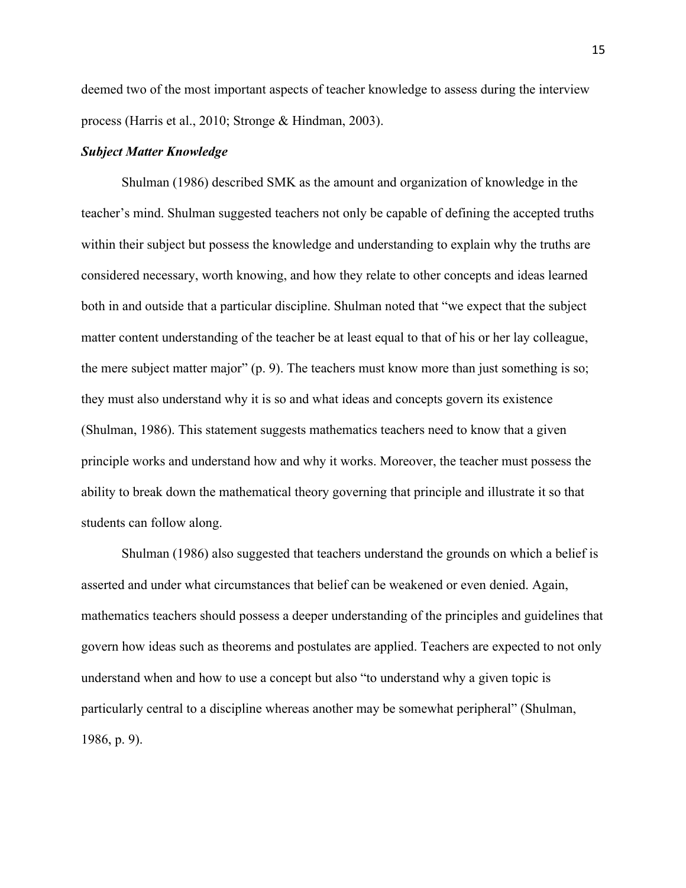deemed two of the most important aspects of teacher knowledge to assess during the interview process (Harris et al., 2010; Stronge & Hindman, 2003).

### *Subject Matter Knowledge*

Shulman (1986) described SMK as the amount and organization of knowledge in the teacher's mind. Shulman suggested teachers not only be capable of defining the accepted truths within their subject but possess the knowledge and understanding to explain why the truths are considered necessary, worth knowing, and how they relate to other concepts and ideas learned both in and outside that a particular discipline. Shulman noted that "we expect that the subject matter content understanding of the teacher be at least equal to that of his or her lay colleague, the mere subject matter major" (p. 9). The teachers must know more than just something is so; they must also understand why it is so and what ideas and concepts govern its existence (Shulman, 1986). This statement suggests mathematics teachers need to know that a given principle works and understand how and why it works. Moreover, the teacher must possess the ability to break down the mathematical theory governing that principle and illustrate it so that students can follow along.

Shulman (1986) also suggested that teachers understand the grounds on which a belief is asserted and under what circumstances that belief can be weakened or even denied. Again, mathematics teachers should possess a deeper understanding of the principles and guidelines that govern how ideas such as theorems and postulates are applied. Teachers are expected to not only understand when and how to use a concept but also "to understand why a given topic is particularly central to a discipline whereas another may be somewhat peripheral" (Shulman, 1986, p. 9).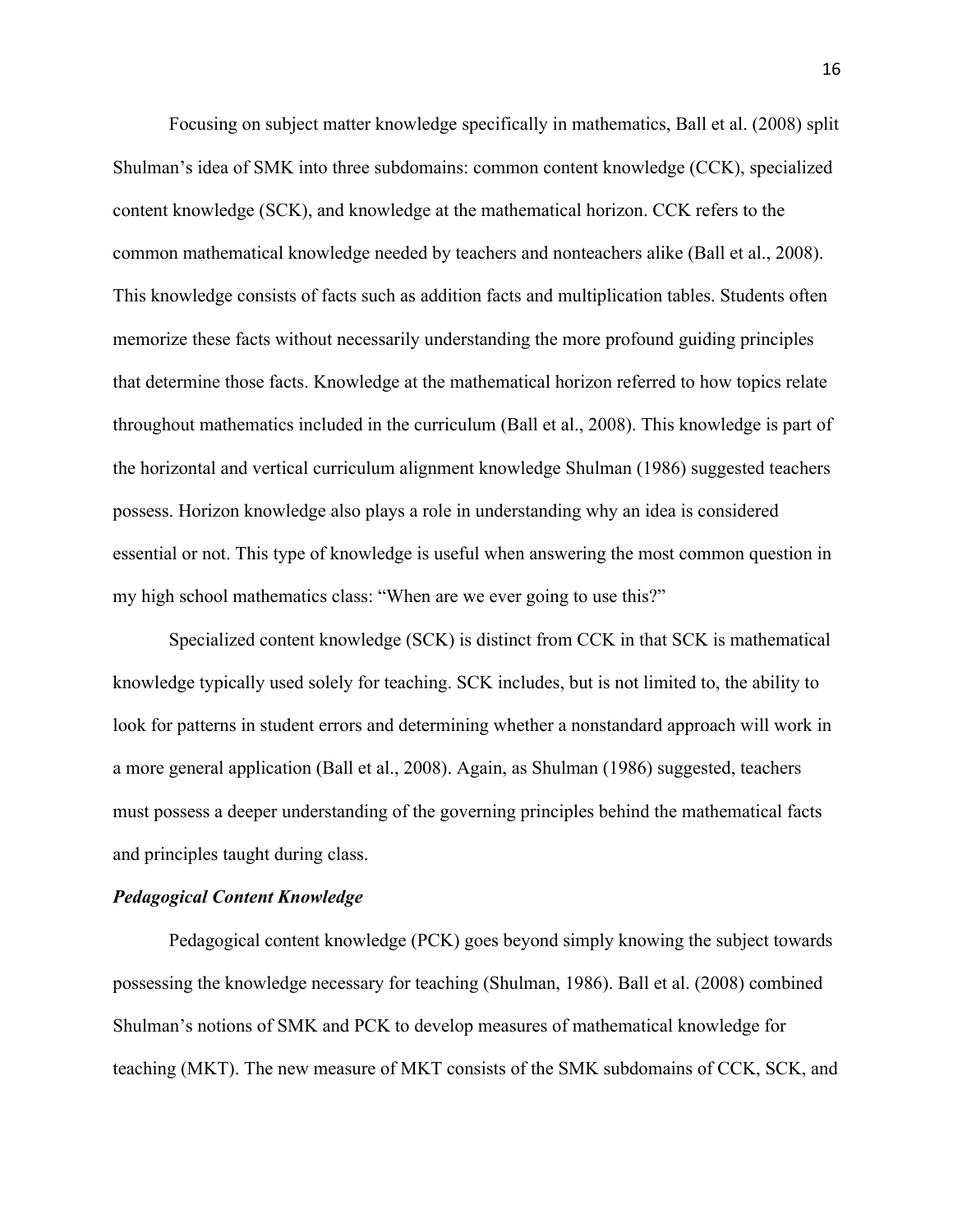Focusing on subject matter knowledge specifically in mathematics, Ball et al. (2008) split Shulman's idea of SMK into three subdomains: common content knowledge (CCK), specialized content knowledge (SCK), and knowledge at the mathematical horizon. CCK refers to the common mathematical knowledge needed by teachers and nonteachers alike (Ball et al., 2008). This knowledge consists of facts such as addition facts and multiplication tables. Students often memorize these facts without necessarily understanding the more profound guiding principles that determine those facts. Knowledge at the mathematical horizon referred to how topics relate throughout mathematics included in the curriculum (Ball et al., 2008). This knowledge is part of the horizontal and vertical curriculum alignment knowledge Shulman (1986) suggested teachers possess. Horizon knowledge also plays a role in understanding why an idea is considered essential or not. This type of knowledge is useful when answering the most common question in my high school mathematics class: "When are we ever going to use this?"

Specialized content knowledge (SCK) is distinct from CCK in that SCK is mathematical knowledge typically used solely for teaching. SCK includes, but is not limited to, the ability to look for patterns in student errors and determining whether a nonstandard approach will work in a more general application (Ball et al., 2008). Again, as Shulman (1986) suggested, teachers must possess a deeper understanding of the governing principles behind the mathematical facts and principles taught during class.

### *Pedagogical Content Knowledge*

Pedagogical content knowledge (PCK) goes beyond simply knowing the subject towards possessing the knowledge necessary for teaching (Shulman, 1986). Ball et al. (2008) combined Shulman's notions of SMK and PCK to develop measures of mathematical knowledge for teaching (MKT). The new measure of MKT consists of the SMK subdomains of CCK, SCK, and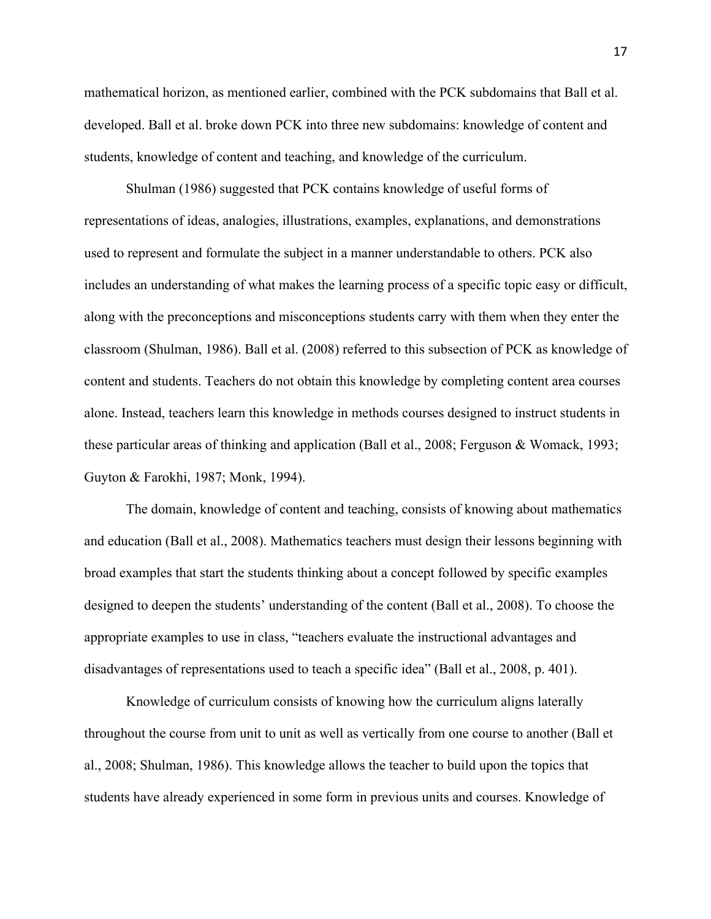mathematical horizon, as mentioned earlier, combined with the PCK subdomains that Ball et al. developed. Ball et al. broke down PCK into three new subdomains: knowledge of content and students, knowledge of content and teaching, and knowledge of the curriculum.

Shulman (1986) suggested that PCK contains knowledge of useful forms of representations of ideas, analogies, illustrations, examples, explanations, and demonstrations used to represent and formulate the subject in a manner understandable to others. PCK also includes an understanding of what makes the learning process of a specific topic easy or difficult, along with the preconceptions and misconceptions students carry with them when they enter the classroom (Shulman, 1986). Ball et al. (2008) referred to this subsection of PCK as knowledge of content and students. Teachers do not obtain this knowledge by completing content area courses alone. Instead, teachers learn this knowledge in methods courses designed to instruct students in these particular areas of thinking and application (Ball et al., 2008; Ferguson & Womack, 1993; Guyton & Farokhi, 1987; Monk, 1994).

The domain, knowledge of content and teaching, consists of knowing about mathematics and education (Ball et al., 2008). Mathematics teachers must design their lessons beginning with broad examples that start the students thinking about a concept followed by specific examples designed to deepen the students' understanding of the content (Ball et al., 2008). To choose the appropriate examples to use in class, "teachers evaluate the instructional advantages and disadvantages of representations used to teach a specific idea" (Ball et al., 2008, p. 401).

Knowledge of curriculum consists of knowing how the curriculum aligns laterally throughout the course from unit to unit as well as vertically from one course to another (Ball et al., 2008; Shulman, 1986). This knowledge allows the teacher to build upon the topics that students have already experienced in some form in previous units and courses. Knowledge of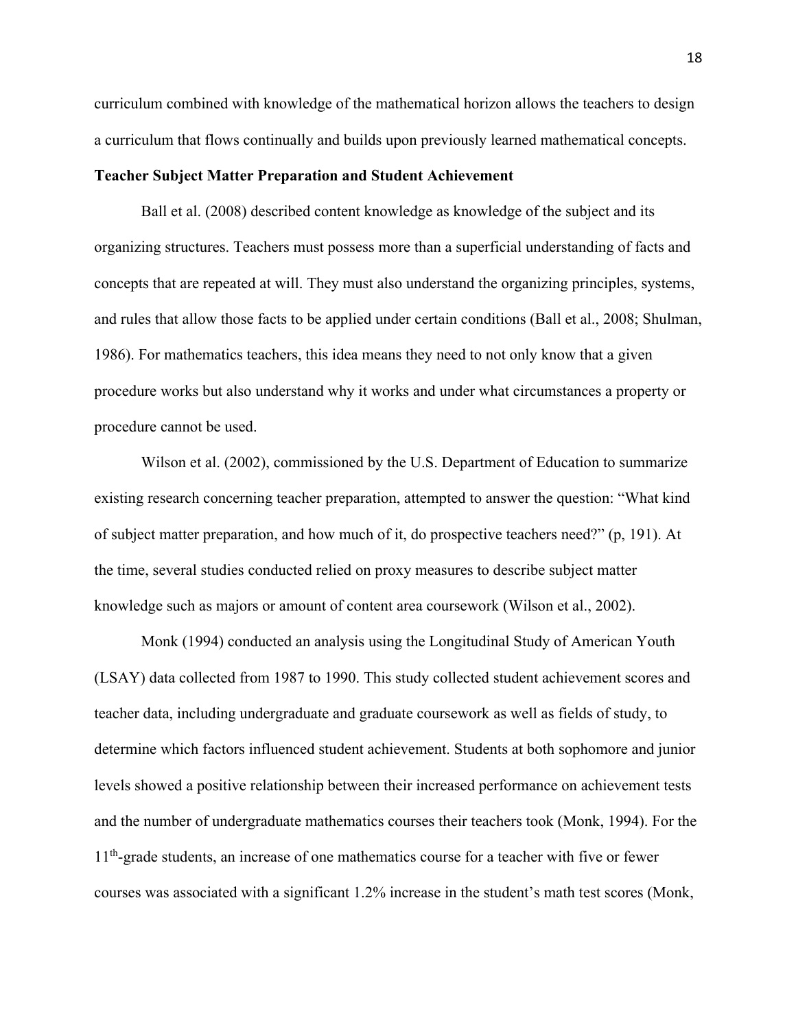curriculum combined with knowledge of the mathematical horizon allows the teachers to design a curriculum that flows continually and builds upon previously learned mathematical concepts.

**Teacher Subject Matter Preparation and Student Achievement**

Ball et al. (2008) described content knowledge as knowledge of the subject and its organizing structures. Teachers must possess more than a superficial understanding of facts and concepts that are repeated at will. They must also understand the organizing principles, systems, and rules that allow those facts to be applied under certain conditions (Ball et al., 2008; Shulman, 1986). For mathematics teachers, this idea means they need to not only know that a given procedure works but also understand why it works and under what circumstances a property or procedure cannot be used.

Wilson et al. (2002), commissioned by the U.S. Department of Education to summarize existing research concerning teacher preparation, attempted to answer the question: "What kind of subject matter preparation, and how much of it, do prospective teachers need?" (p, 191). At the time, several studies conducted relied on proxy measures to describe subject matter knowledge such as majors or amount of content area coursework (Wilson et al., 2002).

Monk (1994) conducted an analysis using the Longitudinal Study of American Youth (LSAY) data collected from 1987 to 1990. This study collected student achievement scores and teacher data, including undergraduate and graduate coursework as well as fields of study, to determine which factors influenced student achievement. Students at both sophomore and junior levels showed a positive relationship between their increased performance on achievement tests and the number of undergraduate mathematics courses their teachers took (Monk, 1994). For the 11th-grade students, an increase of one mathematics course for a teacher with five or fewer courses was associated with a significant 1.2% increase in the student's math test scores (Monk,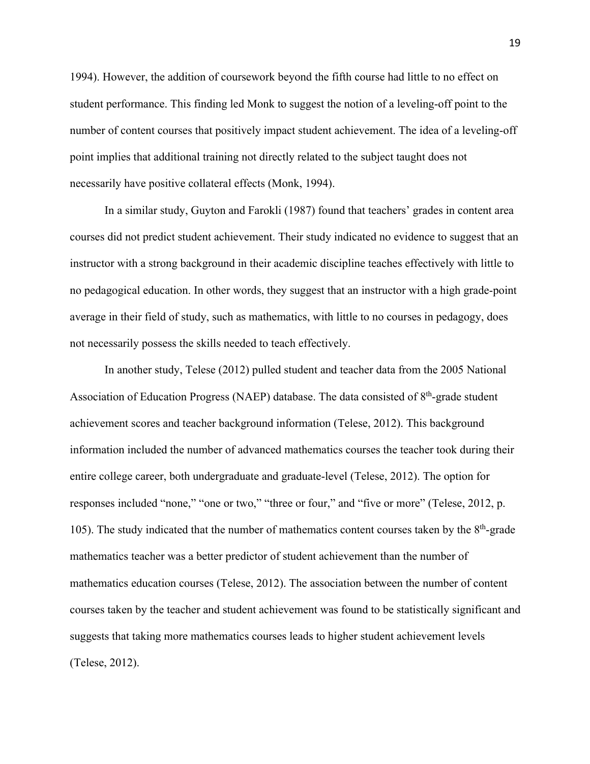1994). However, the addition of coursework beyond the fifth course had little to no effect on student performance. This finding led Monk to suggest the notion of a leveling-off point to the number of content courses that positively impact student achievement. The idea of a leveling-off point implies that additional training not directly related to the subject taught does not necessarily have positive collateral effects (Monk, 1994).

In a similar study, Guyton and Farokli (1987) found that teachers' grades in content area courses did not predict student achievement. Their study indicated no evidence to suggest that an instructor with a strong background in their academic discipline teaches effectively with little to no pedagogical education. In other words, they suggest that an instructor with a high grade-point average in their field of study, such as mathematics, with little to no courses in pedagogy, does not necessarily possess the skills needed to teach effectively.

In another study, Telese (2012) pulled student and teacher data from the 2005 National Association of Education Progress (NAEP) database. The data consisted of 8th-grade student achievement scores and teacher background information (Telese, 2012). This background information included the number of advanced mathematics courses the teacher took during their entire college career, both undergraduate and graduate-level (Telese, 2012). The option for responses included "none," "one or two," "three or four," and "five or more" (Telese, 2012, p. 105). The study indicated that the number of mathematics content courses taken by the 8th-grade mathematics teacher was a better predictor of student achievement than the number of mathematics education courses (Telese, 2012). The association between the number of content courses taken by the teacher and student achievement was found to be statistically significant and suggests that taking more mathematics courses leads to higher student achievement levels (Telese, 2012).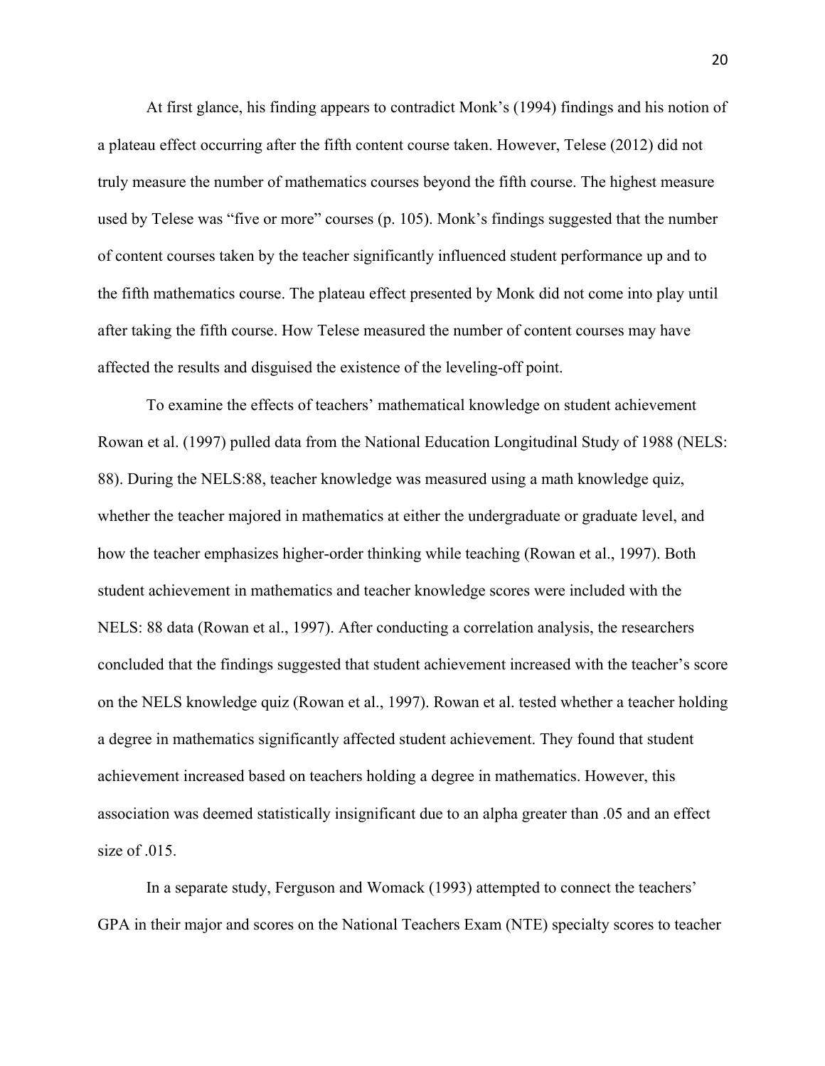At first glance, his finding appears to contradict Monk's (1994) findings and his notion of a plateau effect occurring after the fifth content course taken. However, Telese (2012) did not truly measure the number of mathematics courses beyond the fifth course. The highest measure used by Telese was "five or more" courses (p. 105). Monk's findings suggested that the number of content courses taken by the teacher significantly influenced student performance up and to the fifth mathematics course. The plateau effect presented by Monk did not come into play until after taking the fifth course. How Telese measured the number of content courses may have affected the results and disguised the existence of the leveling-off point.

To examine the effects of teachers' mathematical knowledge on student achievement Rowan et al. (1997) pulled data from the National Education Longitudinal Study of 1988 (NELS: 88). During the NELS:88, teacher knowledge was measured using a math knowledge quiz, whether the teacher majored in mathematics at either the undergraduate or graduate level, and how the teacher emphasizes higher-order thinking while teaching (Rowan et al., 1997). Both student achievement in mathematics and teacher knowledge scores were included with the NELS: 88 data (Rowan et al., 1997). After conducting a correlation analysis, the researchers concluded that the findings suggested that student achievement increased with the teacher's score on the NELS knowledge quiz (Rowan et al., 1997). Rowan et al. tested whether a teacher holding a degree in mathematics significantly affected student achievement. They found that student achievement increased based on teachers holding a degree in mathematics. However, this association was deemed statistically insignificant due to an alpha greater than .05 and an effect size of .015.

In a separate study, Ferguson and Womack (1993) attempted to connect the teachers' GPA in their major and scores on the National Teachers Exam (NTE) specialty scores to teacher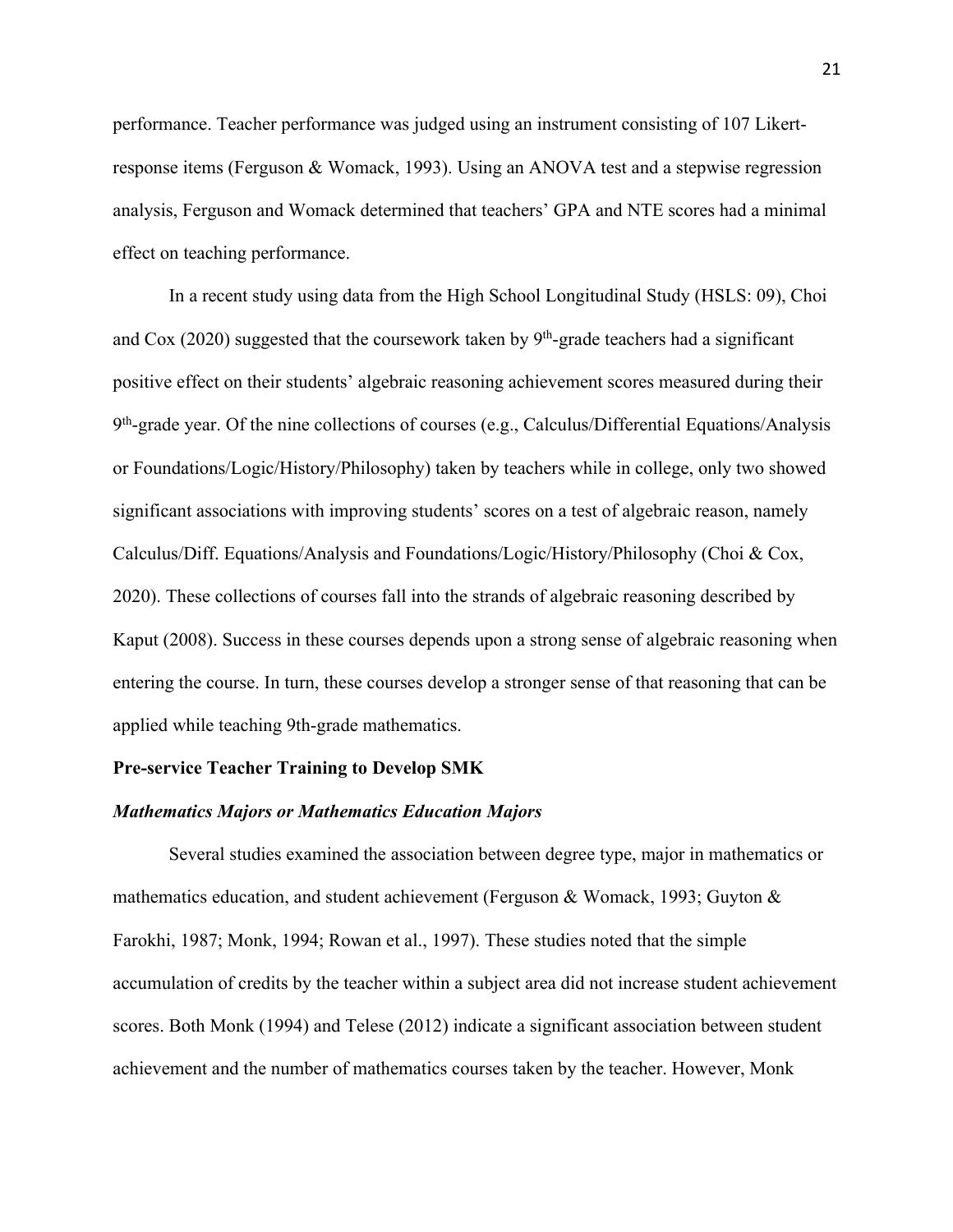performance. Teacher performance was judged using an instrument consisting of 107 Likert-response items (Ferguson & Womack, 1993). Using an ANOVA test and a stepwise regression analysis, Ferguson and Womack determined that teachers' GPA and NTE scores had a minimal effect on teaching performance.

In a recent study using data from the High School Longitudinal Study (HSLS: 09), Choi and Cox (2020) suggested that the coursework taken by $9^{th}$-grade teachers had a significant positive effect on their students' algebraic reasoning achievement scores measured during their $9^{th}$-grade year. Of the nine collections of courses (e.g., Calculus/Differential Equations/Analysis or Foundations/Logic/History/Philosophy) taken by teachers while in college, only two showed significant associations with improving students' scores on a test of algebraic reason, namely Calculus/Diff. Equations/Analysis and Foundations/Logic/History/Philosophy (Choi & Cox, 2020). These collections of courses fall into the strands of algebraic reasoning described by Kaput (2008). Success in these courses depends upon a strong sense of algebraic reasoning when entering the course. In turn, these courses develop a stronger sense of that reasoning that can be applied while teaching 9th-grade mathematics.

## Pre-service Teacher Training to Develop SMK

### *Mathematics Majors or Mathematics Education Majors*

Several studies examined the association between degree type, major in mathematics or mathematics education, and student achievement (Ferguson & Womack, 1993; Guyton & Farokhi, 1987; Monk, 1994; Rowan et al., 1997). These studies noted that the simple accumulation of credits by the teacher within a subject area did not increase student achievement scores. Both Monk (1994) and Telese (2012) indicate a significant association between student achievement and the number of mathematics courses taken by the teacher. However, Monk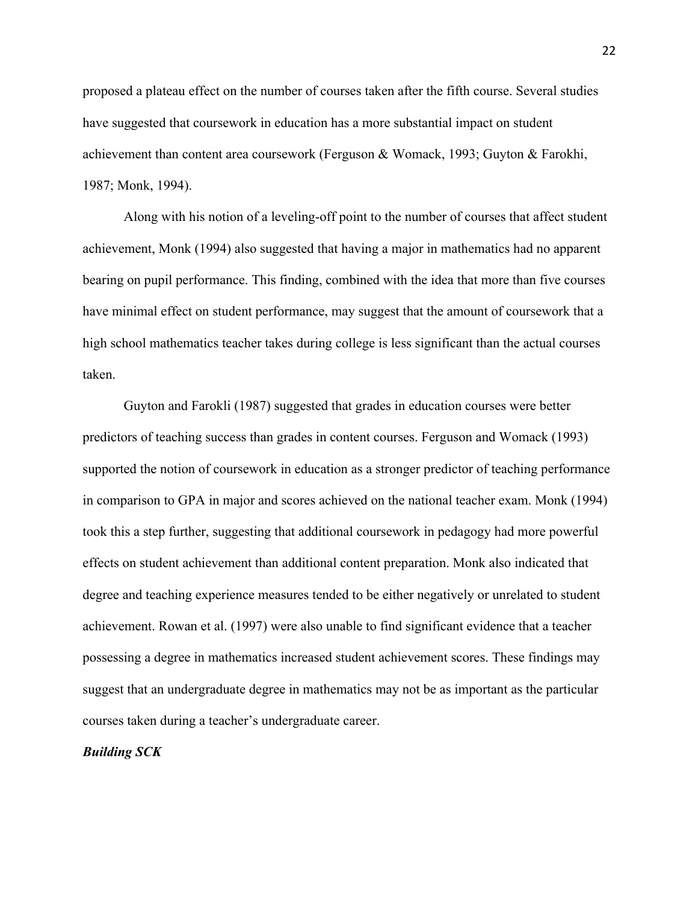proposed a plateau effect on the number of courses taken after the fifth course. Several studies have suggested that coursework in education has a more substantial impact on student achievement than content area coursework (Ferguson & Womack, 1993; Guyton & Farokhi, 1987; Monk, 1994).

Along with his notion of a leveling-off point to the number of courses that affect student achievement, Monk (1994) also suggested that having a major in mathematics had no apparent bearing on pupil performance. This finding, combined with the idea that more than five courses have minimal effect on student performance, may suggest that the amount of coursework that a high school mathematics teacher takes during college is less significant than the actual courses taken.

Guyton and Farokli (1987) suggested that grades in education courses were better predictors of teaching success than grades in content courses. Ferguson and Womack (1993) supported the notion of coursework in education as a stronger predictor of teaching performance in comparison to GPA in major and scores achieved on the national teacher exam. Monk (1994) took this a step further, suggesting that additional coursework in pedagogy had more powerful effects on student achievement than additional content preparation. Monk also indicated that degree and teaching experience measures tended to be either negatively or unrelated to student achievement. Rowan et al. (1997) were also unable to find significant evidence that a teacher possessing a degree in mathematics increased student achievement scores. These findings may suggest that an undergraduate degree in mathematics may not be as important as the particular courses taken during a teacher's undergraduate career.

***Building SCK***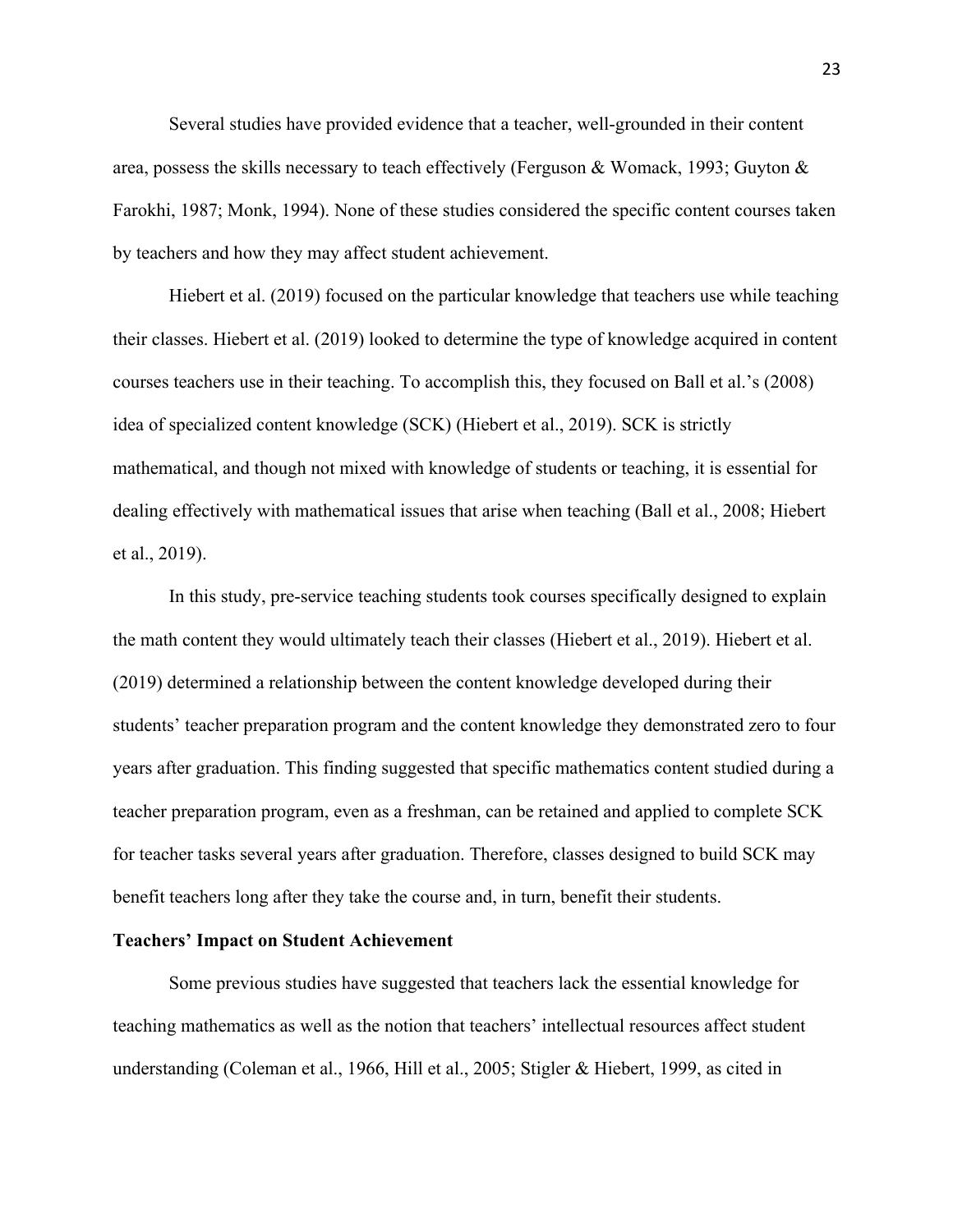Several studies have provided evidence that a teacher, well-grounded in their content area, possess the skills necessary to teach effectively (Ferguson & Womack, 1993; Guyton & Farokhi, 1987; Monk, 1994). None of these studies considered the specific content courses taken by teachers and how they may affect student achievement.

Hiebert et al. (2019) focused on the particular knowledge that teachers use while teaching their classes. Hiebert et al. (2019) looked to determine the type of knowledge acquired in content courses teachers use in their teaching. To accomplish this, they focused on Ball et al.'s (2008) idea of specialized content knowledge (SCK) (Hiebert et al., 2019). SCK is strictly mathematical, and though not mixed with knowledge of students or teaching, it is essential for dealing effectively with mathematical issues that arise when teaching (Ball et al., 2008; Hiebert et al., 2019).

In this study, pre-service teaching students took courses specifically designed to explain the math content they would ultimately teach their classes (Hiebert et al., 2019). Hiebert et al. (2019) determined a relationship between the content knowledge developed during their students' teacher preparation program and the content knowledge they demonstrated zero to four years after graduation. This finding suggested that specific mathematics content studied during a teacher preparation program, even as a freshman, can be retained and applied to complete SCK for teacher tasks several years after graduation. Therefore, classes designed to build SCK may benefit teachers long after they take the course and, in turn, benefit their students.

**Teachers' Impact on Student Achievement**

Some previous studies have suggested that teachers lack the essential knowledge for teaching mathematics as well as the notion that teachers' intellectual resources affect student understanding (Coleman et al., 1966, Hill et al., 2005; Stigler & Hiebert, 1999, as cited in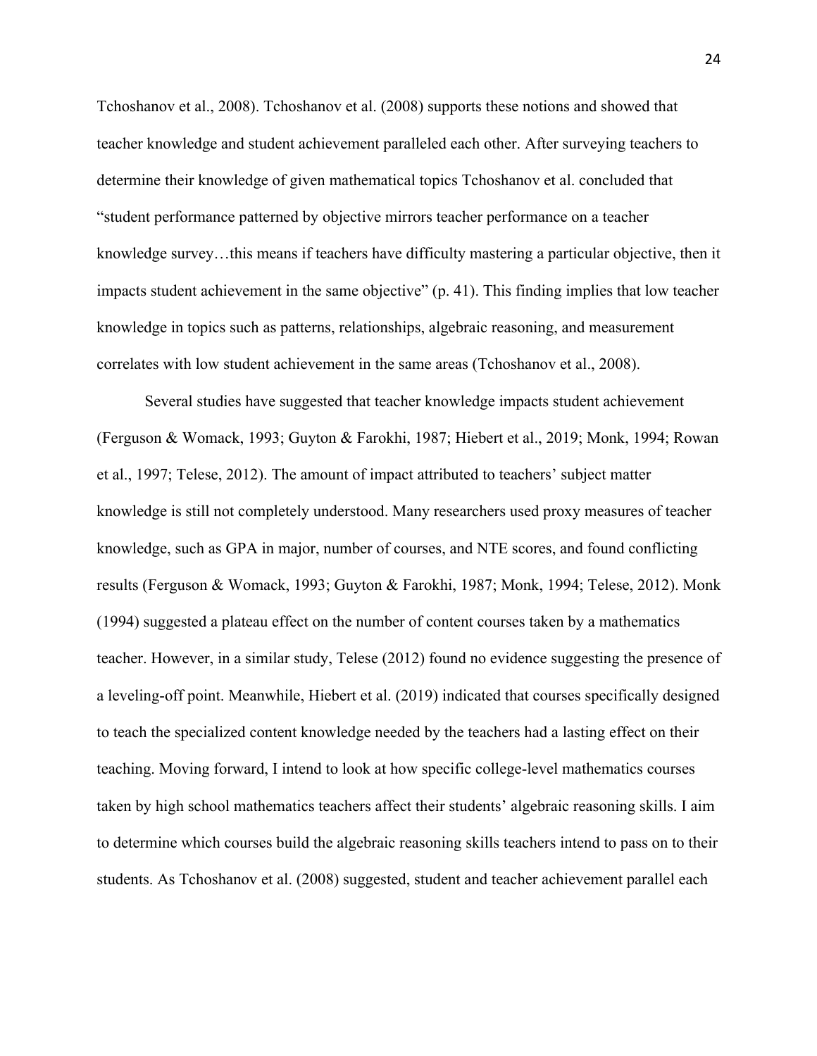Tchoshanov et al., 2008). Tchoshanov et al. (2008) supports these notions and showed that teacher knowledge and student achievement paralleled each other. After surveying teachers to determine their knowledge of given mathematical topics Tchoshanov et al. concluded that "student performance patterned by objective mirrors teacher performance on a teacher knowledge survey…this means if teachers have difficulty mastering a particular objective, then it impacts student achievement in the same objective" (p. 41). This finding implies that low teacher knowledge in topics such as patterns, relationships, algebraic reasoning, and measurement correlates with low student achievement in the same areas (Tchoshanov et al., 2008).

Several studies have suggested that teacher knowledge impacts student achievement (Ferguson & Womack, 1993; Guyton & Farokhi, 1987; Hiebert et al., 2019; Monk, 1994; Rowan et al., 1997; Telese, 2012). The amount of impact attributed to teachers' subject matter knowledge is still not completely understood. Many researchers used proxy measures of teacher knowledge, such as GPA in major, number of courses, and NTE scores, and found conflicting results (Ferguson & Womack, 1993; Guyton & Farokhi, 1987; Monk, 1994; Telese, 2012). Monk (1994) suggested a plateau effect on the number of content courses taken by a mathematics teacher. However, in a similar study, Telese (2012) found no evidence suggesting the presence of a leveling-off point. Meanwhile, Hiebert et al. (2019) indicated that courses specifically designed to teach the specialized content knowledge needed by the teachers had a lasting effect on their teaching. Moving forward, I intend to look at how specific college-level mathematics courses taken by high school mathematics teachers affect their students' algebraic reasoning skills. I aim to determine which courses build the algebraic reasoning skills teachers intend to pass on to their students. As Tchoshanov et al. (2008) suggested, student and teacher achievement parallel each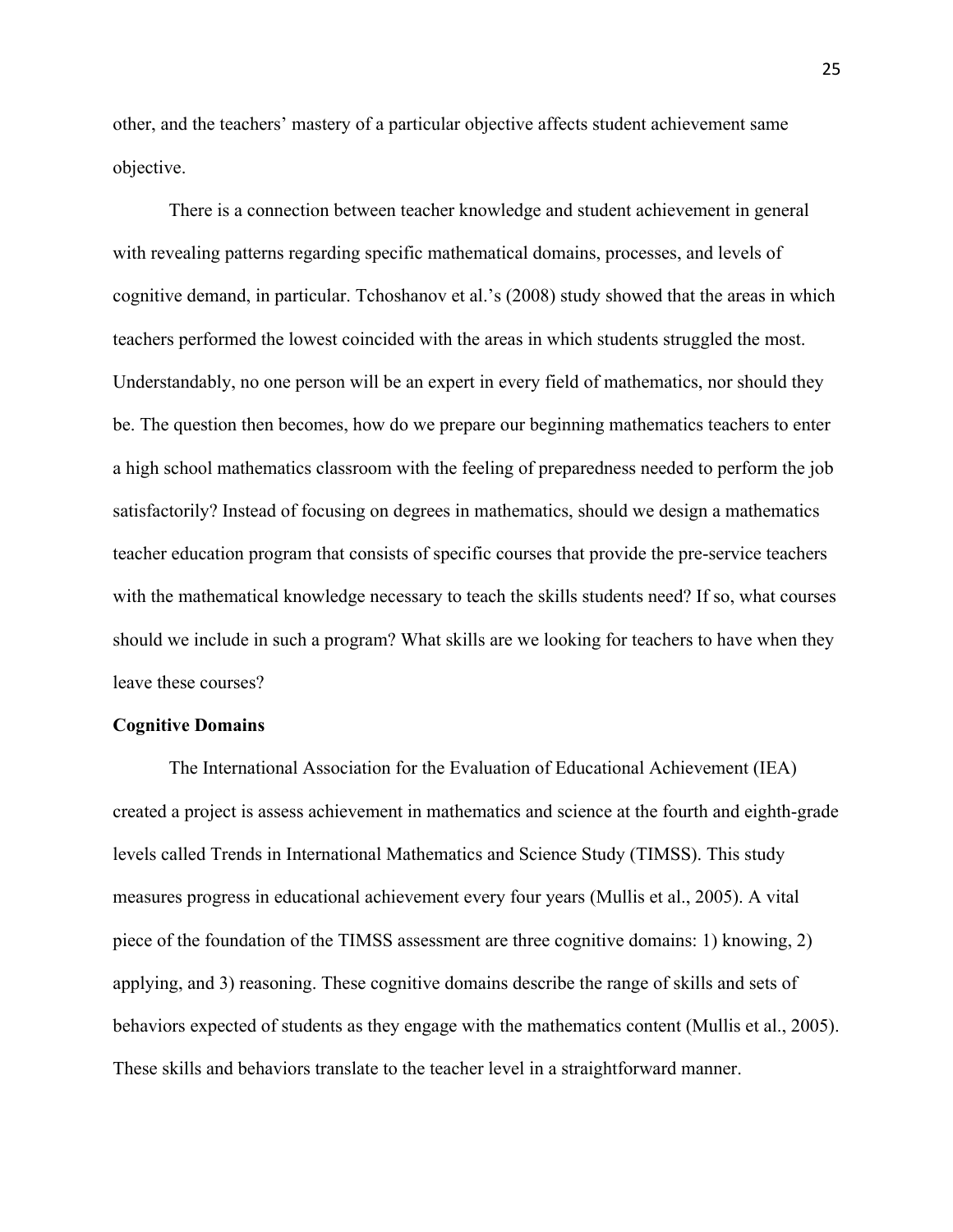other, and the teachers' mastery of a particular objective affects student achievement same objective.

There is a connection between teacher knowledge and student achievement in general with revealing patterns regarding specific mathematical domains, processes, and levels of cognitive demand, in particular. Tchoshanov et al.'s (2008) study showed that the areas in which teachers performed the lowest coincided with the areas in which students struggled the most. Understandably, no one person will be an expert in every field of mathematics, nor should they be. The question then becomes, how do we prepare our beginning mathematics teachers to enter a high school mathematics classroom with the feeling of preparedness needed to perform the job satisfactorily? Instead of focusing on degrees in mathematics, should we design a mathematics teacher education program that consists of specific courses that provide the pre-service teachers with the mathematical knowledge necessary to teach the skills students need? If so, what courses should we include in such a program? What skills are we looking for teachers to have when they leave these courses?

**Cognitive Domains**

The International Association for the Evaluation of Educational Achievement (IEA) created a project is assess achievement in mathematics and science at the fourth and eighth-grade levels called Trends in International Mathematics and Science Study (TIMSS). This study measures progress in educational achievement every four years (Mullis et al., 2005). A vital piece of the foundation of the TIMSS assessment are three cognitive domains: 1) knowing, 2) applying, and 3) reasoning. These cognitive domains describe the range of skills and sets of behaviors expected of students as they engage with the mathematics content (Mullis et al., 2005). These skills and behaviors translate to the teacher level in a straightforward manner.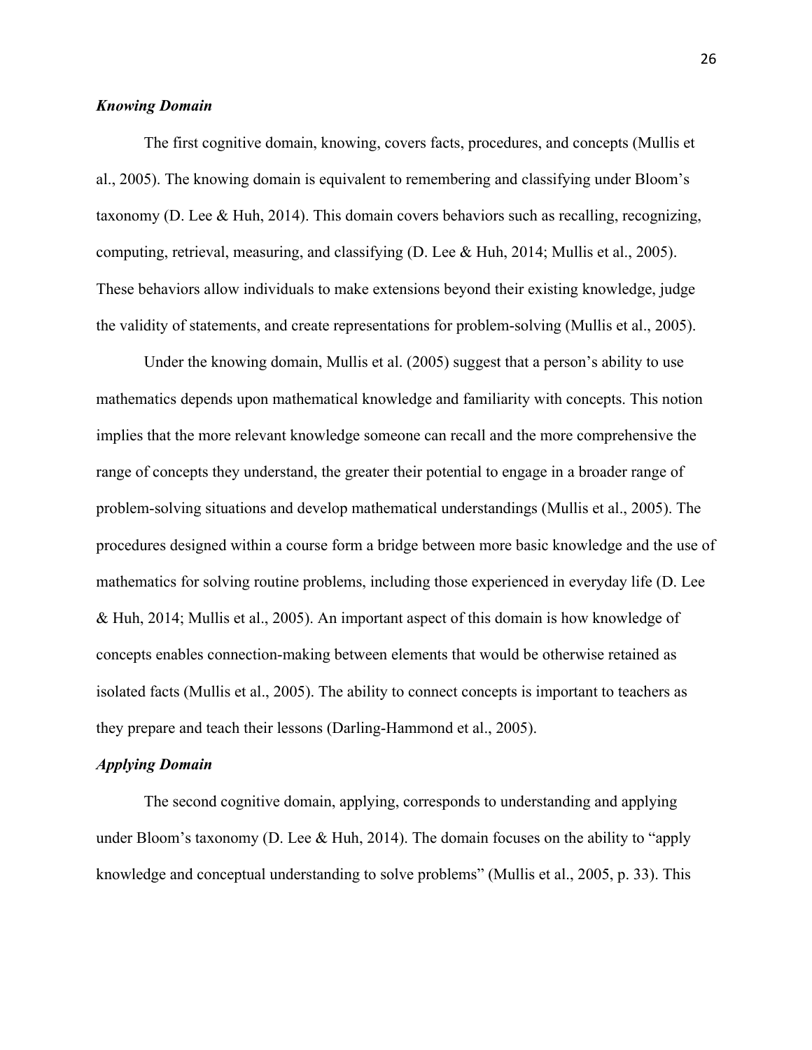### *Knowing Domain*

The first cognitive domain, knowing, covers facts, procedures, and concepts (Mullis et al., 2005). The knowing domain is equivalent to remembering and classifying under Bloom's taxonomy (D. Lee & Huh, 2014). This domain covers behaviors such as recalling, recognizing, computing, retrieval, measuring, and classifying (D. Lee & Huh, 2014; Mullis et al., 2005). These behaviors allow individuals to make extensions beyond their existing knowledge, judge the validity of statements, and create representations for problem-solving (Mullis et al., 2005).

Under the knowing domain, Mullis et al. (2005) suggest that a person's ability to use mathematics depends upon mathematical knowledge and familiarity with concepts. This notion implies that the more relevant knowledge someone can recall and the more comprehensive the range of concepts they understand, the greater their potential to engage in a broader range of problem-solving situations and develop mathematical understandings (Mullis et al., 2005). The procedures designed within a course form a bridge between more basic knowledge and the use of mathematics for solving routine problems, including those experienced in everyday life (D. Lee & Huh, 2014; Mullis et al., 2005). An important aspect of this domain is how knowledge of concepts enables connection-making between elements that would be otherwise retained as isolated facts (Mullis et al., 2005). The ability to connect concepts is important to teachers as they prepare and teach their lessons (Darling-Hammond et al., 2005).

### *Applying Domain*

The second cognitive domain, applying, corresponds to understanding and applying under Bloom's taxonomy (D. Lee & Huh, 2014). The domain focuses on the ability to "apply knowledge and conceptual understanding to solve problems" (Mullis et al., 2005, p. 33). This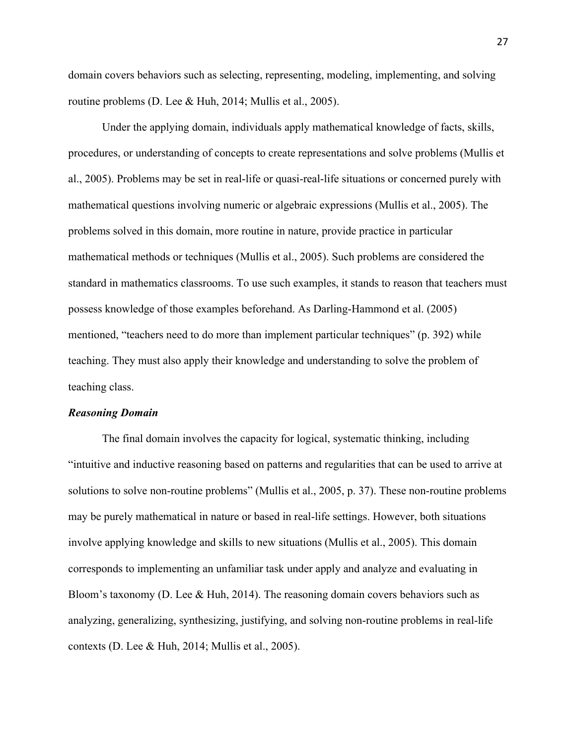domain covers behaviors such as selecting, representing, modeling, implementing, and solving routine problems (D. Lee & Huh, 2014; Mullis et al., 2005).

Under the applying domain, individuals apply mathematical knowledge of facts, skills, procedures, or understanding of concepts to create representations and solve problems (Mullis et al., 2005). Problems may be set in real-life or quasi-real-life situations or concerned purely with mathematical questions involving numeric or algebraic expressions (Mullis et al., 2005). The problems solved in this domain, more routine in nature, provide practice in particular mathematical methods or techniques (Mullis et al., 2005). Such problems are considered the standard in mathematics classrooms. To use such examples, it stands to reason that teachers must possess knowledge of those examples beforehand. As Darling-Hammond et al. (2005) mentioned, "teachers need to do more than implement particular techniques" (p. 392) while teaching. They must also apply their knowledge and understanding to solve the problem of teaching class.

### *Reasoning Domain*

The final domain involves the capacity for logical, systematic thinking, including "intuitive and inductive reasoning based on patterns and regularities that can be used to arrive at solutions to solve non-routine problems" (Mullis et al., 2005, p. 37). These non-routine problems may be purely mathematical in nature or based in real-life settings. However, both situations involve applying knowledge and skills to new situations (Mullis et al., 2005). This domain corresponds to implementing an unfamiliar task under apply and analyze and evaluating in Bloom's taxonomy (D. Lee & Huh, 2014). The reasoning domain covers behaviors such as analyzing, generalizing, synthesizing, justifying, and solving non-routine problems in real-life contexts (D. Lee & Huh, 2014; Mullis et al., 2005).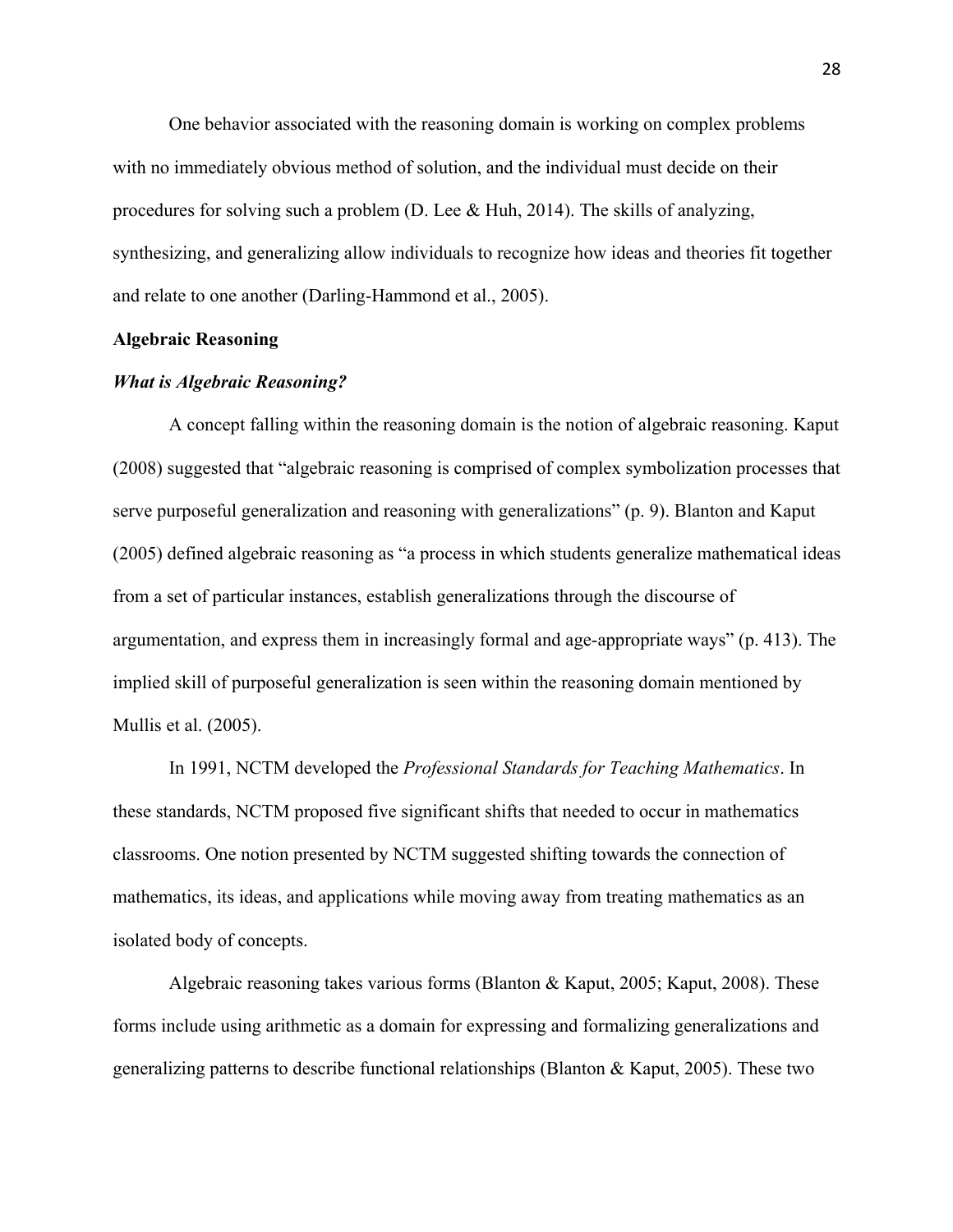One behavior associated with the reasoning domain is working on complex problems with no immediately obvious method of solution, and the individual must decide on their procedures for solving such a problem (D. Lee & Huh, 2014). The skills of analyzing, synthesizing, and generalizing allow individuals to recognize how ideas and theories fit together and relate to one another (Darling-Hammond et al., 2005).

## Algebraic Reasoning

### *What is Algebraic Reasoning?*

A concept falling within the reasoning domain is the notion of algebraic reasoning. Kaput (2008) suggested that "algebraic reasoning is comprised of complex symbolization processes that serve purposeful generalization and reasoning with generalizations" (p. 9). Blanton and Kaput (2005) defined algebraic reasoning as "a process in which students generalize mathematical ideas from a set of particular instances, establish generalizations through the discourse of argumentation, and express them in increasingly formal and age-appropriate ways" (p. 413). The implied skill of purposeful generalization is seen within the reasoning domain mentioned by Mullis et al. (2005).

In 1991, NCTM developed the *Professional Standards for Teaching Mathematics*. In these standards, NCTM proposed five significant shifts that needed to occur in mathematics classrooms. One notion presented by NCTM suggested shifting towards the connection of mathematics, its ideas, and applications while moving away from treating mathematics as an isolated body of concepts.

Algebraic reasoning takes various forms (Blanton & Kaput, 2005; Kaput, 2008). These forms include using arithmetic as a domain for expressing and formalizing generalizations and generalizing patterns to describe functional relationships (Blanton & Kaput, 2005). These two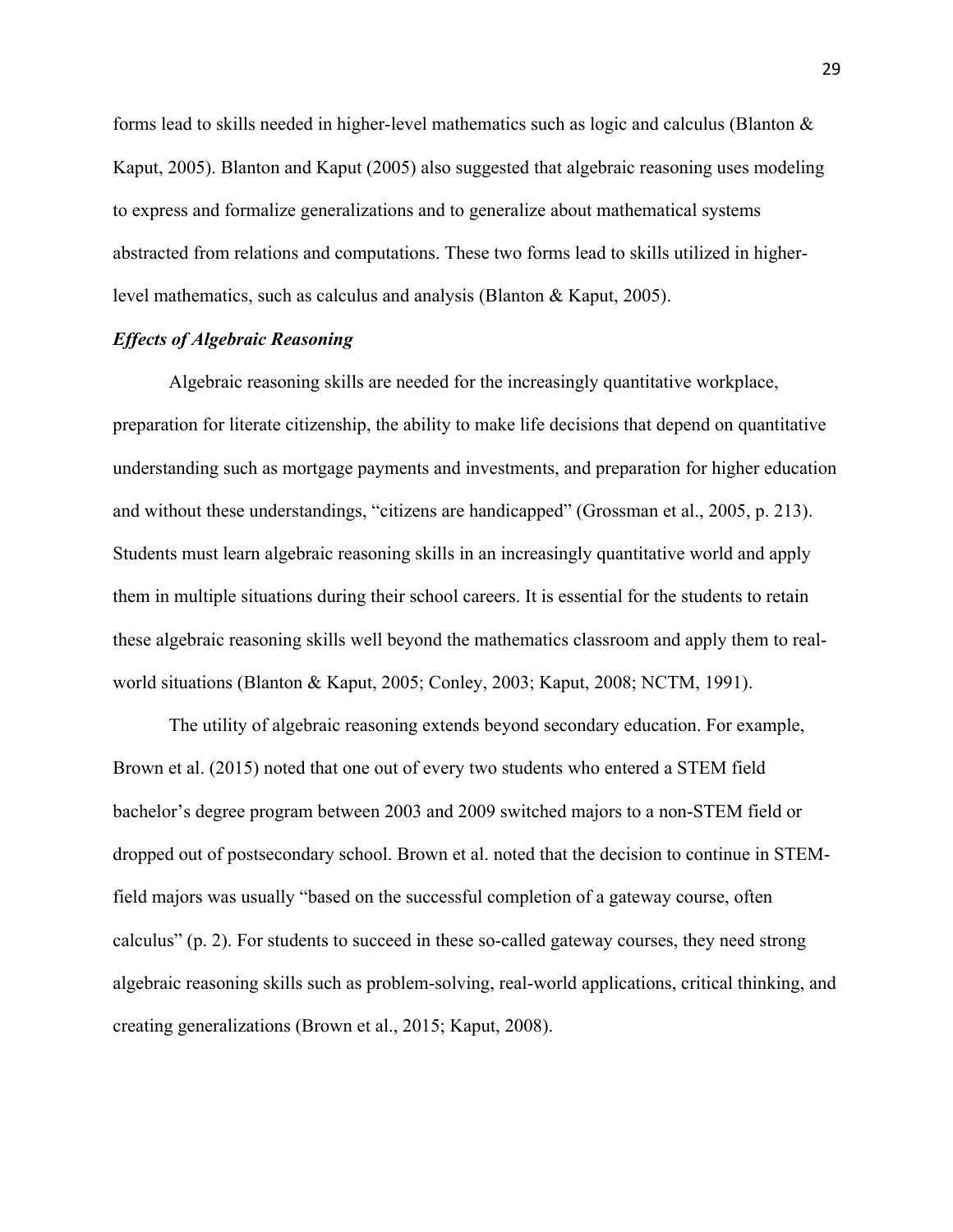forms lead to skills needed in higher-level mathematics such as logic and calculus (Blanton & Kaput, 2005). Blanton and Kaput (2005) also suggested that algebraic reasoning uses modeling to express and formalize generalizations and to generalize about mathematical systems abstracted from relations and computations. These two forms lead to skills utilized in higher-level mathematics, such as calculus and analysis (Blanton & Kaput, 2005).

### *Effects of Algebraic Reasoning*

Algebraic reasoning skills are needed for the increasingly quantitative workplace, preparation for literate citizenship, the ability to make life decisions that depend on quantitative understanding such as mortgage payments and investments, and preparation for higher education and without these understandings, "citizens are handicapped" (Grossman et al., 2005, p. 213). Students must learn algebraic reasoning skills in an increasingly quantitative world and apply them in multiple situations during their school careers. It is essential for the students to retain these algebraic reasoning skills well beyond the mathematics classroom and apply them to real-world situations (Blanton & Kaput, 2005; Conley, 2003; Kaput, 2008; NCTM, 1991).

The utility of algebraic reasoning extends beyond secondary education. For example, Brown et al. (2015) noted that one out of every two students who entered a STEM field bachelor's degree program between 2003 and 2009 switched majors to a non-STEM field or dropped out of postsecondary school. Brown et al. noted that the decision to continue in STEM-field majors was usually "based on the successful completion of a gateway course, often calculus" (p. 2). For students to succeed in these so-called gateway courses, they need strong algebraic reasoning skills such as problem-solving, real-world applications, critical thinking, and creating generalizations (Brown et al., 2015; Kaput, 2008).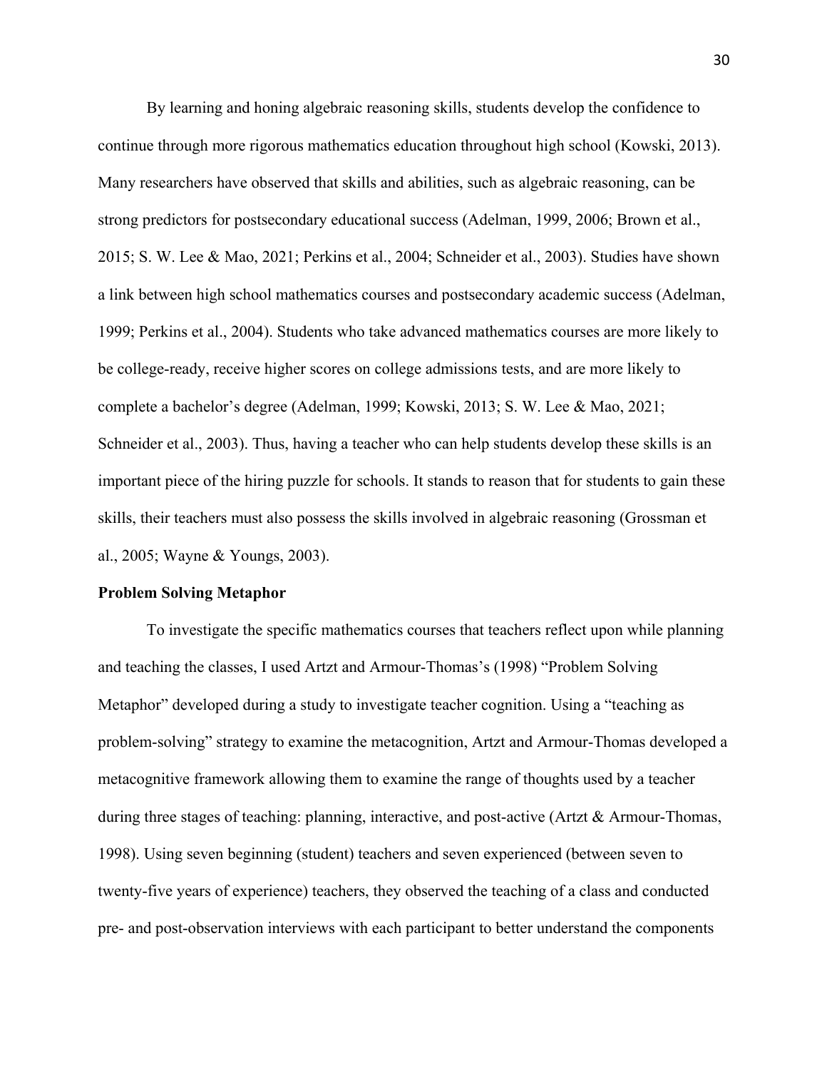By learning and honing algebraic reasoning skills, students develop the confidence to continue through more rigorous mathematics education throughout high school (Kowski, 2013). Many researchers have observed that skills and abilities, such as algebraic reasoning, can be strong predictors for postsecondary educational success (Adelman, 1999, 2006; Brown et al., 2015; S. W. Lee & Mao, 2021; Perkins et al., 2004; Schneider et al., 2003). Studies have shown a link between high school mathematics courses and postsecondary academic success (Adelman, 1999; Perkins et al., 2004). Students who take advanced mathematics courses are more likely to be college-ready, receive higher scores on college admissions tests, and are more likely to complete a bachelor's degree (Adelman, 1999; Kowski, 2013; S. W. Lee & Mao, 2021; Schneider et al., 2003). Thus, having a teacher who can help students develop these skills is an important piece of the hiring puzzle for schools. It stands to reason that for students to gain these skills, their teachers must also possess the skills involved in algebraic reasoning (Grossman et al., 2005; Wayne & Youngs, 2003).

**Problem Solving Metaphor**

To investigate the specific mathematics courses that teachers reflect upon while planning and teaching the classes, I used Artzt and Armour-Thomas's (1998) "Problem Solving Metaphor" developed during a study to investigate teacher cognition. Using a "teaching as problem-solving" strategy to examine the metacognition, Artzt and Armour-Thomas developed a metacognitive framework allowing them to examine the range of thoughts used by a teacher during three stages of teaching: planning, interactive, and post-active (Artzt & Armour-Thomas, 1998). Using seven beginning (student) teachers and seven experienced (between seven to twenty-five years of experience) teachers, they observed the teaching of a class and conducted pre- and post-observation interviews with each participant to better understand the components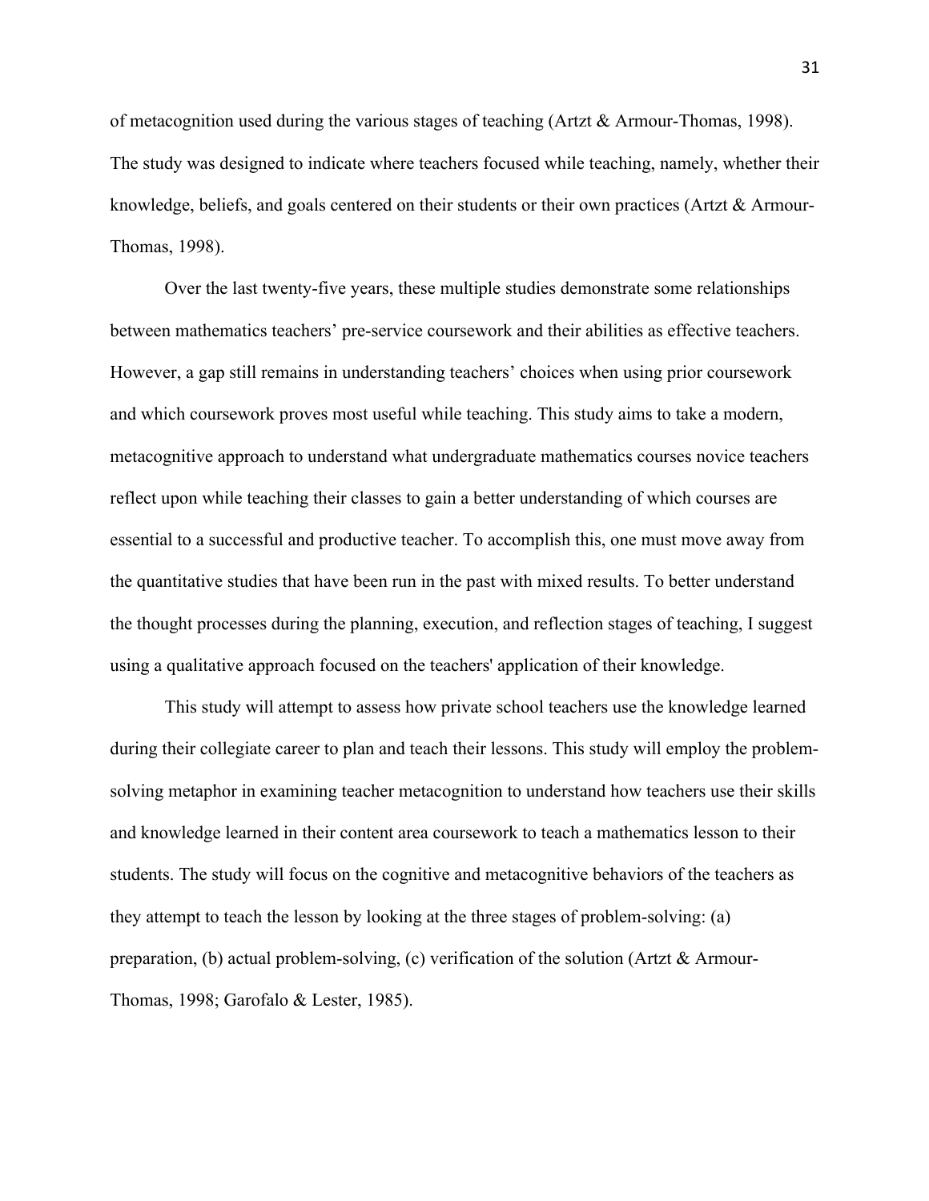of metacognition used during the various stages of teaching (Artzt & Armour-Thomas, 1998). The study was designed to indicate where teachers focused while teaching, namely, whether their knowledge, beliefs, and goals centered on their students or their own practices (Artzt & Armour-Thomas, 1998).

Over the last twenty-five years, these multiple studies demonstrate some relationships between mathematics teachers' pre-service coursework and their abilities as effective teachers. However, a gap still remains in understanding teachers' choices when using prior coursework and which coursework proves most useful while teaching. This study aims to take a modern, metacognitive approach to understand what undergraduate mathematics courses novice teachers reflect upon while teaching their classes to gain a better understanding of which courses are essential to a successful and productive teacher. To accomplish this, one must move away from the quantitative studies that have been run in the past with mixed results. To better understand the thought processes during the planning, execution, and reflection stages of teaching, I suggest using a qualitative approach focused on the teachers' application of their knowledge.

This study will attempt to assess how private school teachers use the knowledge learned during their collegiate career to plan and teach their lessons. This study will employ the problem-solving metaphor in examining teacher metacognition to understand how teachers use their skills and knowledge learned in their content area coursework to teach a mathematics lesson to their students. The study will focus on the cognitive and metacognitive behaviors of the teachers as they attempt to teach the lesson by looking at the three stages of problem-solving: (a) preparation, (b) actual problem-solving, (c) verification of the solution (Artzt & Armour-Thomas, 1998; Garofalo & Lester, 1985).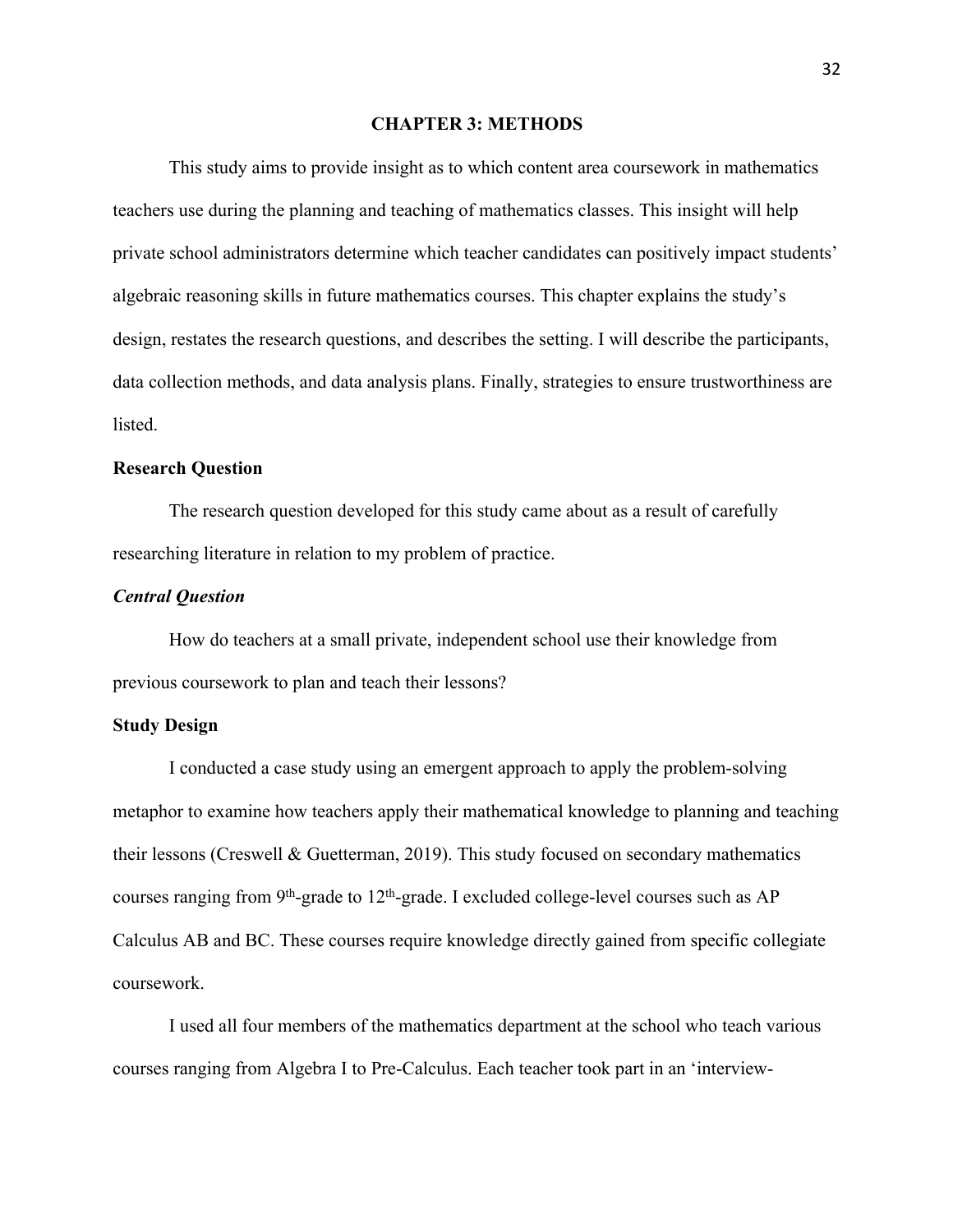# CHAPTER 3: METHODS

This study aims to provide insight as to which content area coursework in mathematics teachers use during the planning and teaching of mathematics classes. This insight will help private school administrators determine which teacher candidates can positively impact students' algebraic reasoning skills in future mathematics courses. This chapter explains the study's design, restates the research questions, and describes the setting. I will describe the participants, data collection methods, and data analysis plans. Finally, strategies to ensure trustworthiness are listed.

## Research Question

The research question developed for this study came about as a result of carefully researching literature in relation to my problem of practice.

### *Central Question*

How do teachers at a small private, independent school use their knowledge from previous coursework to plan and teach their lessons?

## Study Design

I conducted a case study using an emergent approach to apply the problem-solving metaphor to examine how teachers apply their mathematical knowledge to planning and teaching their lessons (Creswell & Guetterman, 2019). This study focused on secondary mathematics courses ranging from 9th-grade to 12th-grade. I excluded college-level courses such as AP Calculus AB and BC. These courses require knowledge directly gained from specific collegiate coursework.

I used all four members of the mathematics department at the school who teach various courses ranging from Algebra I to Pre-Calculus. Each teacher took part in an 'interview-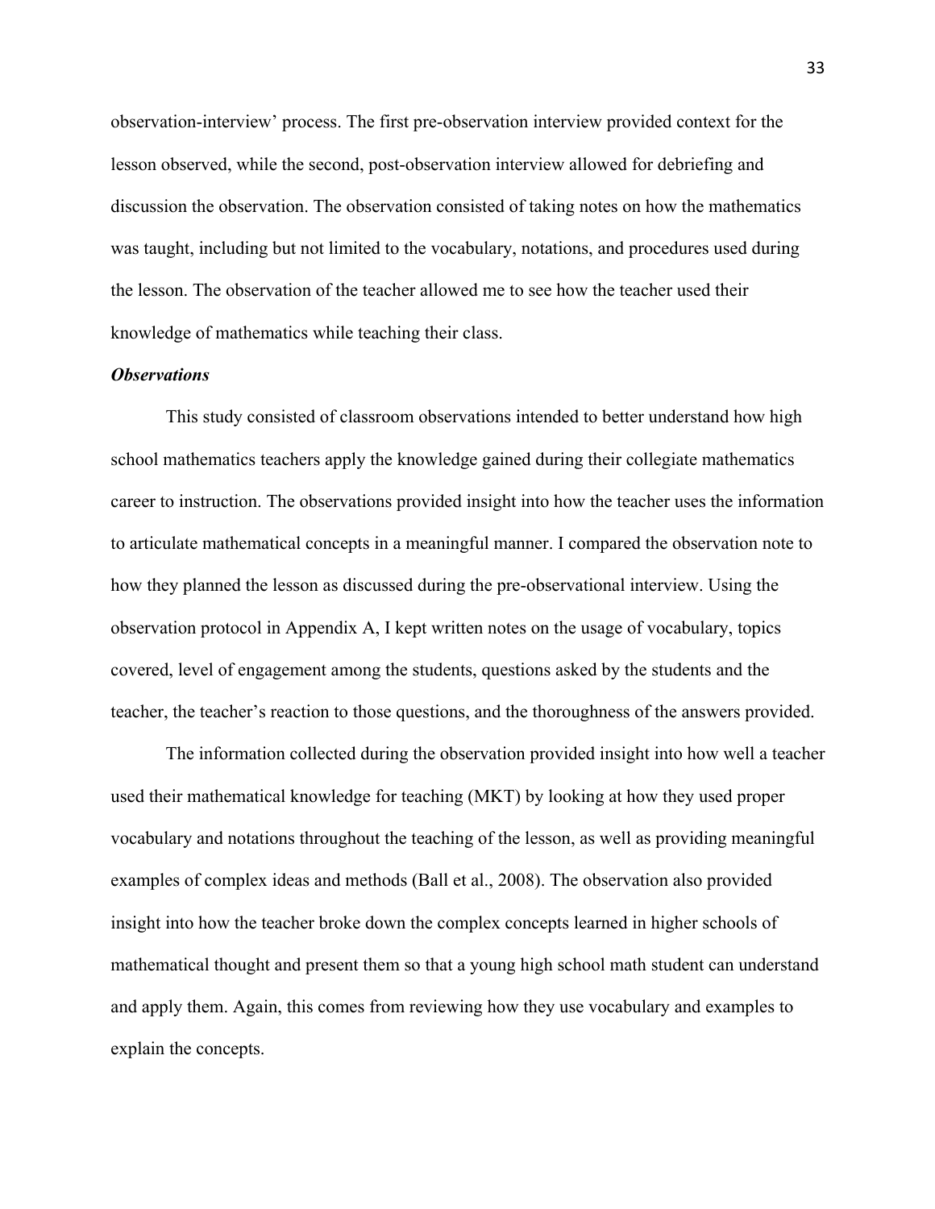observation-interview' process. The first pre-observation interview provided context for the lesson observed, while the second, post-observation interview allowed for debriefing and discussion the observation. The observation consisted of taking notes on how the mathematics was taught, including but not limited to the vocabulary, notations, and procedures used during the lesson. The observation of the teacher allowed me to see how the teacher used their knowledge of mathematics while teaching their class.

### *Observations*

This study consisted of classroom observations intended to better understand how high school mathematics teachers apply the knowledge gained during their collegiate mathematics career to instruction. The observations provided insight into how the teacher uses the information to articulate mathematical concepts in a meaningful manner. I compared the observation note to how they planned the lesson as discussed during the pre-observational interview. Using the observation protocol in Appendix A, I kept written notes on the usage of vocabulary, topics covered, level of engagement among the students, questions asked by the students and the teacher, the teacher's reaction to those questions, and the thoroughness of the answers provided.

The information collected during the observation provided insight into how well a teacher used their mathematical knowledge for teaching (MKT) by looking at how they used proper vocabulary and notations throughout the teaching of the lesson, as well as providing meaningful examples of complex ideas and methods (Ball et al., 2008). The observation also provided insight into how the teacher broke down the complex concepts learned in higher schools of mathematical thought and present them so that a young high school math student can understand and apply them. Again, this comes from reviewing how they use vocabulary and examples to explain the concepts.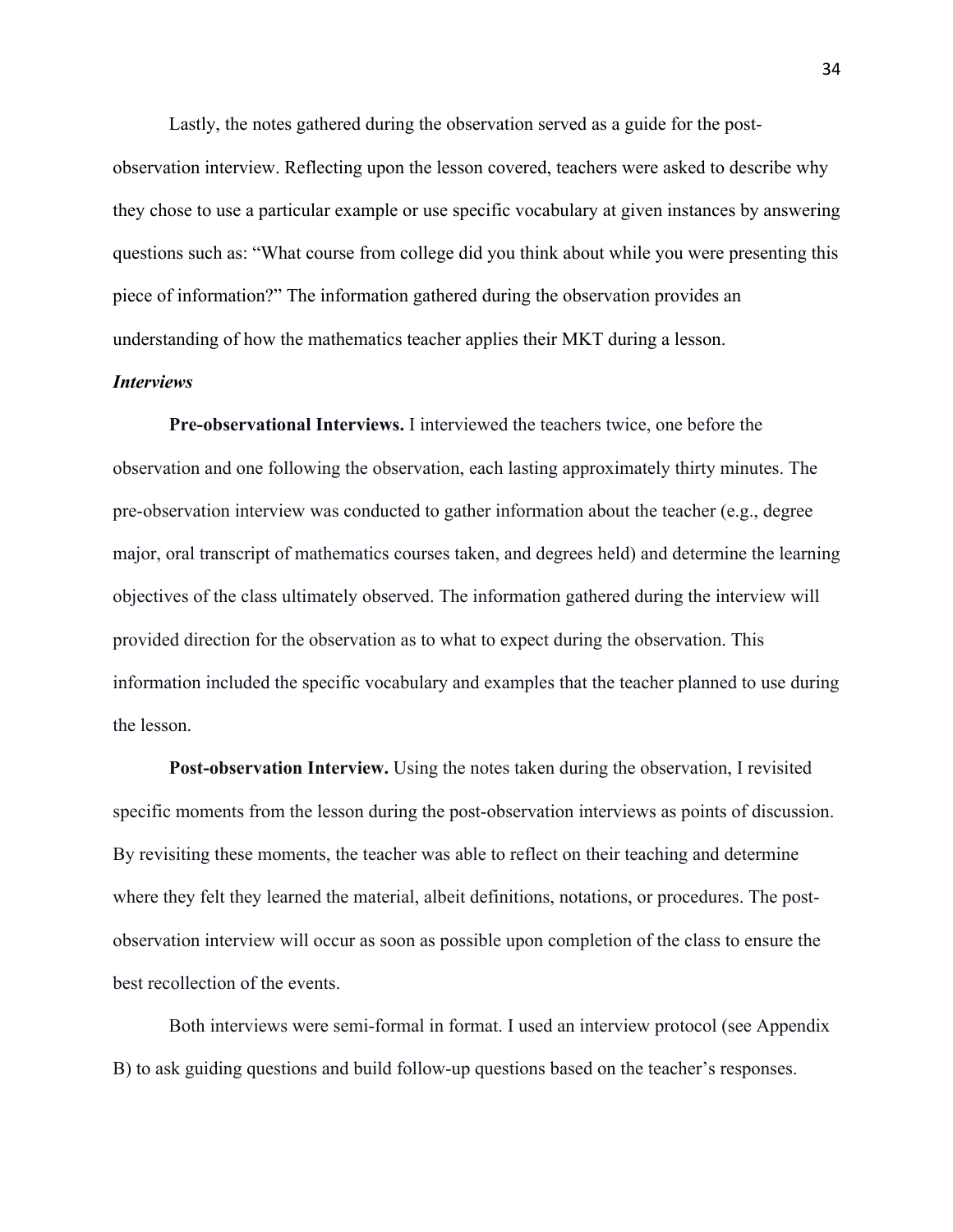Lastly, the notes gathered during the observation served as a guide for the post-observation interview. Reflecting upon the lesson covered, teachers were asked to describe why they chose to use a particular example or use specific vocabulary at given instances by answering questions such as: "What course from college did you think about while you were presenting this piece of information?" The information gathered during the observation provides an understanding of how the mathematics teacher applies their MKT during a lesson.

***Interviews***

**Pre-observational Interviews.** I interviewed the teachers twice, one before the observation and one following the observation, each lasting approximately thirty minutes. The pre-observation interview was conducted to gather information about the teacher (e.g., degree major, oral transcript of mathematics courses taken, and degrees held) and determine the learning objectives of the class ultimately observed. The information gathered during the interview will provided direction for the observation as to what to expect during the observation. This information included the specific vocabulary and examples that the teacher planned to use during the lesson.

**Post-observation Interview.** Using the notes taken during the observation, I revisited specific moments from the lesson during the post-observation interviews as points of discussion. By revisiting these moments, the teacher was able to reflect on their teaching and determine where they felt they learned the material, albeit definitions, notations, or procedures. The post-observation interview will occur as soon as possible upon completion of the class to ensure the best recollection of the events.

Both interviews were semi-formal in format. I used an interview protocol (see Appendix B) to ask guiding questions and build follow-up questions based on the teacher's responses.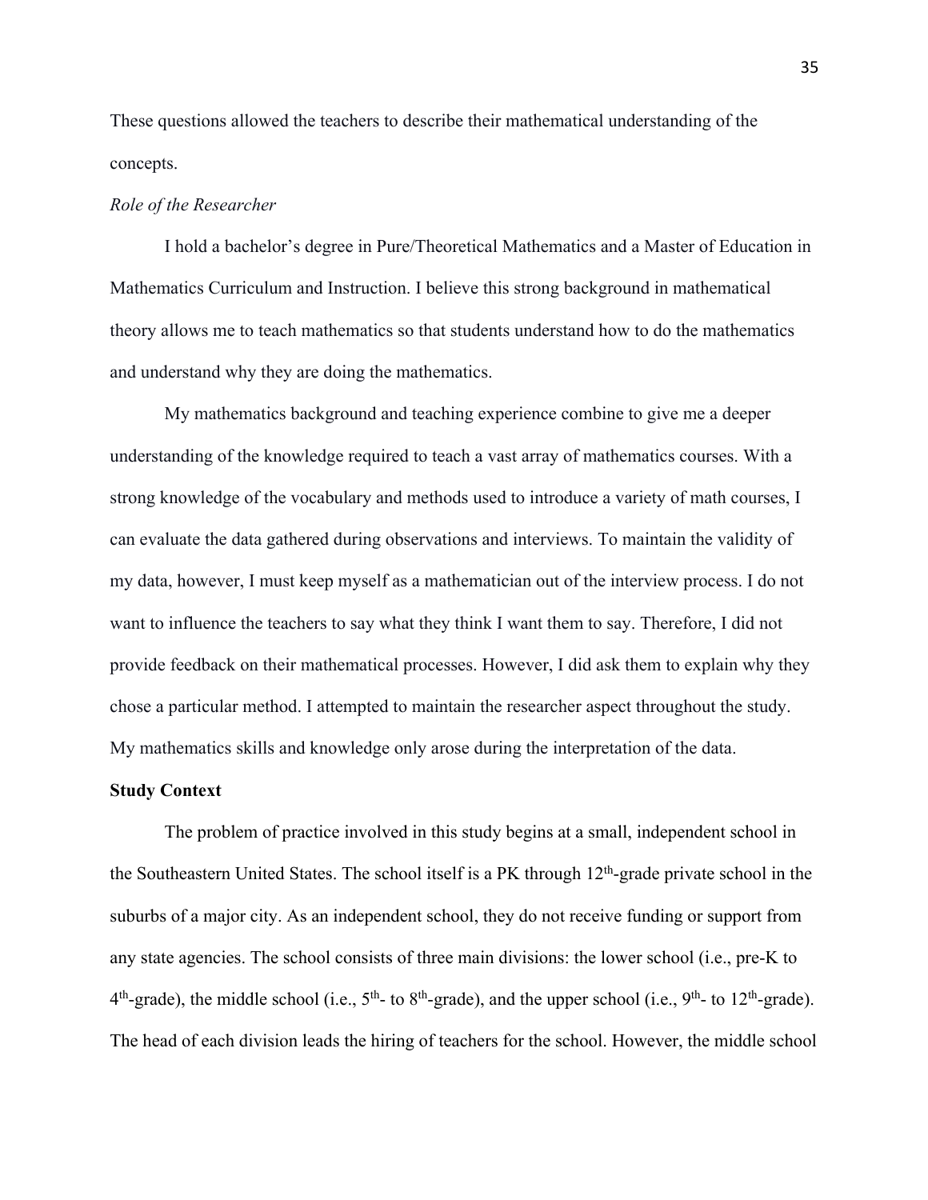These questions allowed the teachers to describe their mathematical understanding of the concepts.

*Role of the Researcher*

I hold a bachelor's degree in Pure/Theoretical Mathematics and a Master of Education in Mathematics Curriculum and Instruction. I believe this strong background in mathematical theory allows me to teach mathematics so that students understand how to do the mathematics and understand why they are doing the mathematics.

My mathematics background and teaching experience combine to give me a deeper understanding of the knowledge required to teach a vast array of mathematics courses. With a strong knowledge of the vocabulary and methods used to introduce a variety of math courses, I can evaluate the data gathered during observations and interviews. To maintain the validity of my data, however, I must keep myself as a mathematician out of the interview process. I do not want to influence the teachers to say what they think I want them to say. Therefore, I did not provide feedback on their mathematical processes. However, I did ask them to explain why they chose a particular method. I attempted to maintain the researcher aspect throughout the study. My mathematics skills and knowledge only arose during the interpretation of the data.

**Study Context**

The problem of practice involved in this study begins at a small, independent school in the Southeastern United States. The school itself is a PK through 12th-grade private school in the suburbs of a major city. As an independent school, they do not receive funding or support from any state agencies. The school consists of three main divisions: the lower school (i.e., pre-K to 4th-grade), the middle school (i.e., 5th- to 8th-grade), and the upper school (i.e., 9th- to 12th-grade). The head of each division leads the hiring of teachers for the school. However, the middle school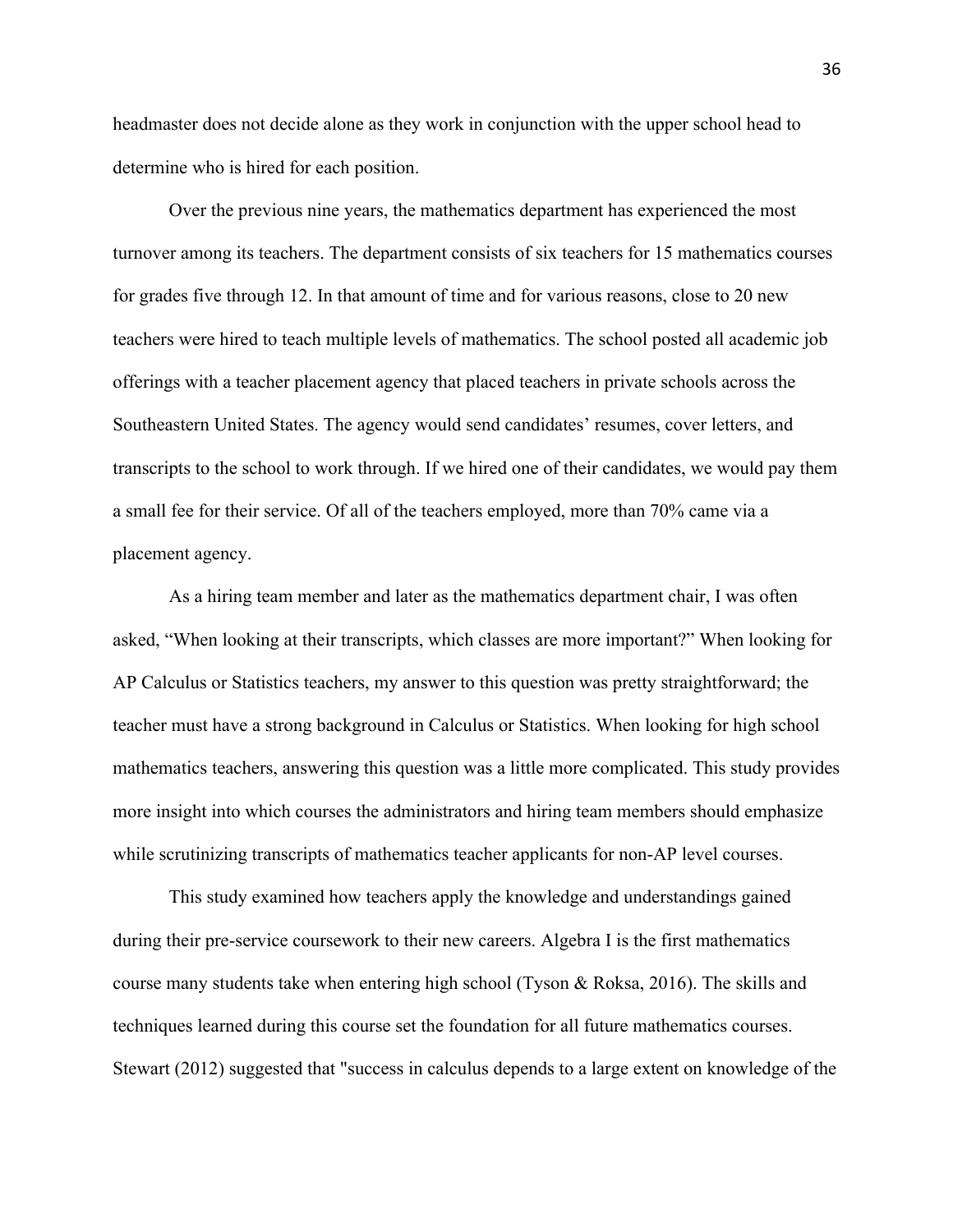headmaster does not decide alone as they work in conjunction with the upper school head to determine who is hired for each position.

Over the previous nine years, the mathematics department has experienced the most turnover among its teachers. The department consists of six teachers for 15 mathematics courses for grades five through 12. In that amount of time and for various reasons, close to 20 new teachers were hired to teach multiple levels of mathematics. The school posted all academic job offerings with a teacher placement agency that placed teachers in private schools across the Southeastern United States. The agency would send candidates' resumes, cover letters, and transcripts to the school to work through. If we hired one of their candidates, we would pay them a small fee for their service. Of all of the teachers employed, more than 70% came via a placement agency.

As a hiring team member and later as the mathematics department chair, I was often asked, "When looking at their transcripts, which classes are more important?" When looking for AP Calculus or Statistics teachers, my answer to this question was pretty straightforward; the teacher must have a strong background in Calculus or Statistics. When looking for high school mathematics teachers, answering this question was a little more complicated. This study provides more insight into which courses the administrators and hiring team members should emphasize while scrutinizing transcripts of mathematics teacher applicants for non-AP level courses.

This study examined how teachers apply the knowledge and understandings gained during their pre-service coursework to their new careers. Algebra I is the first mathematics course many students take when entering high school (Tyson & Roksa, 2016). The skills and techniques learned during this course set the foundation for all future mathematics courses. Stewart (2012) suggested that "success in calculus depends to a large extent on knowledge of the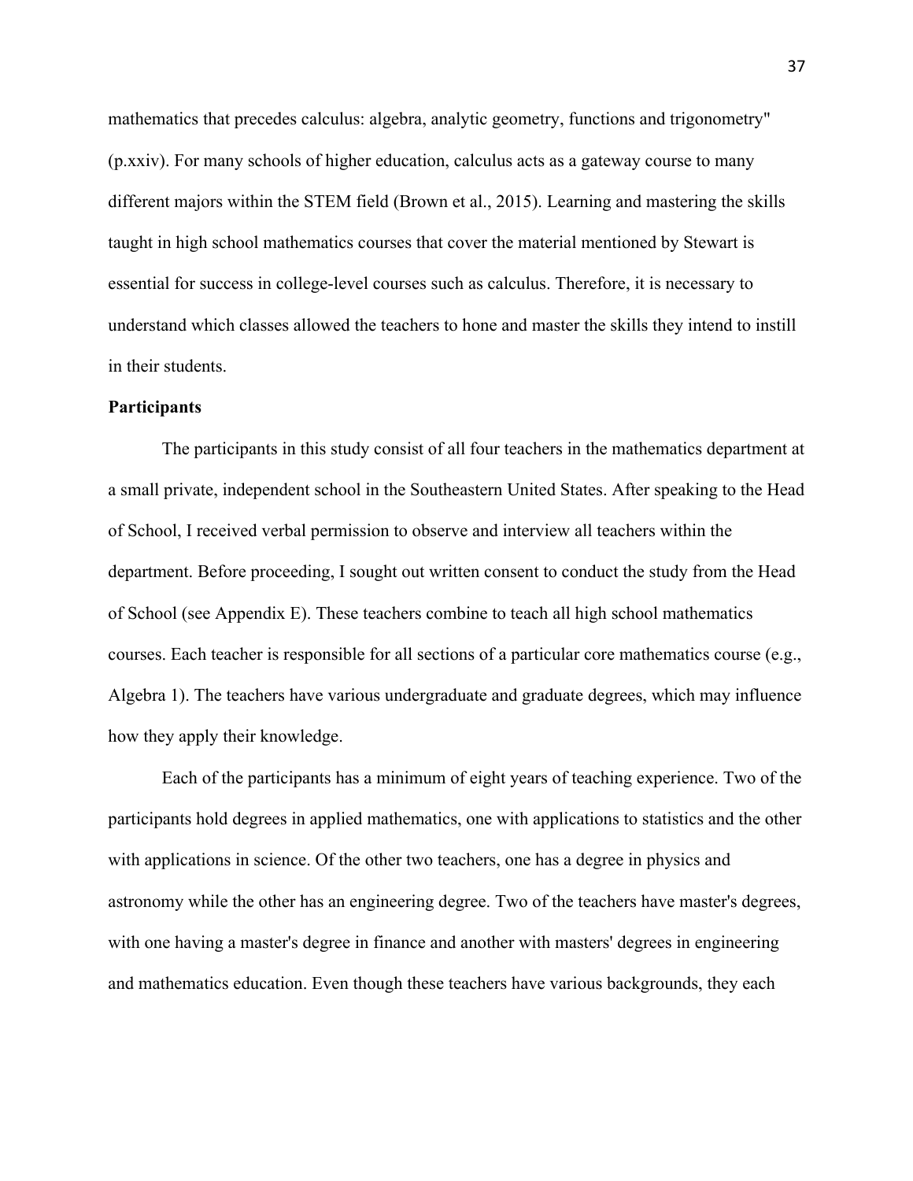mathematics that precedes calculus: algebra, analytic geometry, functions and trigonometry" (p.xxiv). For many schools of higher education, calculus acts as a gateway course to many different majors within the STEM field (Brown et al., 2015). Learning and mastering the skills taught in high school mathematics courses that cover the material mentioned by Stewart is essential for success in college-level courses such as calculus. Therefore, it is necessary to understand which classes allowed the teachers to hone and master the skills they intend to instill in their students.

**Participants**

The participants in this study consist of all four teachers in the mathematics department at a small private, independent school in the Southeastern United States. After speaking to the Head of School, I received verbal permission to observe and interview all teachers within the department. Before proceeding, I sought out written consent to conduct the study from the Head of School (see Appendix E). These teachers combine to teach all high school mathematics courses. Each teacher is responsible for all sections of a particular core mathematics course (e.g., Algebra 1). The teachers have various undergraduate and graduate degrees, which may influence how they apply their knowledge.

Each of the participants has a minimum of eight years of teaching experience. Two of the participants hold degrees in applied mathematics, one with applications to statistics and the other with applications in science. Of the other two teachers, one has a degree in physics and astronomy while the other has an engineering degree. Two of the teachers have master's degrees, with one having a master's degree in finance and another with masters' degrees in engineering and mathematics education. Even though these teachers have various backgrounds, they each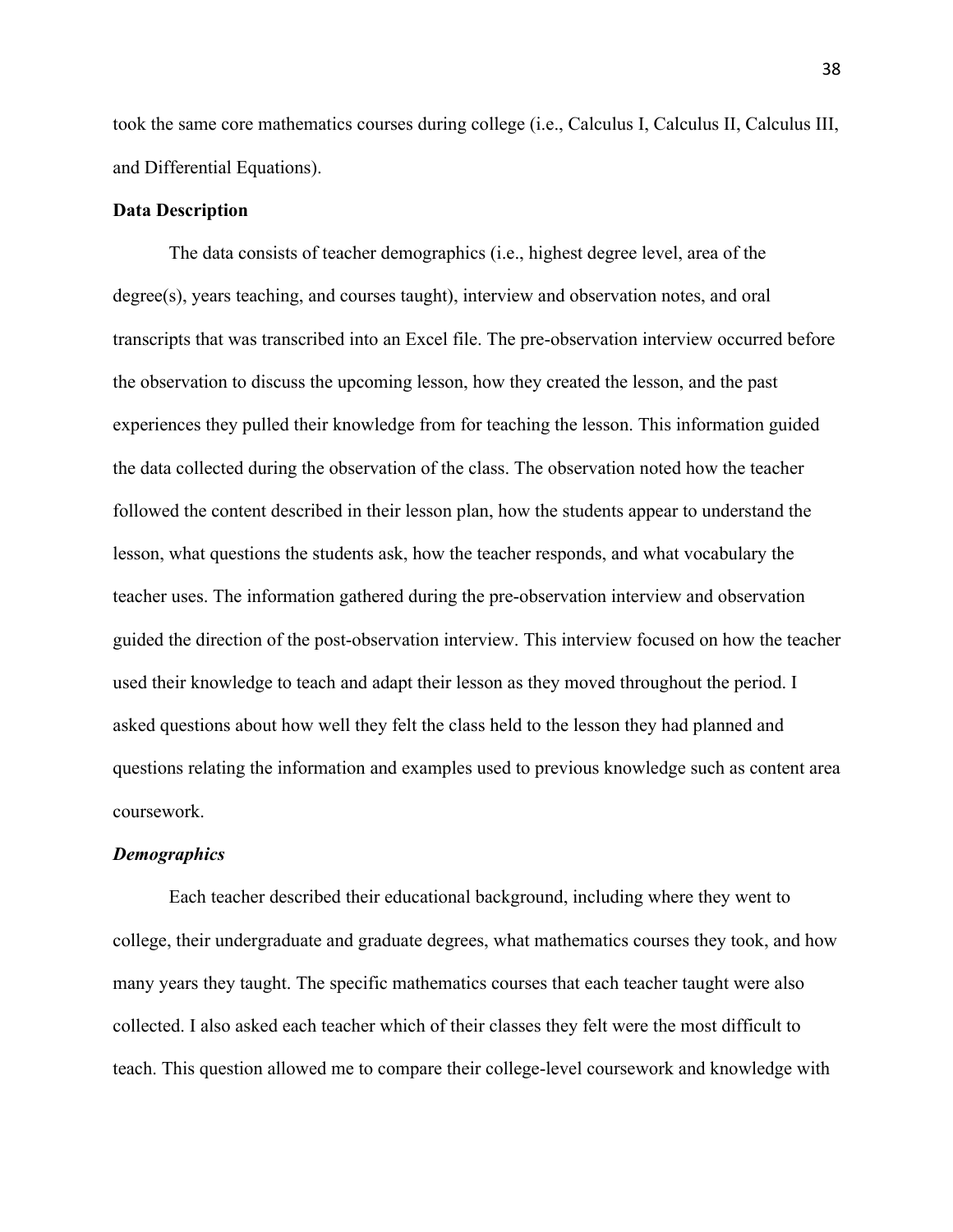took the same core mathematics courses during college (i.e., Calculus I, Calculus II, Calculus III, and Differential Equations).

## Data Description

The data consists of teacher demographics (i.e., highest degree level, area of the degree(s), years teaching, and courses taught), interview and observation notes, and oral transcripts that was transcribed into an Excel file. The pre-observation interview occurred before the observation to discuss the upcoming lesson, how they created the lesson, and the past experiences they pulled their knowledge from for teaching the lesson. This information guided the data collected during the observation of the class. The observation noted how the teacher followed the content described in their lesson plan, how the students appear to understand the lesson, what questions the students ask, how the teacher responds, and what vocabulary the teacher uses. The information gathered during the pre-observation interview and observation guided the direction of the post-observation interview. This interview focused on how the teacher used their knowledge to teach and adapt their lesson as they moved throughout the period. I asked questions about how well they felt the class held to the lesson they had planned and questions relating the information and examples used to previous knowledge such as content area coursework.

### *Demographics*

Each teacher described their educational background, including where they went to college, their undergraduate and graduate degrees, what mathematics courses they took, and how many years they taught. The specific mathematics courses that each teacher taught were also collected. I also asked each teacher which of their classes they felt were the most difficult to teach. This question allowed me to compare their college-level coursework and knowledge with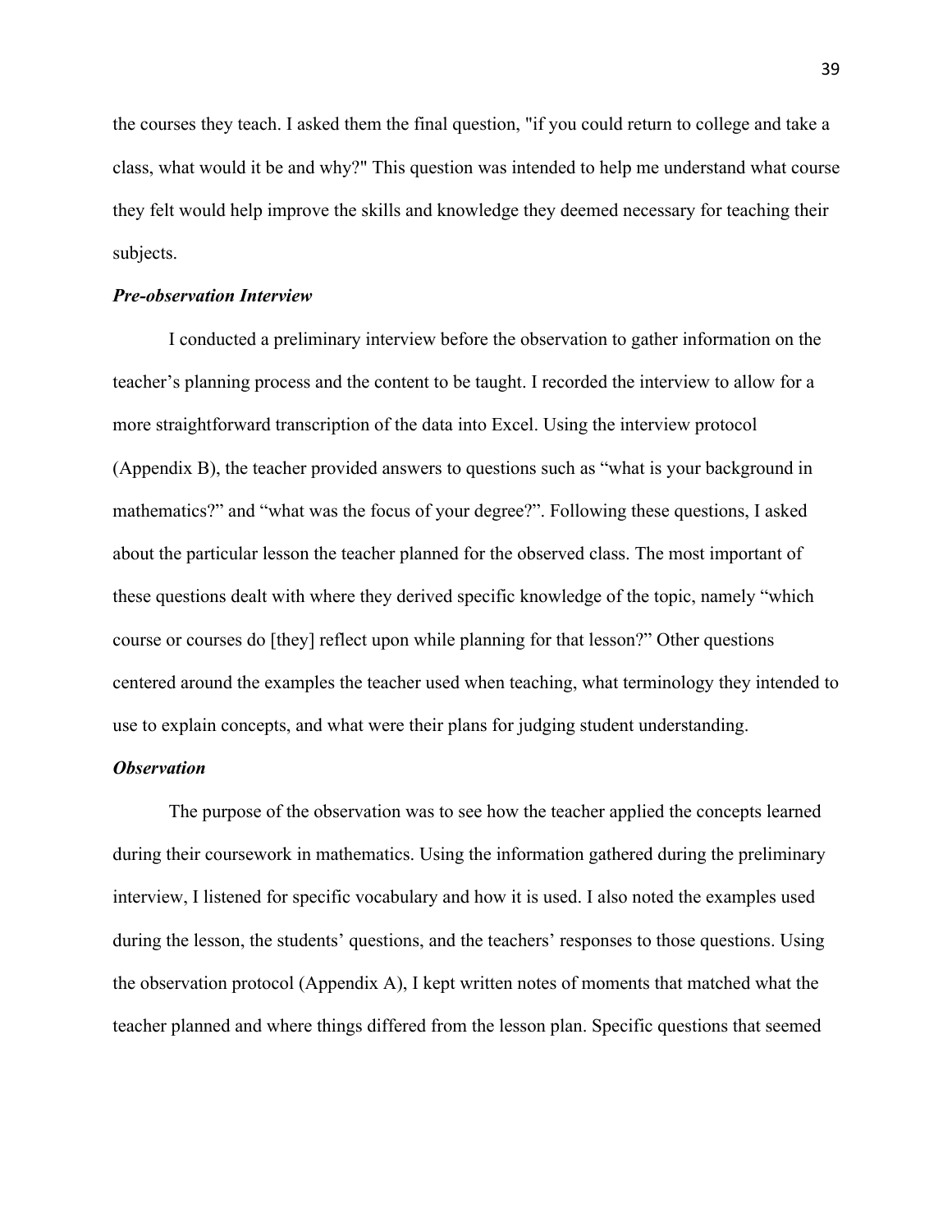the courses they teach. I asked them the final question, "if you could return to college and take a class, what would it be and why?" This question was intended to help me understand what course they felt would help improve the skills and knowledge they deemed necessary for teaching their subjects.

***Pre-observation Interview***

I conducted a preliminary interview before the observation to gather information on the teacher's planning process and the content to be taught. I recorded the interview to allow for a more straightforward transcription of the data into Excel. Using the interview protocol (Appendix B), the teacher provided answers to questions such as "what is your background in mathematics?" and "what was the focus of your degree?". Following these questions, I asked about the particular lesson the teacher planned for the observed class. The most important of these questions dealt with where they derived specific knowledge of the topic, namely "which course or courses do [they] reflect upon while planning for that lesson?" Other questions centered around the examples the teacher used when teaching, what terminology they intended to use to explain concepts, and what were their plans for judging student understanding.

***Observation***

The purpose of the observation was to see how the teacher applied the concepts learned during their coursework in mathematics. Using the information gathered during the preliminary interview, I listened for specific vocabulary and how it is used. I also noted the examples used during the lesson, the students' questions, and the teachers' responses to those questions. Using the observation protocol (Appendix A), I kept written notes of moments that matched what the teacher planned and where things differed from the lesson plan. Specific questions that seemed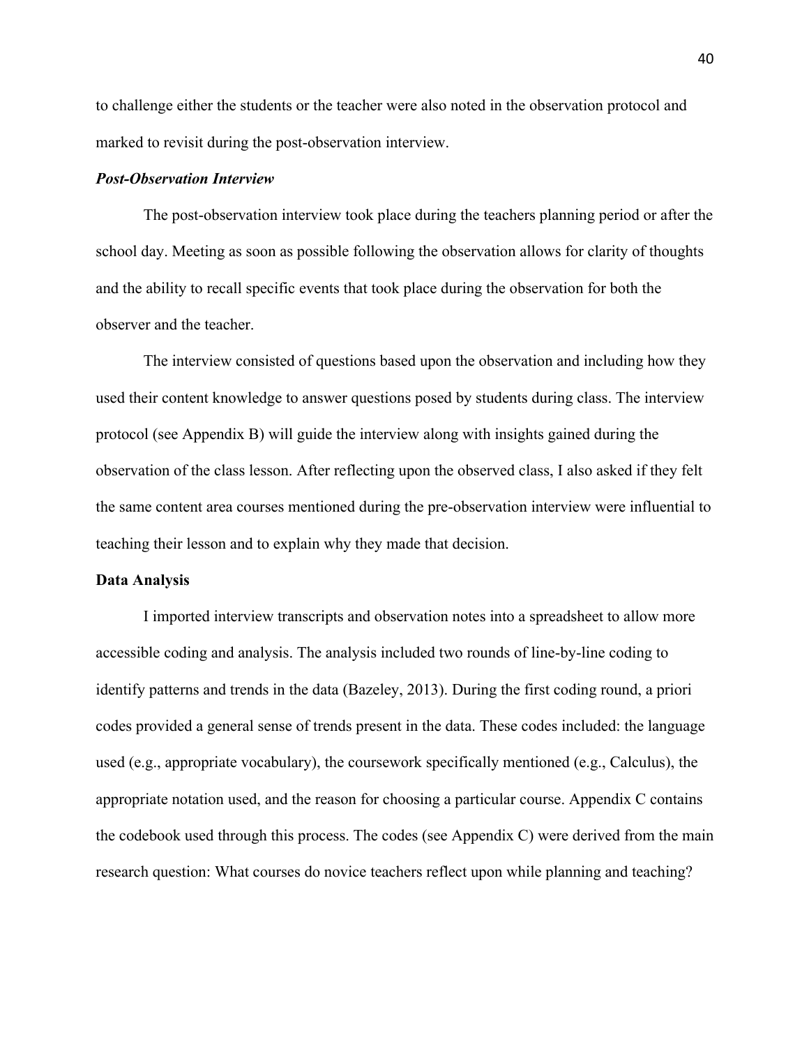to challenge either the students or the teacher were also noted in the observation protocol and marked to revisit during the post-observation interview.

***Post-Observation Interview***

The post-observation interview took place during the teachers planning period or after the school day. Meeting as soon as possible following the observation allows for clarity of thoughts and the ability to recall specific events that took place during the observation for both the observer and the teacher.

The interview consisted of questions based upon the observation and including how they used their content knowledge to answer questions posed by students during class. The interview protocol (see Appendix B) will guide the interview along with insights gained during the observation of the class lesson. After reflecting upon the observed class, I also asked if they felt the same content area courses mentioned during the pre-observation interview were influential to teaching their lesson and to explain why they made that decision.

**Data Analysis**

I imported interview transcripts and observation notes into a spreadsheet to allow more accessible coding and analysis. The analysis included two rounds of line-by-line coding to identify patterns and trends in the data (Bazeley, 2013). During the first coding round, a priori codes provided a general sense of trends present in the data. These codes included: the language used (e.g., appropriate vocabulary), the coursework specifically mentioned (e.g., Calculus), the appropriate notation used, and the reason for choosing a particular course. Appendix C contains the codebook used through this process. The codes (see Appendix C) were derived from the main research question: What courses do novice teachers reflect upon while planning and teaching?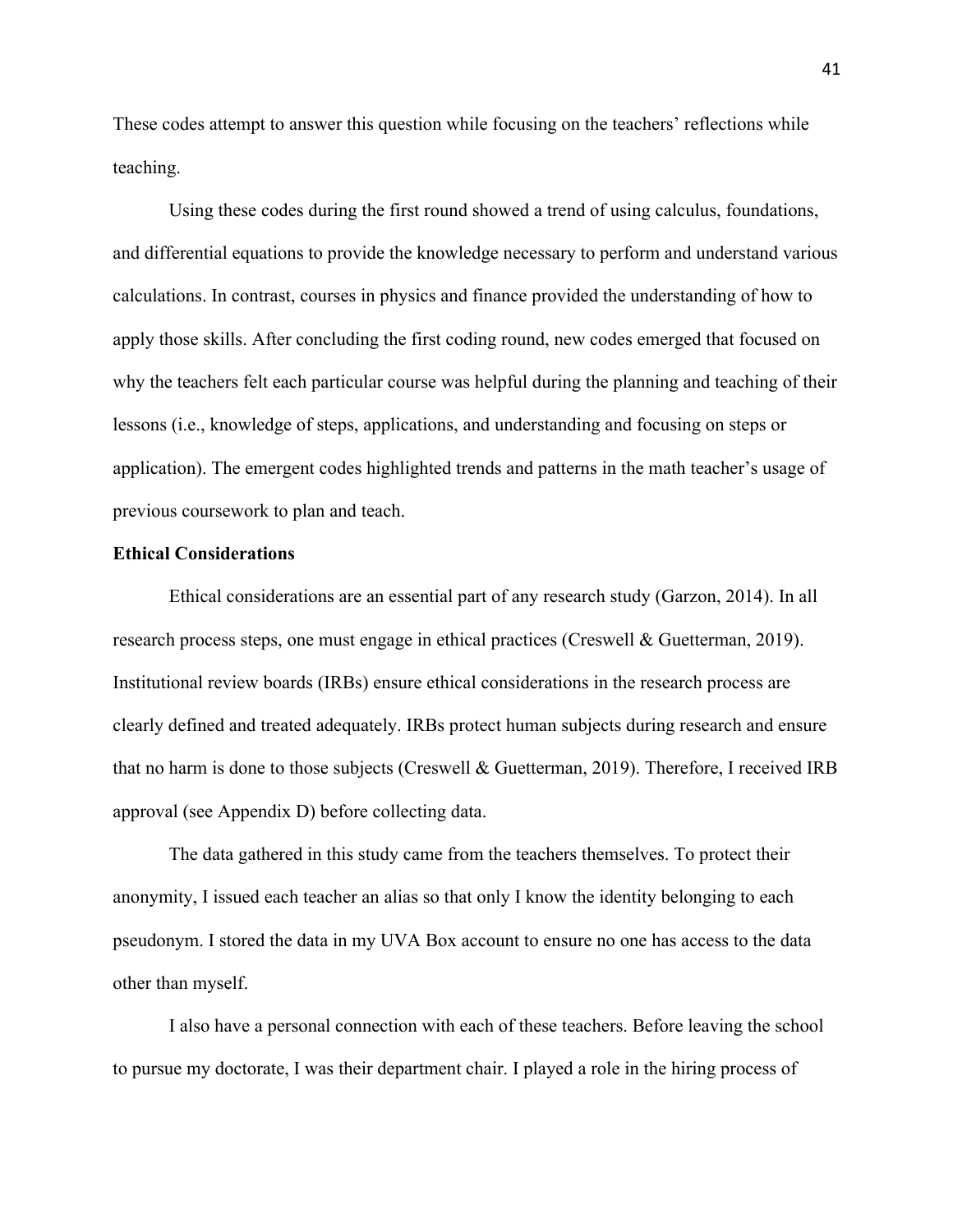These codes attempt to answer this question while focusing on the teachers' reflections while teaching.

Using these codes during the first round showed a trend of using calculus, foundations, and differential equations to provide the knowledge necessary to perform and understand various calculations. In contrast, courses in physics and finance provided the understanding of how to apply those skills. After concluding the first coding round, new codes emerged that focused on why the teachers felt each particular course was helpful during the planning and teaching of their lessons (i.e., knowledge of steps, applications, and understanding and focusing on steps or application). The emergent codes highlighted trends and patterns in the math teacher's usage of previous coursework to plan and teach.

### Ethical Considerations

Ethical considerations are an essential part of any research study (Garzon, 2014). In all research process steps, one must engage in ethical practices (Creswell & Guetterman, 2019). Institutional review boards (IRBs) ensure ethical considerations in the research process are clearly defined and treated adequately. IRBs protect human subjects during research and ensure that no harm is done to those subjects (Creswell & Guetterman, 2019). Therefore, I received IRB approval (see Appendix D) before collecting data.

The data gathered in this study came from the teachers themselves. To protect their anonymity, I issued each teacher an alias so that only I know the identity belonging to each pseudonym. I stored the data in my UVA Box account to ensure no one has access to the data other than myself.

I also have a personal connection with each of these teachers. Before leaving the school to pursue my doctorate, I was their department chair. I played a role in the hiring process of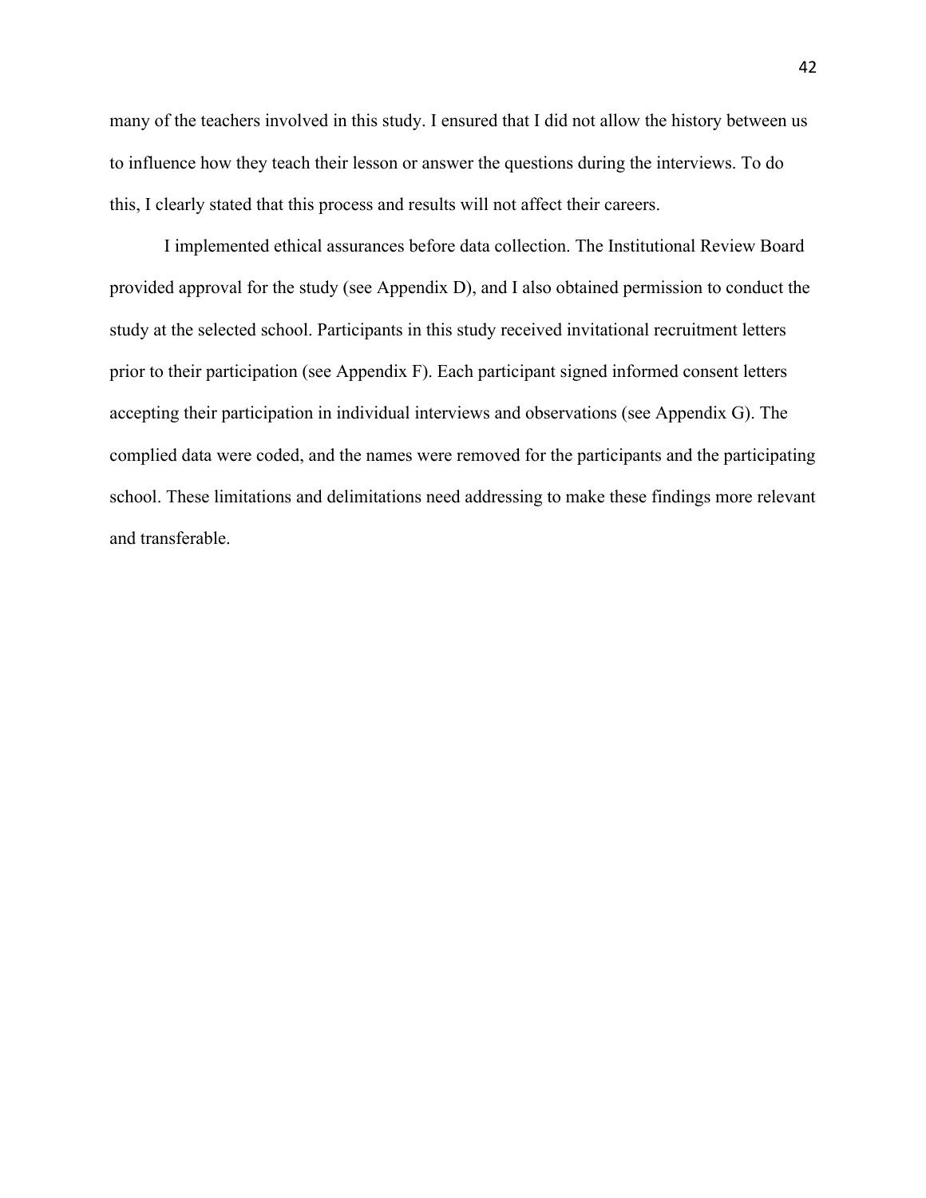many of the teachers involved in this study. I ensured that I did not allow the history between us to influence how they teach their lesson or answer the questions during the interviews. To do this, I clearly stated that this process and results will not affect their careers.

I implemented ethical assurances before data collection. The Institutional Review Board provided approval for the study (see Appendix D), and I also obtained permission to conduct the study at the selected school. Participants in this study received invitational recruitment letters prior to their participation (see Appendix F). Each participant signed informed consent letters accepting their participation in individual interviews and observations (see Appendix G). The complied data were coded, and the names were removed for the participants and the participating school. These limitations and delimitations need addressing to make these findings more relevant and transferable.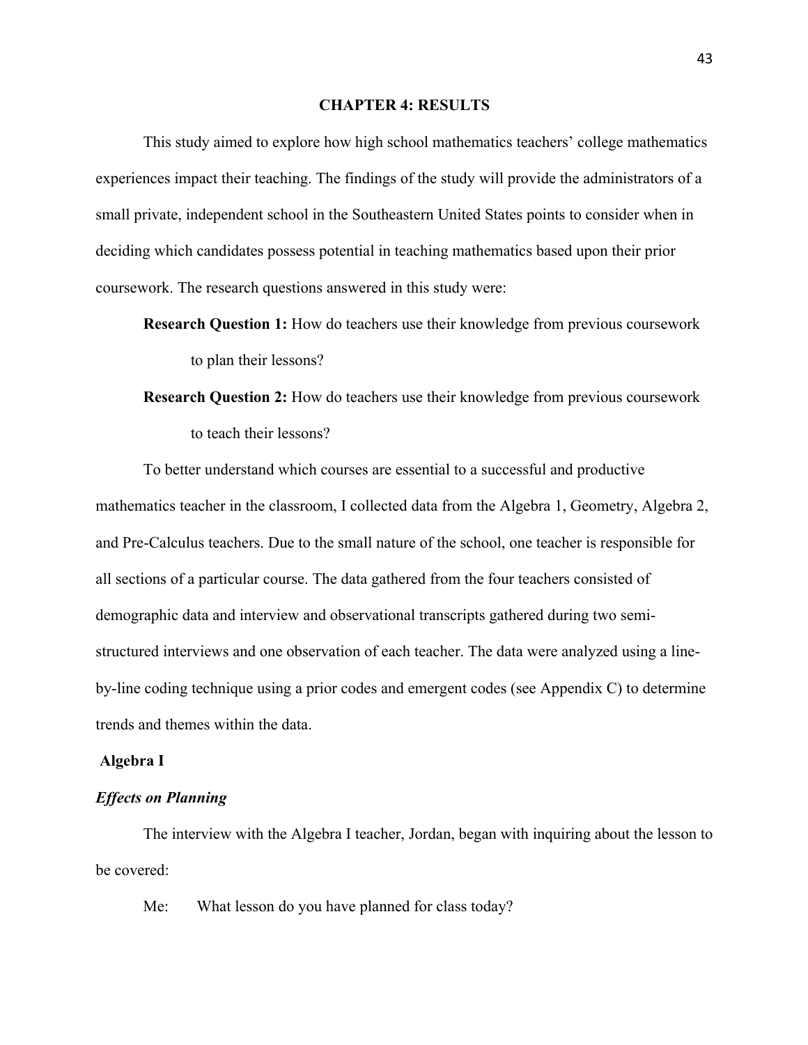# CHAPTER 4: RESULTS

This study aimed to explore how high school mathematics teachers' college mathematics experiences impact their teaching. The findings of the study will provide the administrators of a small private, independent school in the Southeastern United States points to consider when in deciding which candidates possess potential in teaching mathematics based upon their prior coursework. The research questions answered in this study were:

**Research Question 1:** How do teachers use their knowledge from previous coursework to plan their lessons?

**Research Question 2:** How do teachers use their knowledge from previous coursework to teach their lessons?

To better understand which courses are essential to a successful and productive mathematics teacher in the classroom, I collected data from the Algebra 1, Geometry, Algebra 2, and Pre-Calculus teachers. Due to the small nature of the school, one teacher is responsible for all sections of a particular course. The data gathered from the four teachers consisted of demographic data and interview and observational transcripts gathered during two semi-structured interviews and one observation of each teacher. The data were analyzed using a line-by-line coding technique using a prior codes and emergent codes (see Appendix C) to determine trends and themes within the data.

## Algebra I

### *Effects on Planning*

The interview with the Algebra I teacher, Jordan, began with inquiring about the lesson to be covered:

Me: What lesson do you have planned for class today?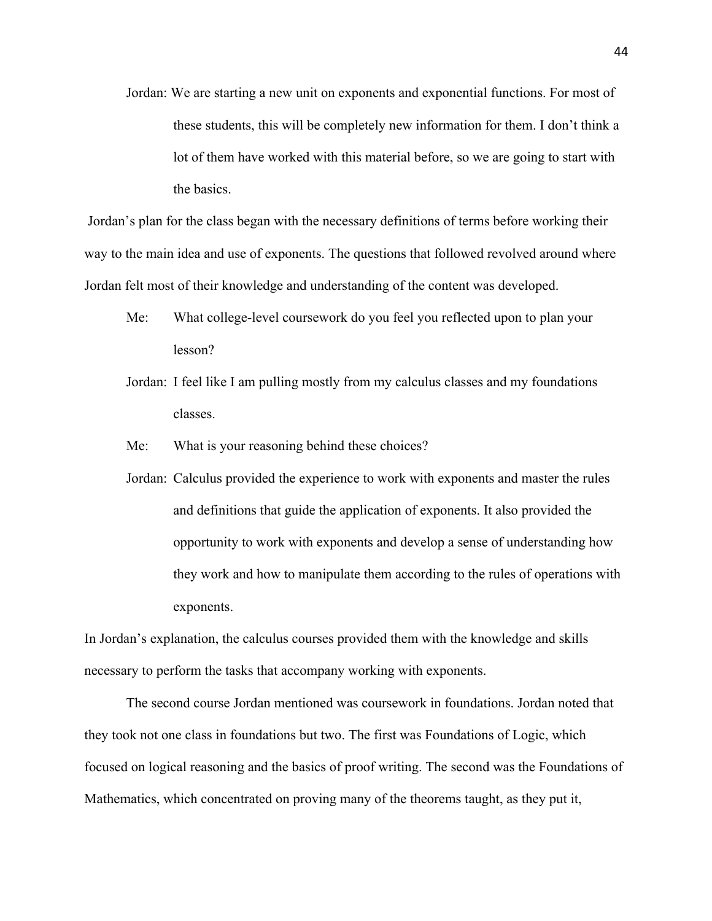Jordan: We are starting a new unit on exponents and exponential functions. For most of these students, this will be completely new information for them. I don't think a lot of them have worked with this material before, so we are going to start with the basics.

Jordan's plan for the class began with the necessary definitions of terms before working their way to the main idea and use of exponents. The questions that followed revolved around where Jordan felt most of their knowledge and understanding of the content was developed.

Me: What college-level coursework do you feel you reflected upon to plan your lesson?

Jordan: I feel like I am pulling mostly from my calculus classes and my foundations classes.

Me: What is your reasoning behind these choices?

Jordan: Calculus provided the experience to work with exponents and master the rules and definitions that guide the application of exponents. It also provided the opportunity to work with exponents and develop a sense of understanding how they work and how to manipulate them according to the rules of operations with exponents.

In Jordan's explanation, the calculus courses provided them with the knowledge and skills necessary to perform the tasks that accompany working with exponents.

The second course Jordan mentioned was coursework in foundations. Jordan noted that they took not one class in foundations but two. The first was Foundations of Logic, which focused on logical reasoning and the basics of proof writing. The second was the Foundations of Mathematics, which concentrated on proving many of the theorems taught, as they put it,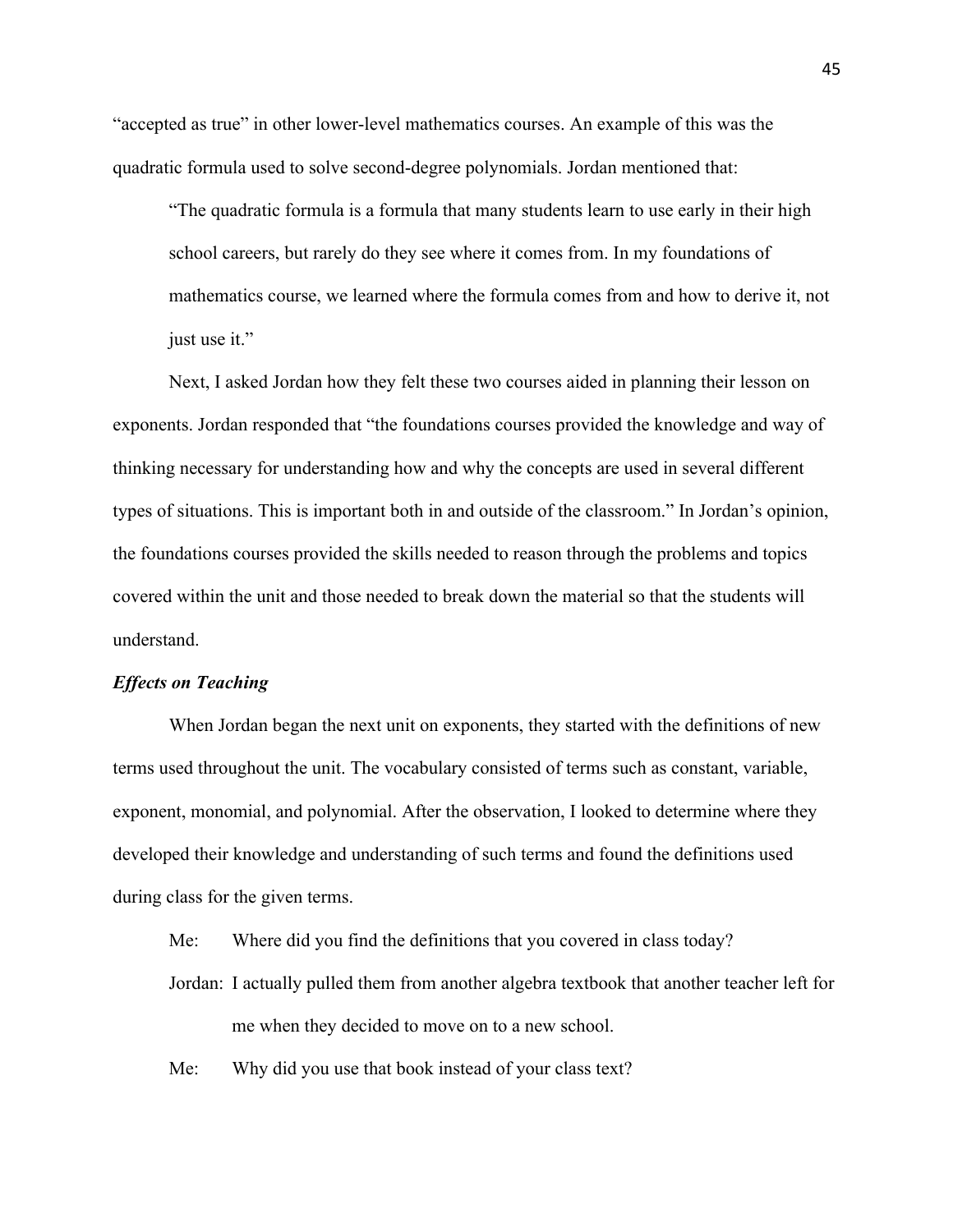"accepted as true" in other lower-level mathematics courses. An example of this was the quadratic formula used to solve second-degree polynomials. Jordan mentioned that:

> "The quadratic formula is a formula that many students learn to use early in their high school careers, but rarely do they see where it comes from. In my foundations of mathematics course, we learned where the formula comes from and how to derive it, not just use it."

Next, I asked Jordan how they felt these two courses aided in planning their lesson on exponents. Jordan responded that "the foundations courses provided the knowledge and way of thinking necessary for understanding how and why the concepts are used in several different types of situations. This is important both in and outside of the classroom." In Jordan's opinion, the foundations courses provided the skills needed to reason through the problems and topics covered within the unit and those needed to break down the material so that the students will understand.

### *Effects on Teaching*

When Jordan began the next unit on exponents, they started with the definitions of new terms used throughout the unit. The vocabulary consisted of terms such as constant, variable, exponent, monomial, and polynomial. After the observation, I looked to determine where they developed their knowledge and understanding of such terms and found the definitions used during class for the given terms.

Me: Where did you find the definitions that you covered in class today?

Jordan: I actually pulled them from another algebra textbook that another teacher left for me when they decided to move on to a new school.

Me: Why did you use that book instead of your class text?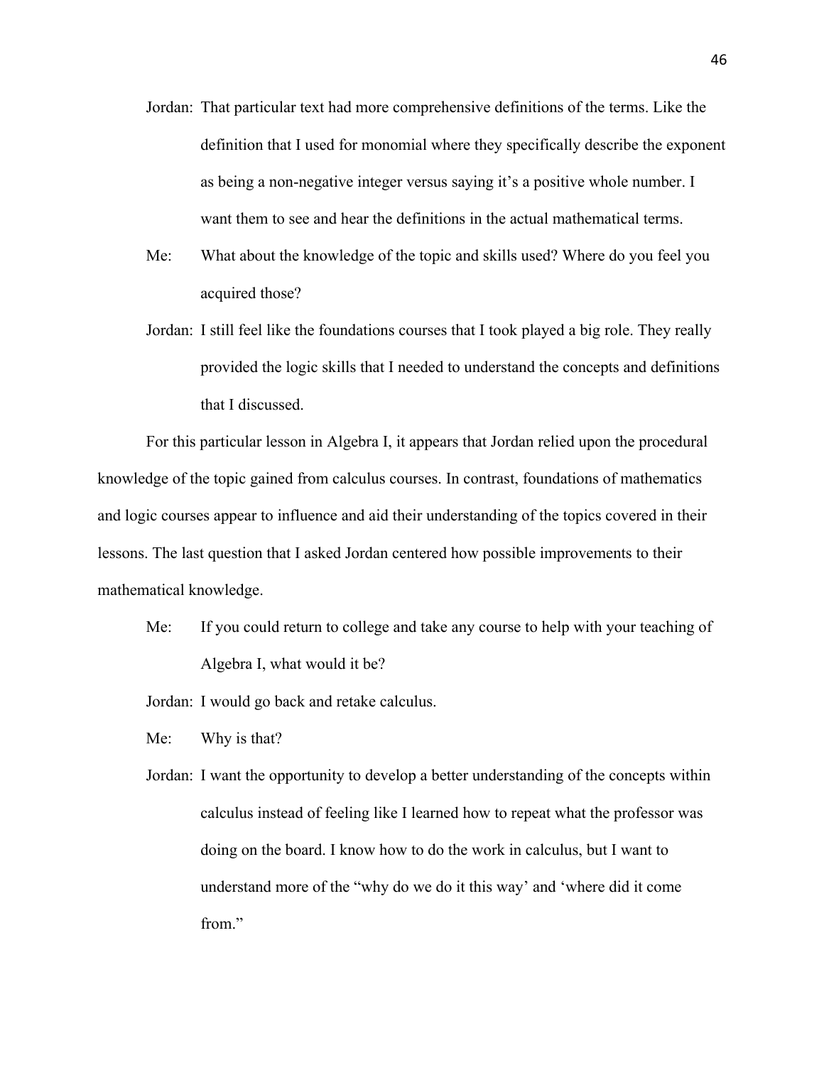Jordan: That particular text had more comprehensive definitions of the terms. Like the definition that I used for monomial where they specifically describe the exponent as being a non-negative integer versus saying it's a positive whole number. I want them to see and hear the definitions in the actual mathematical terms.

Me: What about the knowledge of the topic and skills used? Where do you feel you acquired those?

Jordan: I still feel like the foundations courses that I took played a big role. They really provided the logic skills that I needed to understand the concepts and definitions that I discussed.

For this particular lesson in Algebra I, it appears that Jordan relied upon the procedural knowledge of the topic gained from calculus courses. In contrast, foundations of mathematics and logic courses appear to influence and aid their understanding of the topics covered in their lessons. The last question that I asked Jordan centered how possible improvements to their mathematical knowledge.

Me: If you could return to college and take any course to help with your teaching of Algebra I, what would it be?

Jordan: I would go back and retake calculus.

Me: Why is that?

Jordan: I want the opportunity to develop a better understanding of the concepts within calculus instead of feeling like I learned how to repeat what the professor was doing on the board. I know how to do the work in calculus, but I want to understand more of the "why do we do it this way' and 'where did it come from."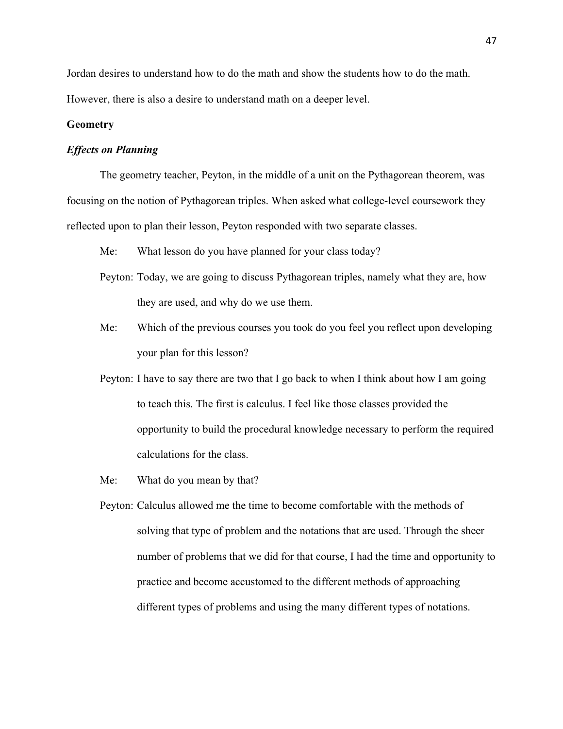Jordan desires to understand how to do the math and show the students how to do the math. However, there is also a desire to understand math on a deeper level.

**Geometry**

***Effects on Planning***

The geometry teacher, Peyton, in the middle of a unit on the Pythagorean theorem, was focusing on the notion of Pythagorean triples. When asked what college-level coursework they reflected upon to plan their lesson, Peyton responded with two separate classes.

Me: What lesson do you have planned for your class today?

Peyton: Today, we are going to discuss Pythagorean triples, namely what they are, how they are used, and why do we use them.

Me: Which of the previous courses you took do you feel you reflect upon developing your plan for this lesson?

Peyton: I have to say there are two that I go back to when I think about how I am going to teach this. The first is calculus. I feel like those classes provided the opportunity to build the procedural knowledge necessary to perform the required calculations for the class.

Me: What do you mean by that?

Peyton: Calculus allowed me the time to become comfortable with the methods of solving that type of problem and the notations that are used. Through the sheer number of problems that we did for that course, I had the time and opportunity to practice and become accustomed to the different methods of approaching different types of problems and using the many different types of notations.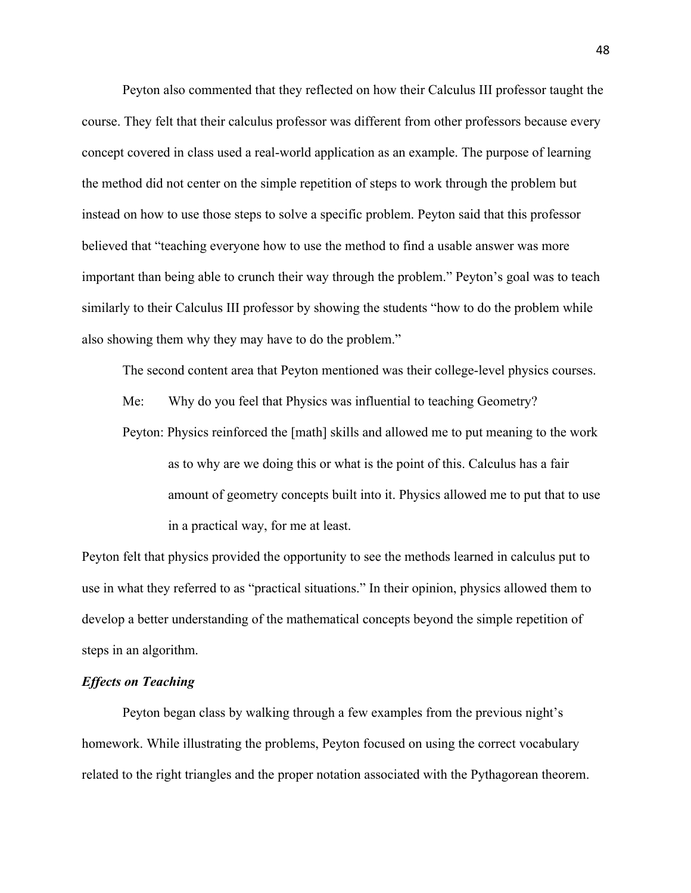Peyton also commented that they reflected on how their Calculus III professor taught the course. They felt that their calculus professor was different from other professors because every concept covered in class used a real-world application as an example. The purpose of learning the method did not center on the simple repetition of steps to work through the problem but instead on how to use those steps to solve a specific problem. Peyton said that this professor believed that "teaching everyone how to use the method to find a usable answer was more important than being able to crunch their way through the problem." Peyton's goal was to teach similarly to their Calculus III professor by showing the students "how to do the problem while also showing them why they may have to do the problem."

The second content area that Peyton mentioned was their college-level physics courses.

> Me: Why do you feel that Physics was influential to teaching Geometry?
>
> Peyton: Physics reinforced the [math] skills and allowed me to put meaning to the work as to why are we doing this or what is the point of this. Calculus has a fair amount of geometry concepts built into it. Physics allowed me to put that to use in a practical way, for me at least.

Peyton felt that physics provided the opportunity to see the methods learned in calculus put to use in what they referred to as "practical situations." In their opinion, physics allowed them to develop a better understanding of the mathematical concepts beyond the simple repetition of steps in an algorithm.

### *Effects on Teaching*

Peyton began class by walking through a few examples from the previous night's homework. While illustrating the problems, Peyton focused on using the correct vocabulary related to the right triangles and the proper notation associated with the Pythagorean theorem.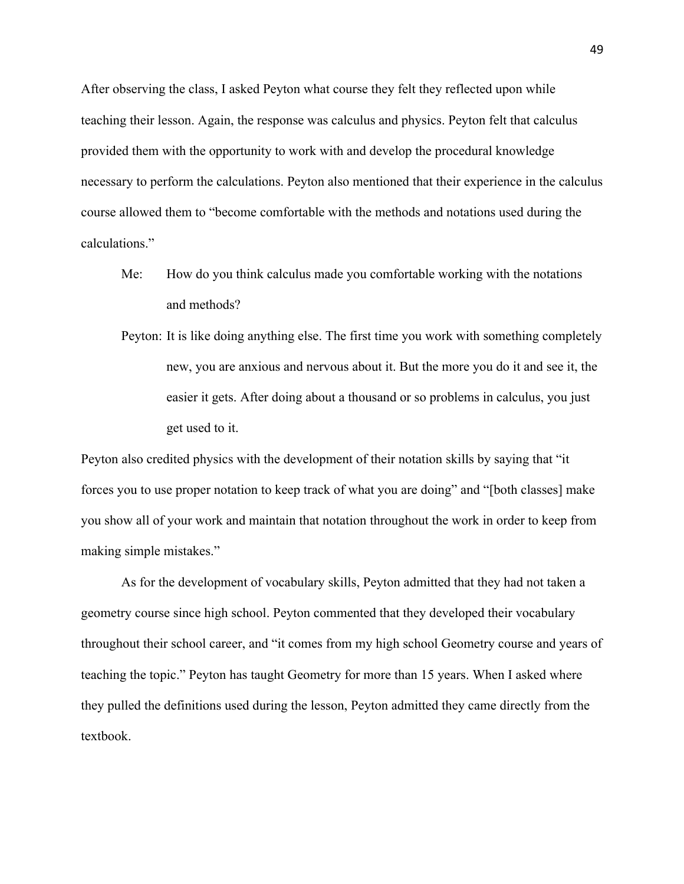After observing the class, I asked Peyton what course they felt they reflected upon while teaching their lesson. Again, the response was calculus and physics. Peyton felt that calculus provided them with the opportunity to work with and develop the procedural knowledge necessary to perform the calculations. Peyton also mentioned that their experience in the calculus course allowed them to "become comfortable with the methods and notations used during the calculations."

> Me: How do you think calculus made you comfortable working with the notations and methods?
>
> Peyton: It is like doing anything else. The first time you work with something completely new, you are anxious and nervous about it. But the more you do it and see it, the easier it gets. After doing about a thousand or so problems in calculus, you just get used to it.

Peyton also credited physics with the development of their notation skills by saying that "it forces you to use proper notation to keep track of what you are doing" and "[both classes] make you show all of your work and maintain that notation throughout the work in order to keep from making simple mistakes."

As for the development of vocabulary skills, Peyton admitted that they had not taken a geometry course since high school. Peyton commented that they developed their vocabulary throughout their school career, and "it comes from my high school Geometry course and years of teaching the topic." Peyton has taught Geometry for more than 15 years. When I asked where they pulled the definitions used during the lesson, Peyton admitted they came directly from the textbook.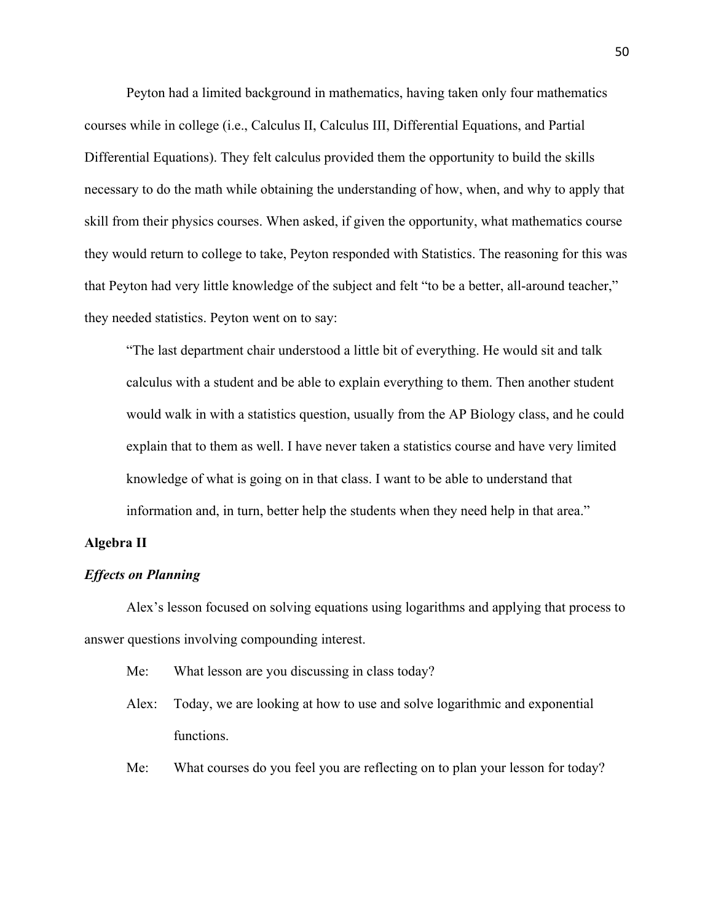Peyton had a limited background in mathematics, having taken only four mathematics courses while in college (i.e., Calculus II, Calculus III, Differential Equations, and Partial Differential Equations). They felt calculus provided them the opportunity to build the skills necessary to do the math while obtaining the understanding of how, when, and why to apply that skill from their physics courses. When asked, if given the opportunity, what mathematics course they would return to college to take, Peyton responded with Statistics. The reasoning for this was that Peyton had very little knowledge of the subject and felt "to be a better, all-around teacher," they needed statistics. Peyton went on to say:

> "The last department chair understood a little bit of everything. He would sit and talk calculus with a student and be able to explain everything to them. Then another student would walk in with a statistics question, usually from the AP Biology class, and he could explain that to them as well. I have never taken a statistics course and have very limited knowledge of what is going on in that class. I want to be able to understand that information and, in turn, better help the students when they need help in that area."

**Algebra II**

***Effects on Planning***

Alex's lesson focused on solving equations using logarithms and applying that process to answer questions involving compounding interest.

Me: What lesson are you discussing in class today?

Alex: Today, we are looking at how to use and solve logarithmic and exponential functions.

Me: What courses do you feel you are reflecting on to plan your lesson for today?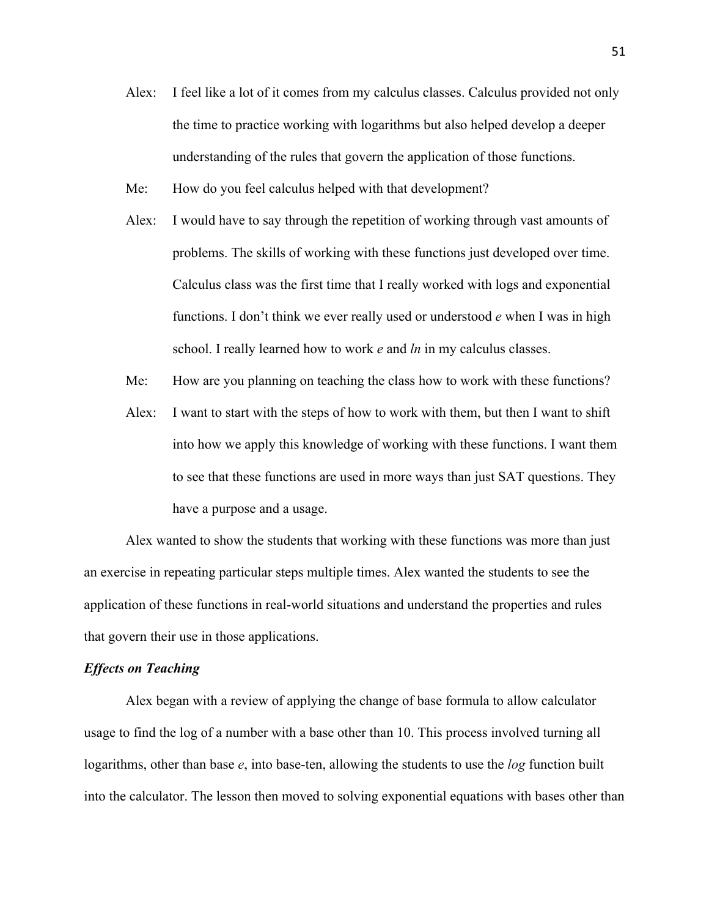Alex: I feel like a lot of it comes from my calculus classes. Calculus provided not only the time to practice working with logarithms but also helped develop a deeper understanding of the rules that govern the application of those functions.

Me: How do you feel calculus helped with that development?

Alex: I would have to say through the repetition of working through vast amounts of problems. The skills of working with these functions just developed over time. Calculus class was the first time that I really worked with logs and exponential functions. I don't think we ever really used or understood *e* when I was in high school. I really learned how to work *e* and *ln* in my calculus classes.

Me: How are you planning on teaching the class how to work with these functions?

Alex: I want to start with the steps of how to work with them, but then I want to shift into how we apply this knowledge of working with these functions. I want them to see that these functions are used in more ways than just SAT questions. They have a purpose and a usage.

Alex wanted to show the students that working with these functions was more than just an exercise in repeating particular steps multiple times. Alex wanted the students to see the application of these functions in real-world situations and understand the properties and rules that govern their use in those applications.

### *Effects on Teaching*

Alex began with a review of applying the change of base formula to allow calculator usage to find the log of a number with a base other than 10. This process involved turning all logarithms, other than base *e*, into base-ten, allowing the students to use the *log* function built into the calculator. The lesson then moved to solving exponential equations with bases other than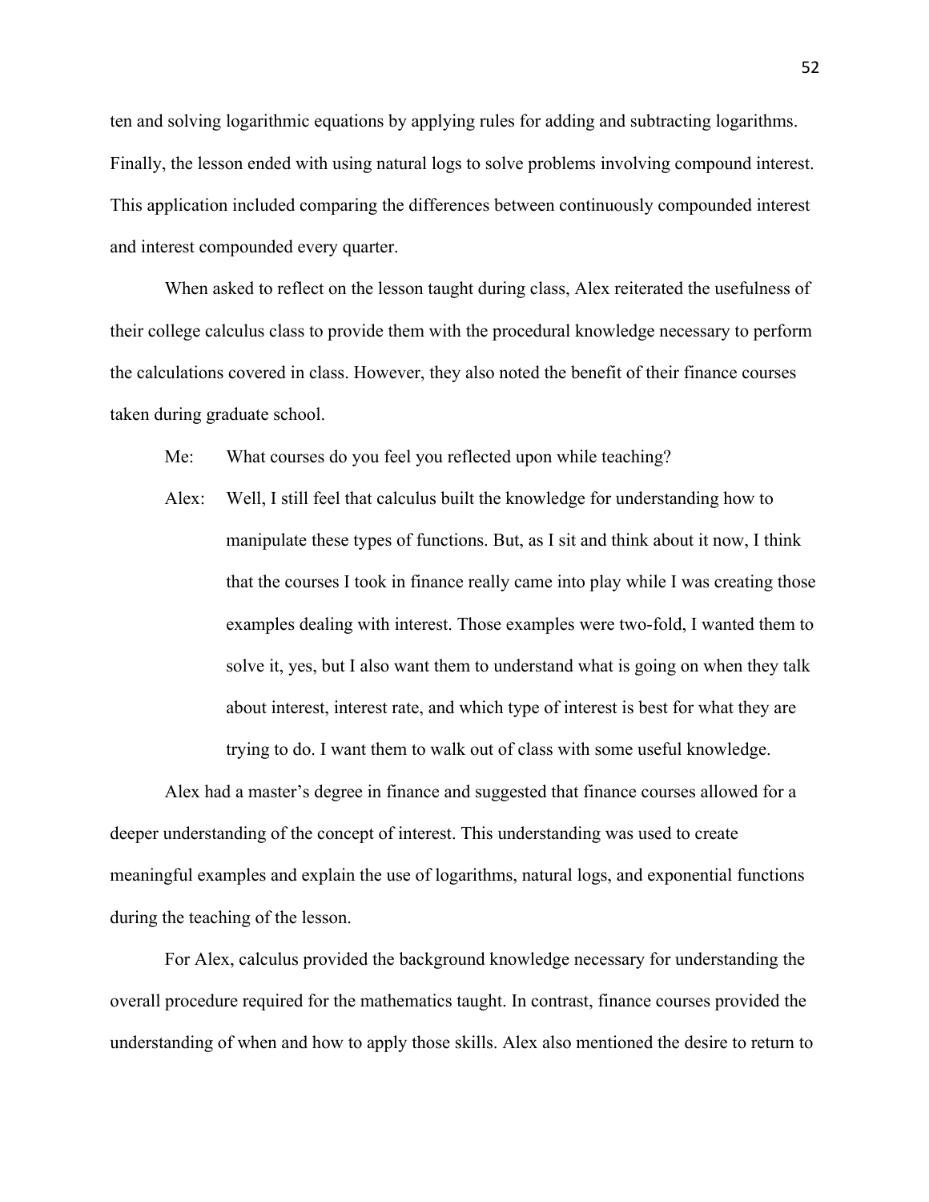ten and solving logarithmic equations by applying rules for adding and subtracting logarithms. Finally, the lesson ended with using natural logs to solve problems involving compound interest. This application included comparing the differences between continuously compounded interest and interest compounded every quarter.

When asked to reflect on the lesson taught during class, Alex reiterated the usefulness of their college calculus class to provide them with the procedural knowledge necessary to perform the calculations covered in class. However, they also noted the benefit of their finance courses taken during graduate school.

> Me: What courses do you feel you reflected upon while teaching?
>
> Alex: Well, I still feel that calculus built the knowledge for understanding how to manipulate these types of functions. But, as I sit and think about it now, I think that the courses I took in finance really came into play while I was creating those examples dealing with interest. Those examples were two-fold, I wanted them to solve it, yes, but I also want them to understand what is going on when they talk about interest, interest rate, and which type of interest is best for what they are trying to do. I want them to walk out of class with some useful knowledge.

Alex had a master's degree in finance and suggested that finance courses allowed for a deeper understanding of the concept of interest. This understanding was used to create meaningful examples and explain the use of logarithms, natural logs, and exponential functions during the teaching of the lesson.

For Alex, calculus provided the background knowledge necessary for understanding the overall procedure required for the mathematics taught. In contrast, finance courses provided the understanding of when and how to apply those skills. Alex also mentioned the desire to return to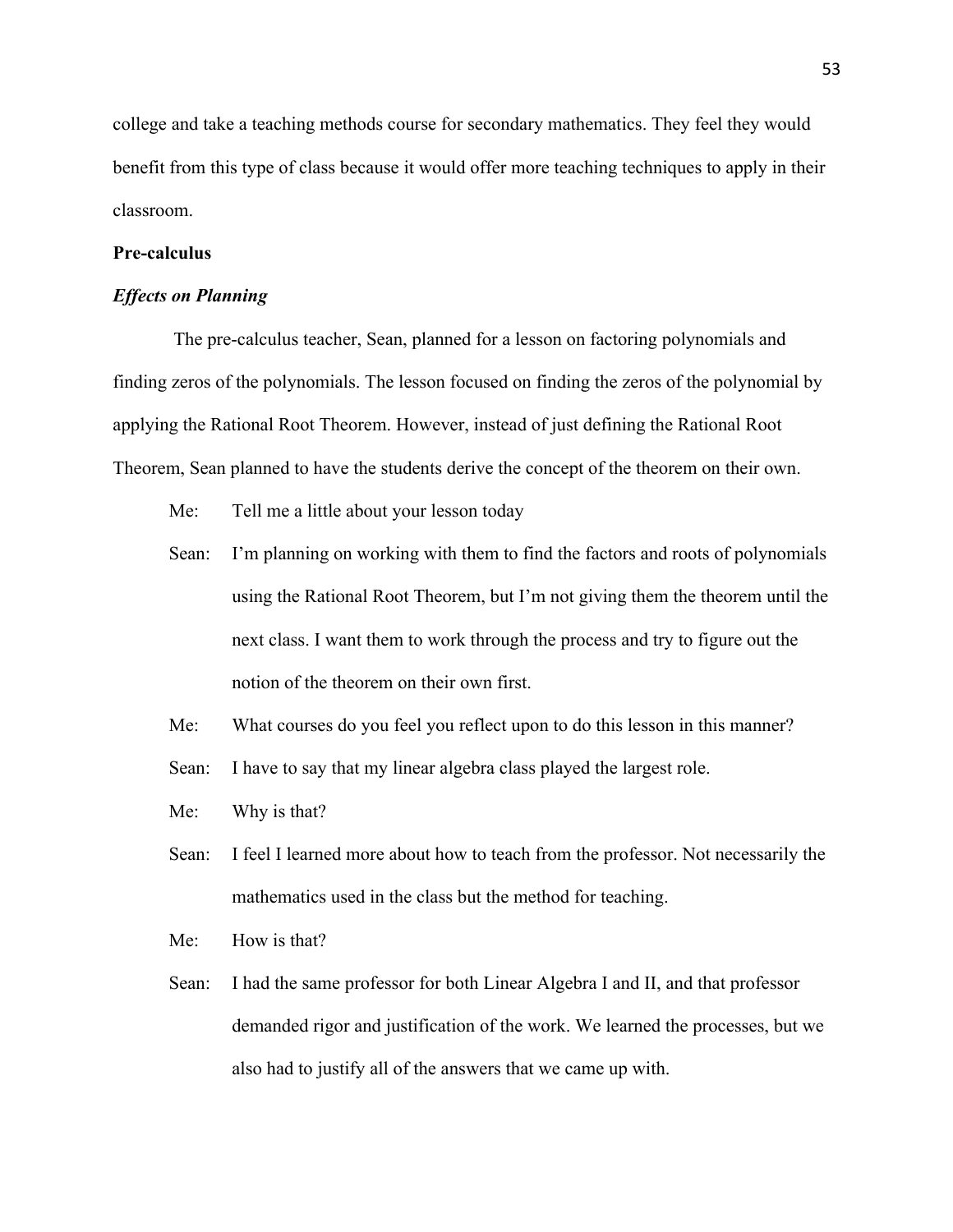college and take a teaching methods course for secondary mathematics. They feel they would benefit from this type of class because it would offer more teaching techniques to apply in their classroom.

**Pre-calculus**

***Effects on Planning***

The pre-calculus teacher, Sean, planned for a lesson on factoring polynomials and finding zeros of the polynomials. The lesson focused on finding the zeros of the polynomial by applying the Rational Root Theorem. However, instead of just defining the Rational Root Theorem, Sean planned to have the students derive the concept of the theorem on their own.

Me: Tell me a little about your lesson today

Sean: I'm planning on working with them to find the factors and roots of polynomials using the Rational Root Theorem, but I'm not giving them the theorem until the next class. I want them to work through the process and try to figure out the notion of the theorem on their own first.

Me: What courses do you feel you reflect upon to do this lesson in this manner?

Sean: I have to say that my linear algebra class played the largest role.

Me: Why is that?

Sean: I feel I learned more about how to teach from the professor. Not necessarily the mathematics used in the class but the method for teaching.

Me: How is that?

Sean: I had the same professor for both Linear Algebra I and II, and that professor demanded rigor and justification of the work. We learned the processes, but we also had to justify all of the answers that we came up with.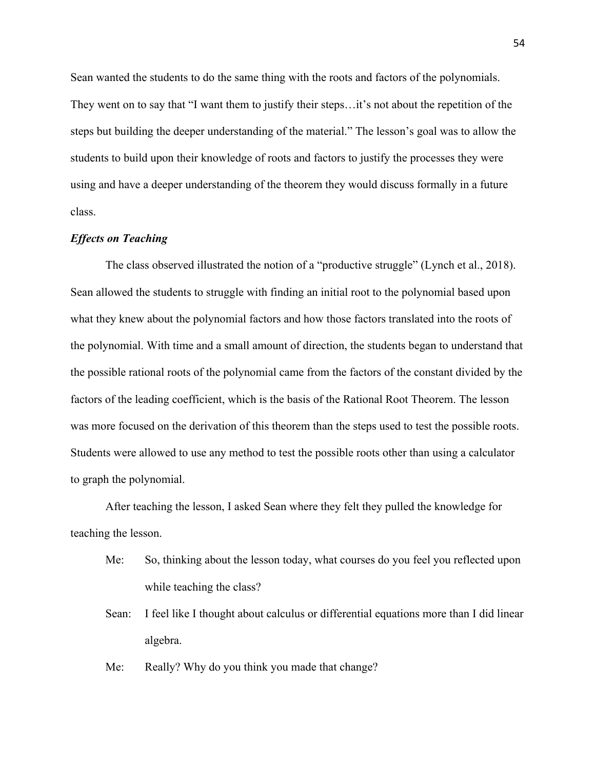Sean wanted the students to do the same thing with the roots and factors of the polynomials. They went on to say that "I want them to justify their steps…it's not about the repetition of the steps but building the deeper understanding of the material." The lesson's goal was to allow the students to build upon their knowledge of roots and factors to justify the processes they were using and have a deeper understanding of the theorem they would discuss formally in a future class.

### *Effects on Teaching*

The class observed illustrated the notion of a "productive struggle" (Lynch et al., 2018). Sean allowed the students to struggle with finding an initial root to the polynomial based upon what they knew about the polynomial factors and how those factors translated into the roots of the polynomial. With time and a small amount of direction, the students began to understand that the possible rational roots of the polynomial came from the factors of the constant divided by the factors of the leading coefficient, which is the basis of the Rational Root Theorem. The lesson was more focused on the derivation of this theorem than the steps used to test the possible roots. Students were allowed to use any method to test the possible roots other than using a calculator to graph the polynomial.

After teaching the lesson, I asked Sean where they felt they pulled the knowledge for teaching the lesson.

> Me: So, thinking about the lesson today, what courses do you feel you reflected upon while teaching the class?
>
> Sean: I feel like I thought about calculus or differential equations more than I did linear algebra.
>
> Me: Really? Why do you think you made that change?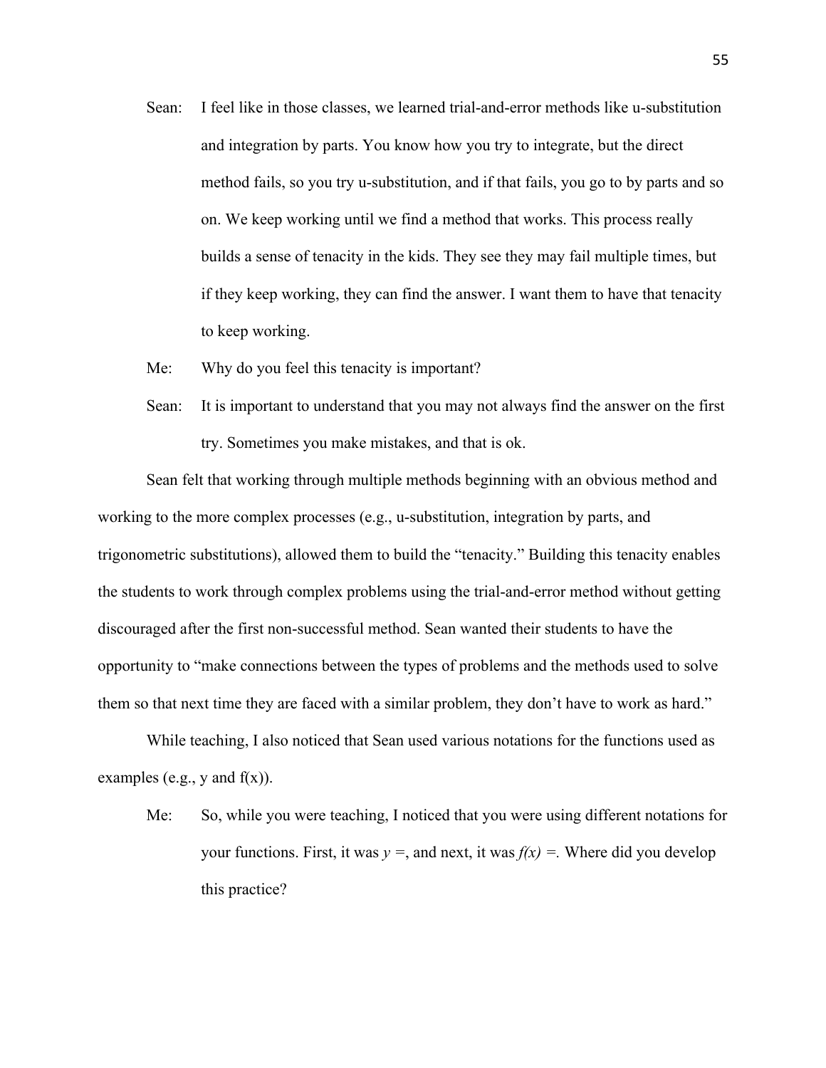Sean: I feel like in those classes, we learned trial-and-error methods like u-substitution and integration by parts. You know how you try to integrate, but the direct method fails, so you try u-substitution, and if that fails, you go to by parts and so on. We keep working until we find a method that works. This process really builds a sense of tenacity in the kids. They see they may fail multiple times, but if they keep working, they can find the answer. I want them to have that tenacity to keep working.

Me: Why do you feel this tenacity is important?

Sean: It is important to understand that you may not always find the answer on the first try. Sometimes you make mistakes, and that is ok.

Sean felt that working through multiple methods beginning with an obvious method and working to the more complex processes (e.g., u-substitution, integration by parts, and trigonometric substitutions), allowed them to build the "tenacity." Building this tenacity enables the students to work through complex problems using the trial-and-error method without getting discouraged after the first non-successful method. Sean wanted their students to have the opportunity to "make connections between the types of problems and the methods used to solve them so that next time they are faced with a similar problem, they don't have to work as hard."

While teaching, I also noticed that Sean used various notations for the functions used as examples (e.g., y and f(x)).

Me: So, while you were teaching, I noticed that you were using different notations for your functions. First, it was *y =*, and next, it was *f(x) =*. Where did you develop this practice?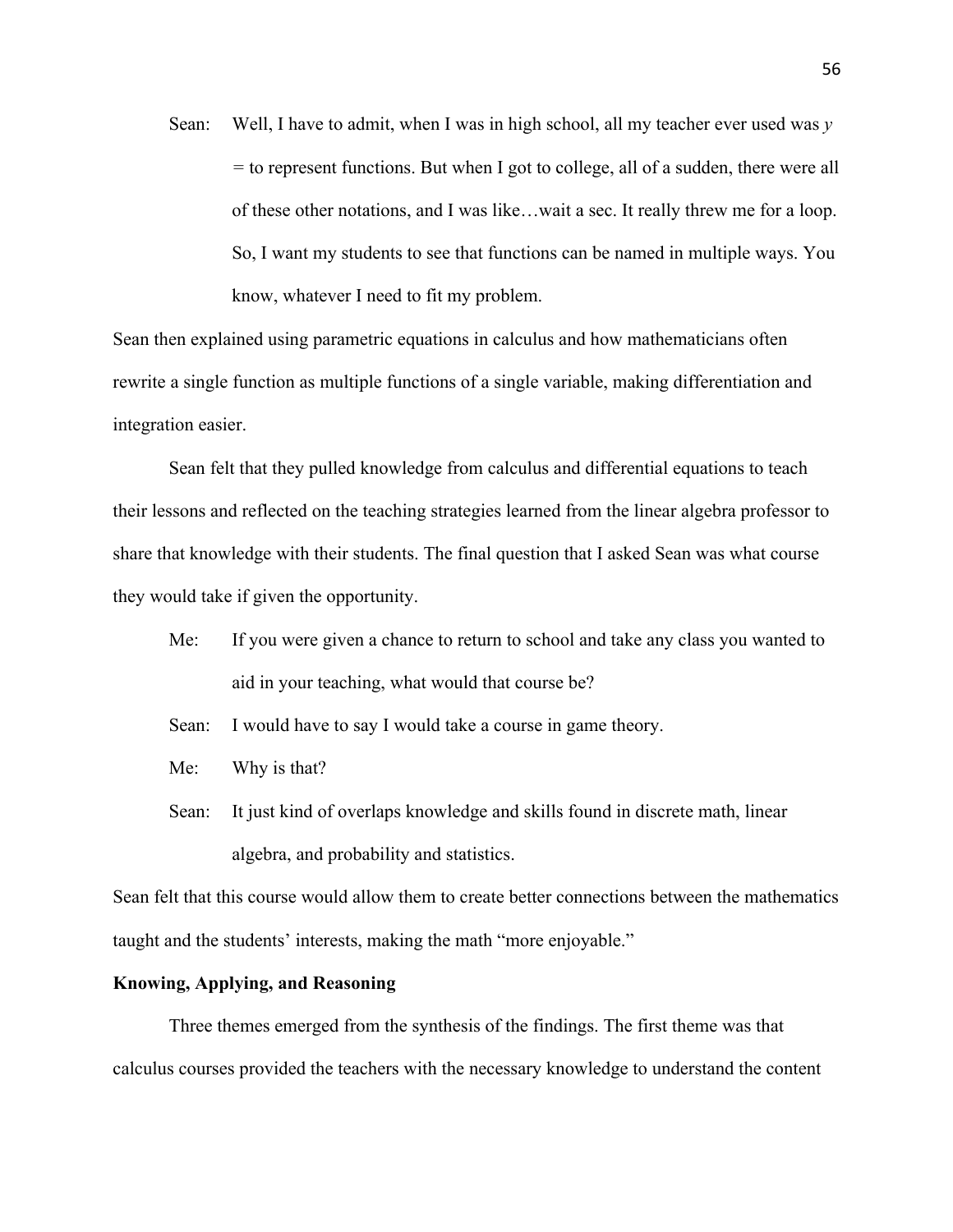Sean: Well, I have to admit, when I was in high school, all my teacher ever used was $y$ = to represent functions. But when I got to college, all of a sudden, there were all of these other notations, and I was like…wait a sec. It really threw me for a loop. So, I want my students to see that functions can be named in multiple ways. You know, whatever I need to fit my problem.

Sean then explained using parametric equations in calculus and how mathematicians often rewrite a single function as multiple functions of a single variable, making differentiation and integration easier.

Sean felt that they pulled knowledge from calculus and differential equations to teach their lessons and reflected on the teaching strategies learned from the linear algebra professor to share that knowledge with their students. The final question that I asked Sean was what course they would take if given the opportunity.

Me: If you were given a chance to return to school and take any class you wanted to aid in your teaching, what would that course be?

Sean: I would have to say I would take a course in game theory.

Me: Why is that?

Sean: It just kind of overlaps knowledge and skills found in discrete math, linear algebra, and probability and statistics.

Sean felt that this course would allow them to create better connections between the mathematics taught and the students' interests, making the math "more enjoyable."

**Knowing, Applying, and Reasoning**

Three themes emerged from the synthesis of the findings. The first theme was that calculus courses provided the teachers with the necessary knowledge to understand the content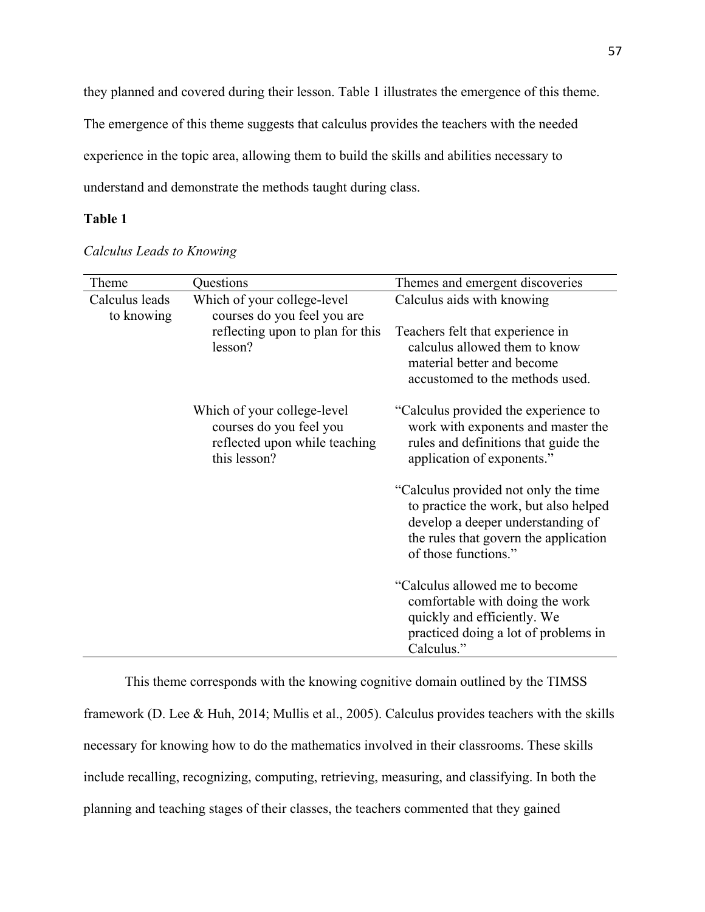they planned and covered during their lesson. Table 1 illustrates the emergence of this theme. The emergence of this theme suggests that calculus provides the teachers with the needed experience in the topic area, allowing them to build the skills and abilities necessary to understand and demonstrate the methods taught during class.

**Table 1**

*Calculus Leads to Knowing*

| Theme | Questions | Themes and emergent discoveries |
|---|---|---|
| Calculus leads to knowing | Which of your college-level courses do you feel you are reflecting upon to plan for this lesson? | Calculus aids with knowing<br><br>Teachers felt that experience in calculus allowed them to know material better and become accustomed to the methods used. |
| | Which of your college-level courses do you feel you reflected upon while teaching this lesson? | "Calculus provided the experience to work with exponents and master the rules and definitions that guide the application of exponents."<br><br>"Calculus provided not only the time to practice the work, but also helped develop a deeper understanding of the rules that govern the application of those functions."<br><br>"Calculus allowed me to become comfortable with doing the work quickly and efficiently. We practiced doing a lot of problems in Calculus." |

This theme corresponds with the knowing cognitive domain outlined by the TIMSS framework (D. Lee & Huh, 2014; Mullis et al., 2005). Calculus provides teachers with the skills necessary for knowing how to do the mathematics involved in their classrooms. These skills include recalling, recognizing, computing, retrieving, measuring, and classifying. In both the planning and teaching stages of their classes, the teachers commented that they gained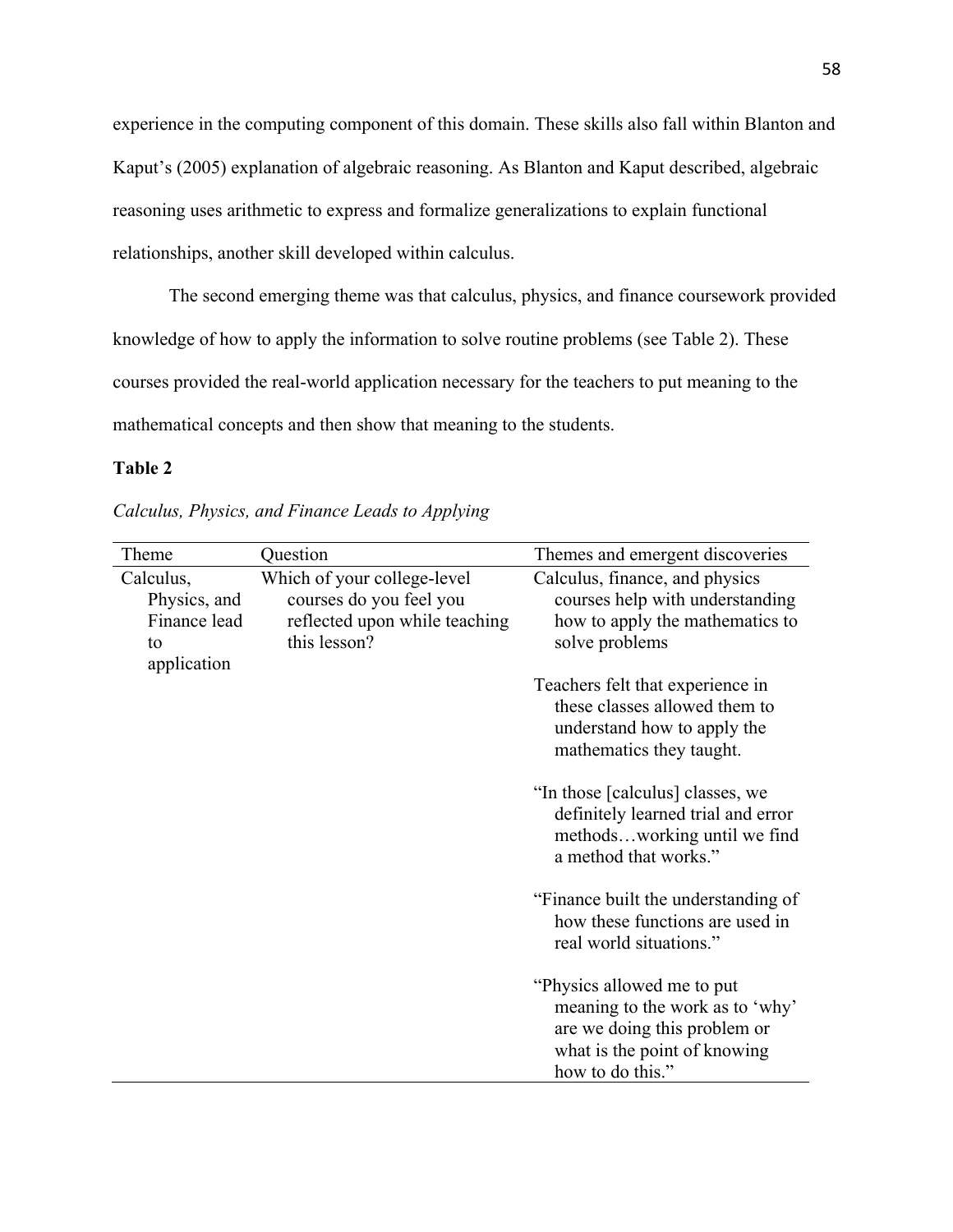experience in the computing component of this domain. These skills also fall within Blanton and Kaput's (2005) explanation of algebraic reasoning. As Blanton and Kaput described, algebraic reasoning uses arithmetic to express and formalize generalizations to explain functional relationships, another skill developed within calculus.

The second emerging theme was that calculus, physics, and finance coursework provided knowledge of how to apply the information to solve routine problems (see Table 2). These courses provided the real-world application necessary for the teachers to put meaning to the mathematical concepts and then show that meaning to the students.

**Table 2**

*Calculus, Physics, and Finance Leads to Applying*

| Theme | Question | Themes and emergent discoveries |
|---|---|---|
| Calculus, Physics, and Finance lead to application | Which of your college-level courses do you feel you reflected upon while teaching this lesson? | Calculus, finance, and physics courses help with understanding how to apply the mathematics to solve problems |
| | | Teachers felt that experience in these classes allowed them to understand how to apply the mathematics they taught. |
| | | "In those [calculus] classes, we definitely learned trial and error methods…working until we find a method that works." |
| | | "Finance built the understanding of how these functions are used in real world situations." |
| | | "Physics allowed me to put meaning to the work as to 'why' are we doing this problem or what is the point of knowing how to do this." |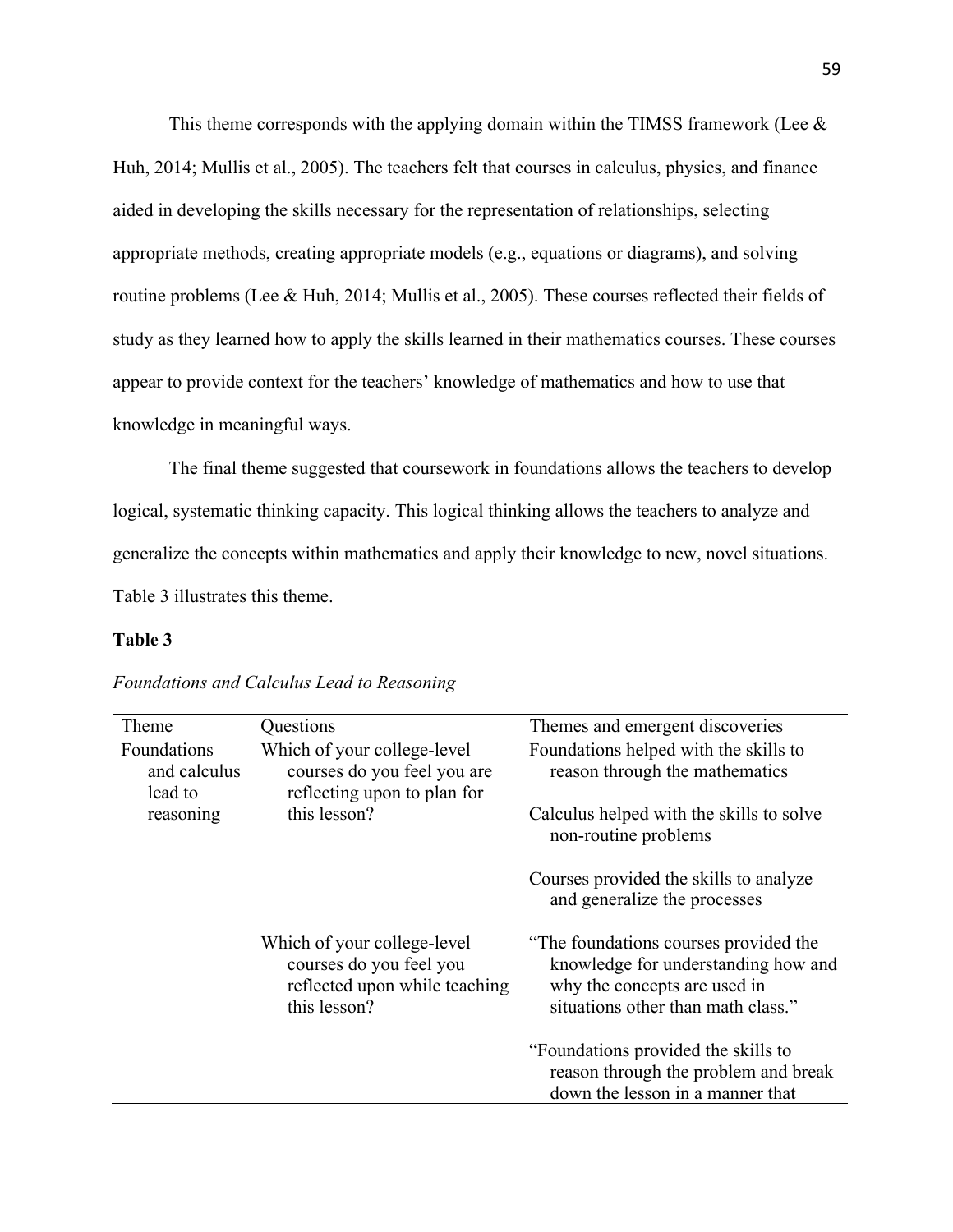This theme corresponds with the applying domain within the TIMSS framework (Lee & Huh, 2014; Mullis et al., 2005). The teachers felt that courses in calculus, physics, and finance aided in developing the skills necessary for the representation of relationships, selecting appropriate methods, creating appropriate models (e.g., equations or diagrams), and solving routine problems (Lee & Huh, 2014; Mullis et al., 2005). These courses reflected their fields of study as they learned how to apply the skills learned in their mathematics courses. These courses appear to provide context for the teachers' knowledge of mathematics and how to use that knowledge in meaningful ways.

The final theme suggested that coursework in foundations allows the teachers to develop logical, systematic thinking capacity. This logical thinking allows the teachers to analyze and generalize the concepts within mathematics and apply their knowledge to new, novel situations. Table 3 illustrates this theme.

**Table 3**

*Foundations and Calculus Lead to Reasoning*

| Theme | Questions | Themes and emergent discoveries |
|---|---|---|
| Foundations and calculus lead to reasoning | Which of your college-level courses do you feel you are reflecting upon to plan for this lesson? | Foundations helped with the skills to reason through the mathematics |
| | | Calculus helped with the skills to solve non-routine problems |
| | | Courses provided the skills to analyze and generalize the processes |
| | Which of your college-level courses do you feel you reflected upon while teaching this lesson? | "The foundations courses provided the knowledge for understanding how and why the concepts are used in situations other than math class." |
| | | "Foundations provided the skills to reason through the problem and break down the lesson in a manner that |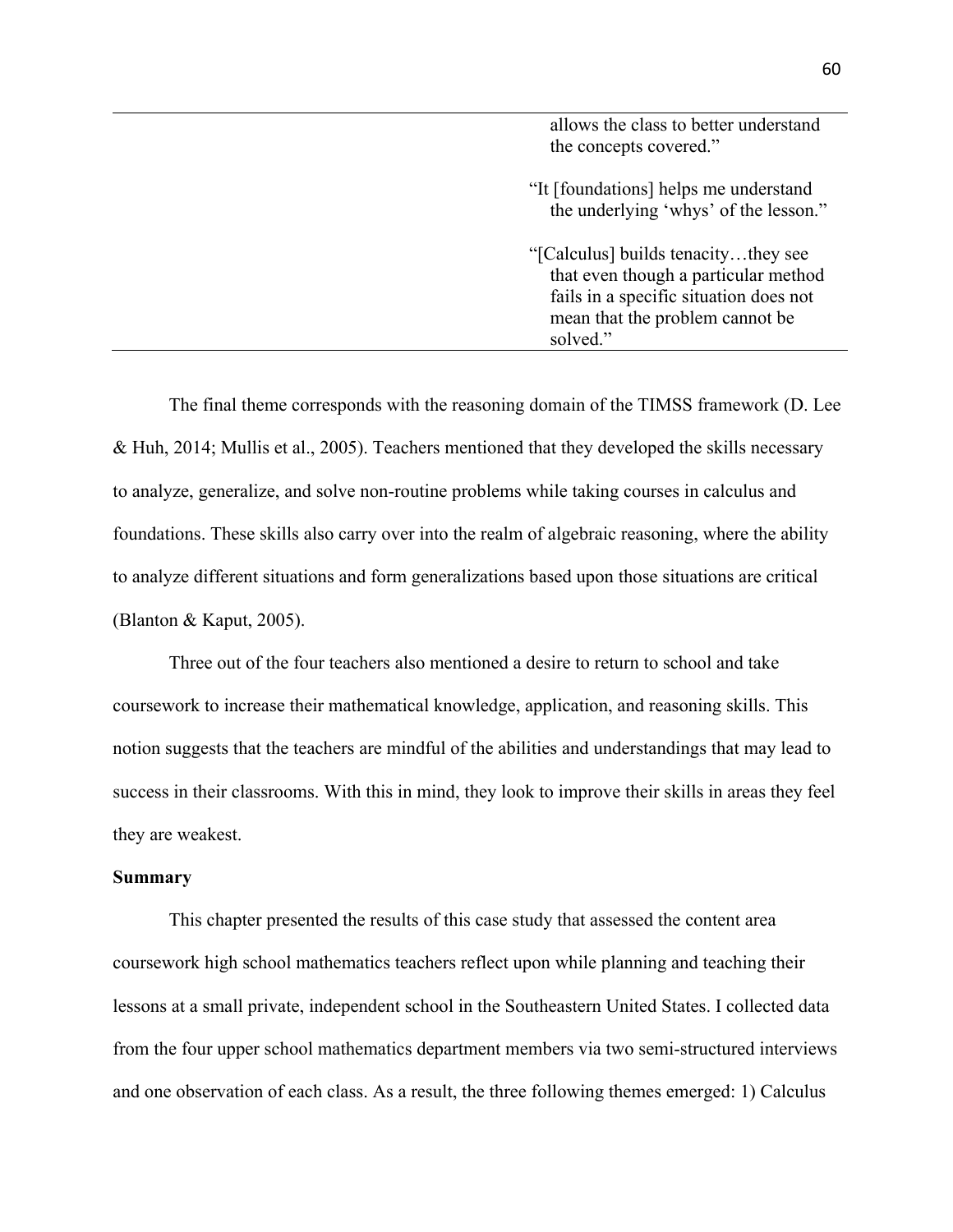| | |
|---|---|
| | allows the class to better understand the concepts covered." <br><br> "It [foundations] helps me understand the underlying 'whys' of the lesson." <br><br> "[Calculus] builds tenacity…they see that even though a particular method fails in a specific situation does not mean that the problem cannot be solved." |

The final theme corresponds with the reasoning domain of the TIMSS framework (D. Lee & Huh, 2014; Mullis et al., 2005). Teachers mentioned that they developed the skills necessary to analyze, generalize, and solve non-routine problems while taking courses in calculus and foundations. These skills also carry over into the realm of algebraic reasoning, where the ability to analyze different situations and form generalizations based upon those situations are critical (Blanton & Kaput, 2005).

Three out of the four teachers also mentioned a desire to return to school and take coursework to increase their mathematical knowledge, application, and reasoning skills. This notion suggests that the teachers are mindful of the abilities and understandings that may lead to success in their classrooms. With this in mind, they look to improve their skills in areas they feel they are weakest.

**Summary**

This chapter presented the results of this case study that assessed the content area coursework high school mathematics teachers reflect upon while planning and teaching their lessons at a small private, independent school in the Southeastern United States. I collected data from the four upper school mathematics department members via two semi-structured interviews and one observation of each class. As a result, the three following themes emerged: 1) Calculus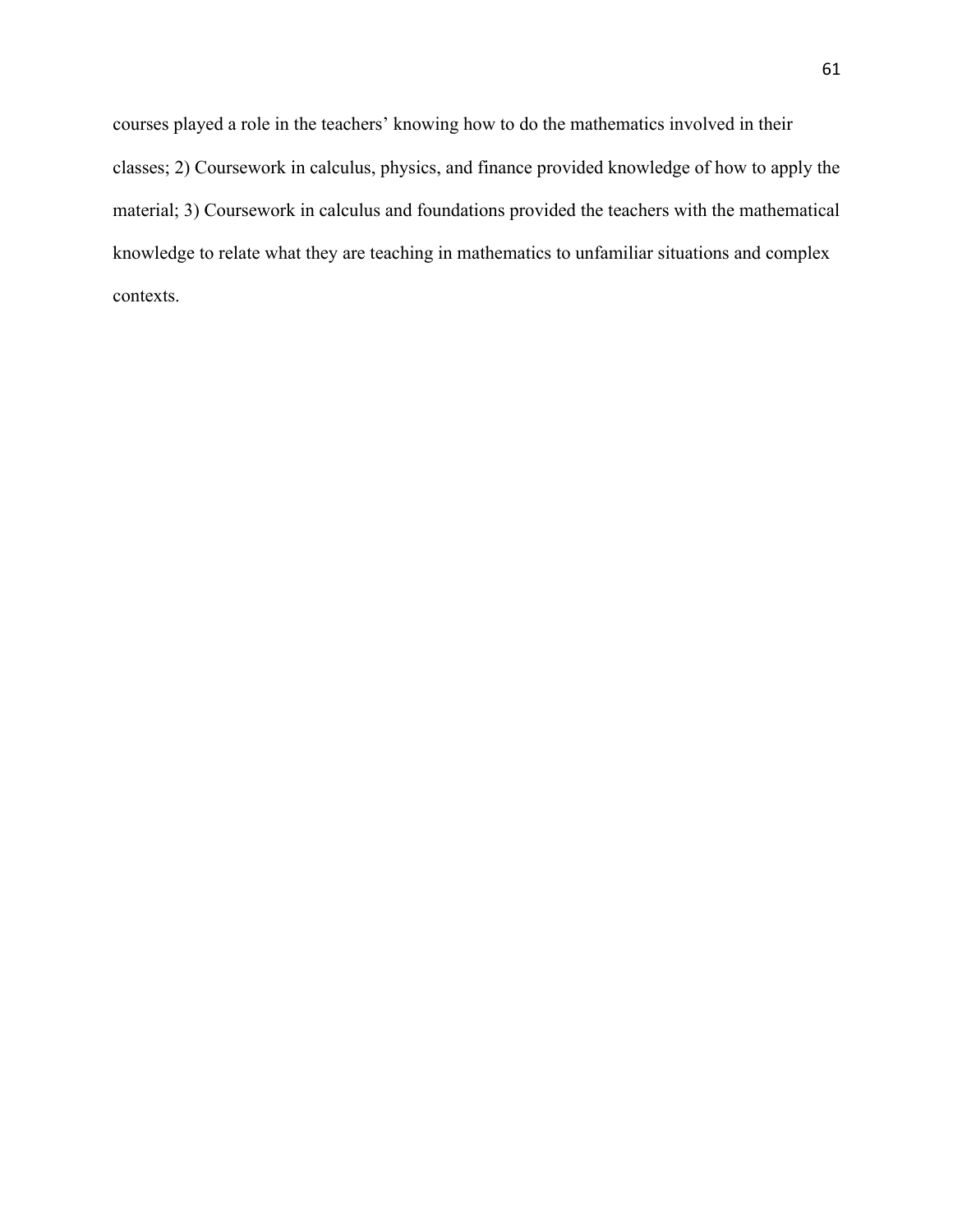courses played a role in the teachers' knowing how to do the mathematics involved in their classes; 2) Coursework in calculus, physics, and finance provided knowledge of how to apply the material; 3) Coursework in calculus and foundations provided the teachers with the mathematical knowledge to relate what they are teaching in mathematics to unfamiliar situations and complex contexts.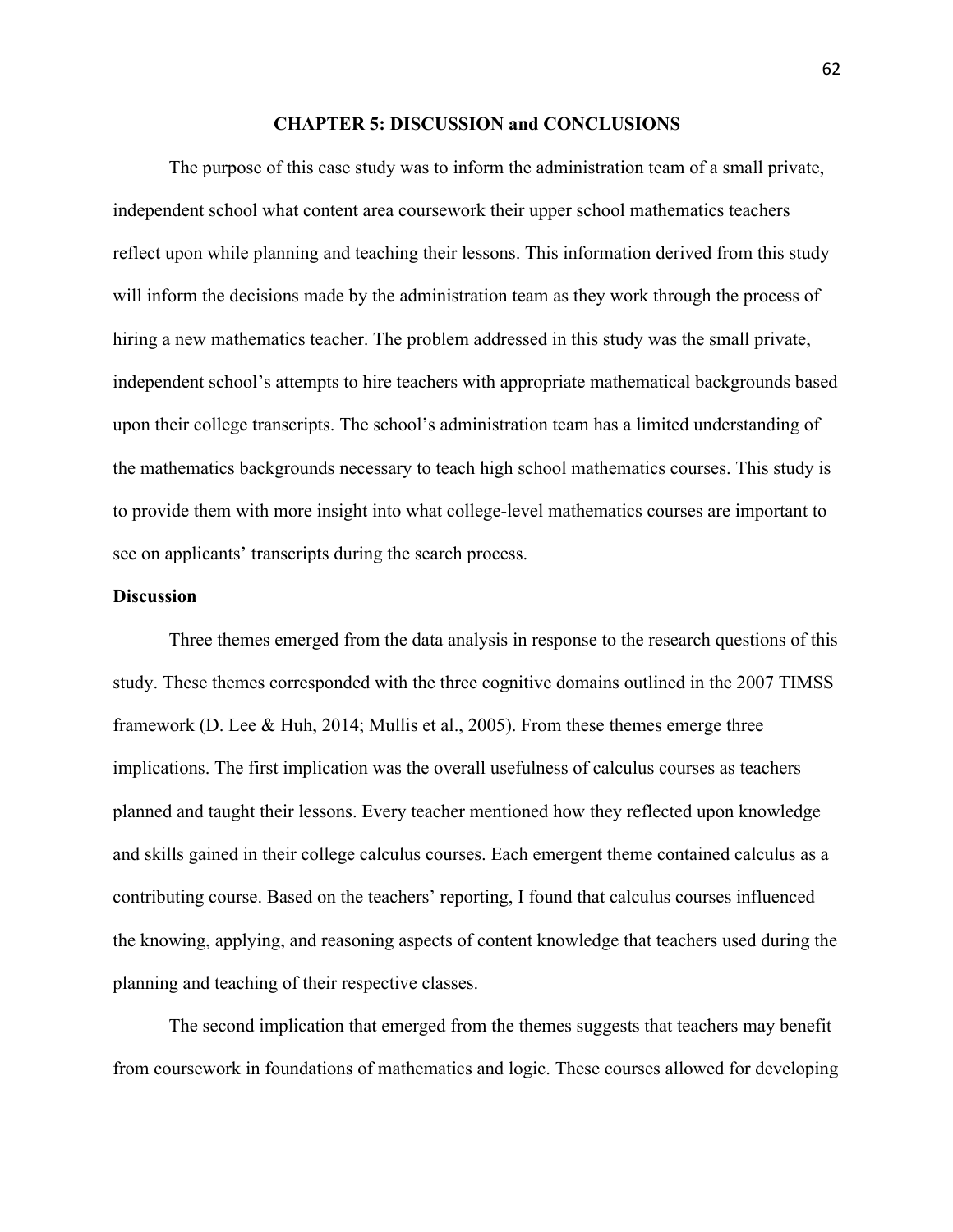# CHAPTER 5: DISCUSSION and CONCLUSIONS

The purpose of this case study was to inform the administration team of a small private, independent school what content area coursework their upper school mathematics teachers reflect upon while planning and teaching their lessons. This information derived from this study will inform the decisions made by the administration team as they work through the process of hiring a new mathematics teacher. The problem addressed in this study was the small private, independent school's attempts to hire teachers with appropriate mathematical backgrounds based upon their college transcripts. The school's administration team has a limited understanding of the mathematics backgrounds necessary to teach high school mathematics courses. This study is to provide them with more insight into what college-level mathematics courses are important to see on applicants' transcripts during the search process.

## Discussion

Three themes emerged from the data analysis in response to the research questions of this study. These themes corresponded with the three cognitive domains outlined in the 2007 TIMSS framework (D. Lee & Huh, 2014; Mullis et al., 2005). From these themes emerge three implications. The first implication was the overall usefulness of calculus courses as teachers planned and taught their lessons. Every teacher mentioned how they reflected upon knowledge and skills gained in their college calculus courses. Each emergent theme contained calculus as a contributing course. Based on the teachers' reporting, I found that calculus courses influenced the knowing, applying, and reasoning aspects of content knowledge that teachers used during the planning and teaching of their respective classes.

The second implication that emerged from the themes suggests that teachers may benefit from coursework in foundations of mathematics and logic. These courses allowed for developing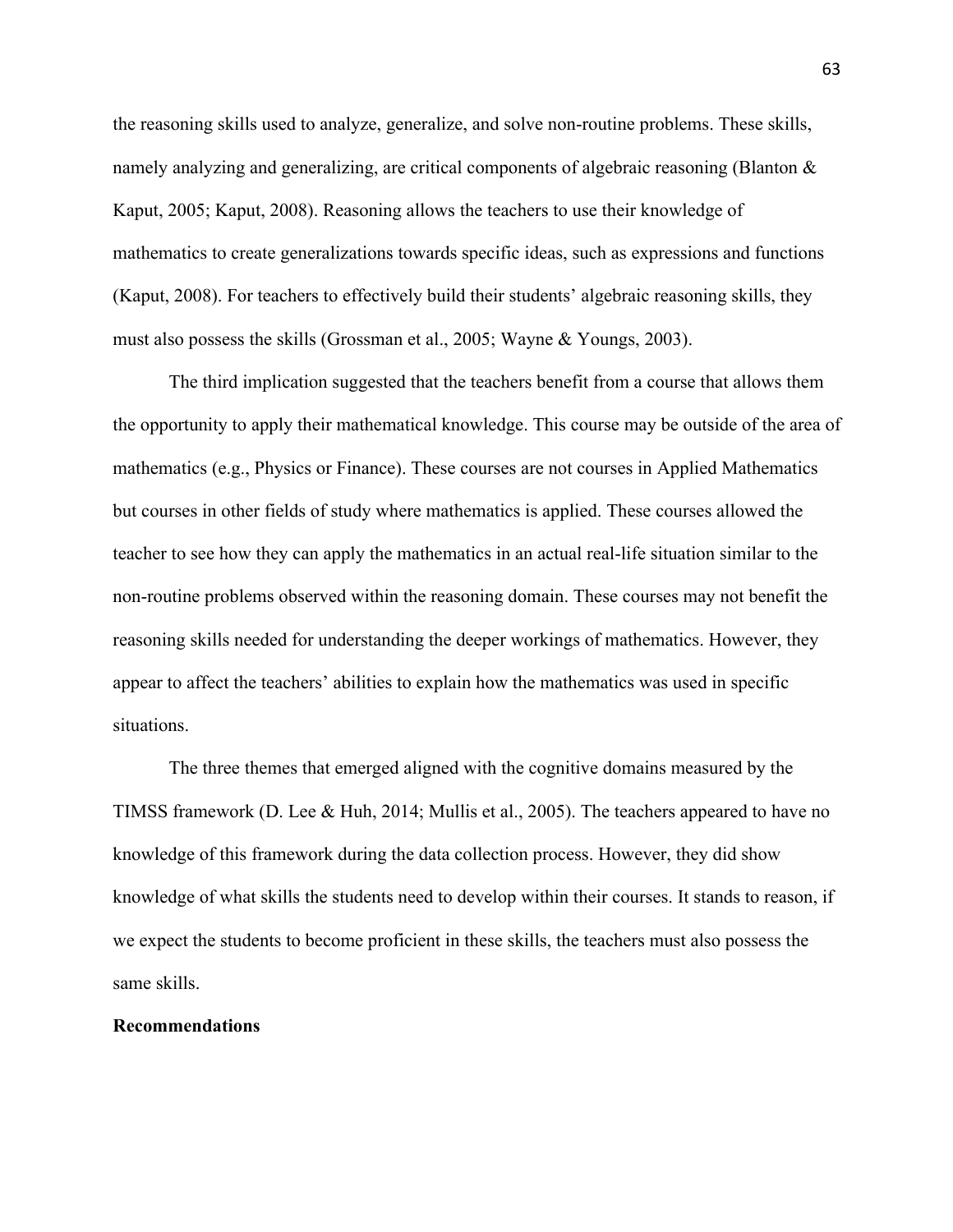the reasoning skills used to analyze, generalize, and solve non-routine problems. These skills, namely analyzing and generalizing, are critical components of algebraic reasoning (Blanton & Kaput, 2005; Kaput, 2008). Reasoning allows the teachers to use their knowledge of mathematics to create generalizations towards specific ideas, such as expressions and functions (Kaput, 2008). For teachers to effectively build their students' algebraic reasoning skills, they must also possess the skills (Grossman et al., 2005; Wayne & Youngs, 2003).

The third implication suggested that the teachers benefit from a course that allows them the opportunity to apply their mathematical knowledge. This course may be outside of the area of mathematics (e.g., Physics or Finance). These courses are not courses in Applied Mathematics but courses in other fields of study where mathematics is applied. These courses allowed the teacher to see how they can apply the mathematics in an actual real-life situation similar to the non-routine problems observed within the reasoning domain. These courses may not benefit the reasoning skills needed for understanding the deeper workings of mathematics. However, they appear to affect the teachers' abilities to explain how the mathematics was used in specific situations.

The three themes that emerged aligned with the cognitive domains measured by the TIMSS framework (D. Lee & Huh, 2014; Mullis et al., 2005). The teachers appeared to have no knowledge of this framework during the data collection process. However, they did show knowledge of what skills the students need to develop within their courses. It stands to reason, if we expect the students to become proficient in these skills, the teachers must also possess the same skills.

## Recommendations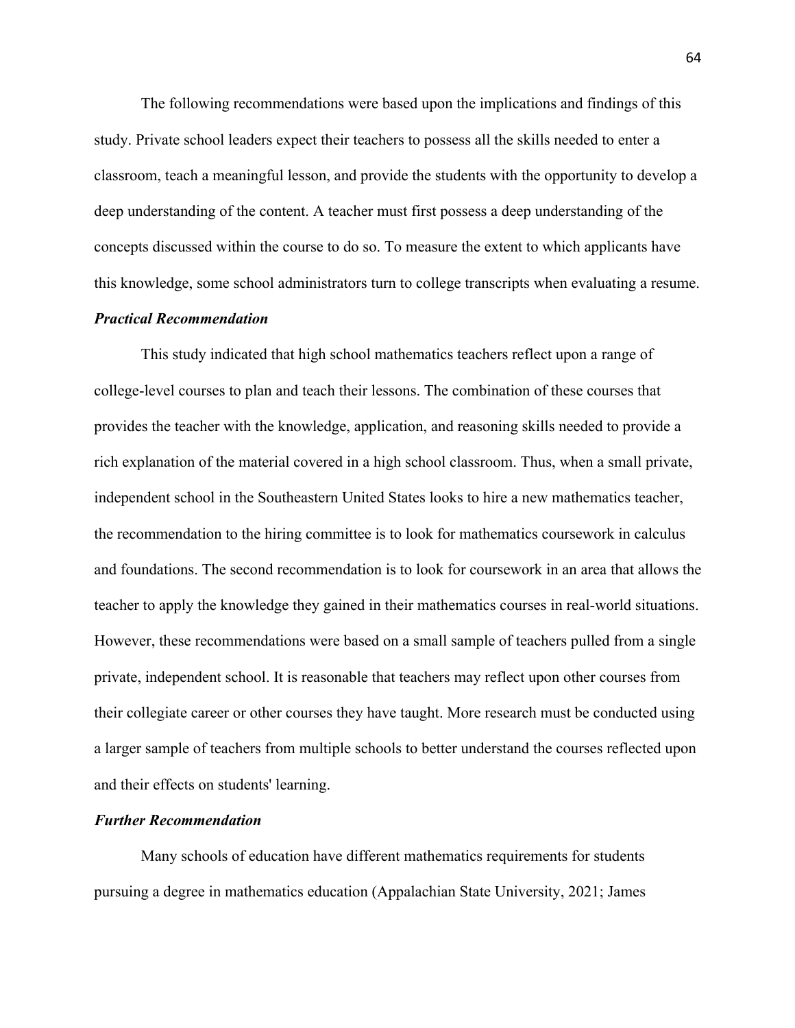The following recommendations were based upon the implications and findings of this study. Private school leaders expect their teachers to possess all the skills needed to enter a classroom, teach a meaningful lesson, and provide the students with the opportunity to develop a deep understanding of the content. A teacher must first possess a deep understanding of the concepts discussed within the course to do so. To measure the extent to which applicants have this knowledge, some school administrators turn to college transcripts when evaluating a resume.

### ***Practical Recommendation***

This study indicated that high school mathematics teachers reflect upon a range of college-level courses to plan and teach their lessons. The combination of these courses that provides the teacher with the knowledge, application, and reasoning skills needed to provide a rich explanation of the material covered in a high school classroom. Thus, when a small private, independent school in the Southeastern United States looks to hire a new mathematics teacher, the recommendation to the hiring committee is to look for mathematics coursework in calculus and foundations. The second recommendation is to look for coursework in an area that allows the teacher to apply the knowledge they gained in their mathematics courses in real-world situations. However, these recommendations were based on a small sample of teachers pulled from a single private, independent school. It is reasonable that teachers may reflect upon other courses from their collegiate career or other courses they have taught. More research must be conducted using a larger sample of teachers from multiple schools to better understand the courses reflected upon and their effects on students' learning.

### ***Further Recommendation***

Many schools of education have different mathematics requirements for students pursuing a degree in mathematics education (Appalachian State University, 2021; James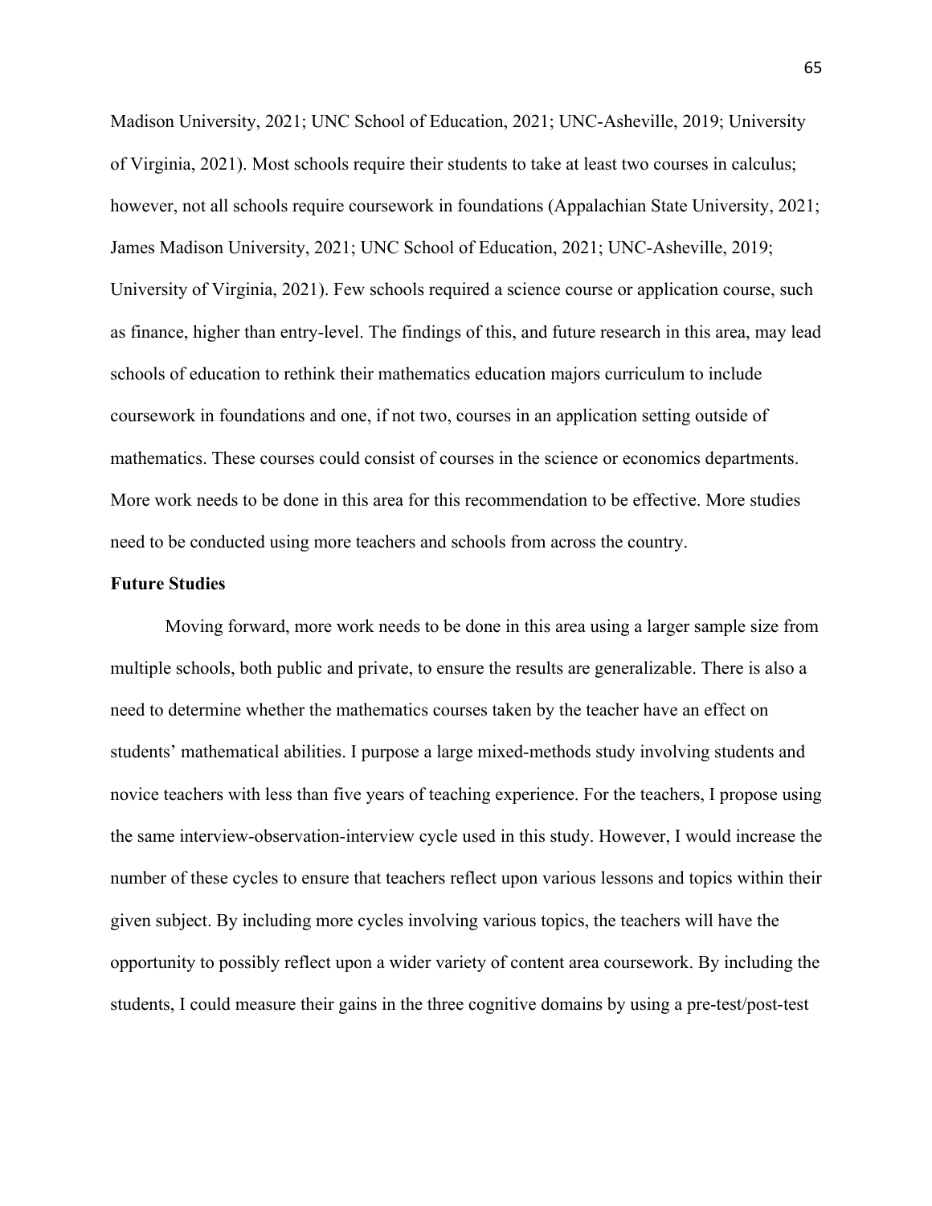Madison University, 2021; UNC School of Education, 2021; UNC-Asheville, 2019; University of Virginia, 2021). Most schools require their students to take at least two courses in calculus; however, not all schools require coursework in foundations (Appalachian State University, 2021; James Madison University, 2021; UNC School of Education, 2021; UNC-Asheville, 2019; University of Virginia, 2021). Few schools required a science course or application course, such as finance, higher than entry-level. The findings of this, and future research in this area, may lead schools of education to rethink their mathematics education majors curriculum to include coursework in foundations and one, if not two, courses in an application setting outside of mathematics. These courses could consist of courses in the science or economics departments. More work needs to be done in this area for this recommendation to be effective. More studies need to be conducted using more teachers and schools from across the country.

**Future Studies**

Moving forward, more work needs to be done in this area using a larger sample size from multiple schools, both public and private, to ensure the results are generalizable. There is also a need to determine whether the mathematics courses taken by the teacher have an effect on students' mathematical abilities. I purpose a large mixed-methods study involving students and novice teachers with less than five years of teaching experience. For the teachers, I propose using the same interview-observation-interview cycle used in this study. However, I would increase the number of these cycles to ensure that teachers reflect upon various lessons and topics within their given subject. By including more cycles involving various topics, the teachers will have the opportunity to possibly reflect upon a wider variety of content area coursework. By including the students, I could measure their gains in the three cognitive domains by using a pre-test/post-test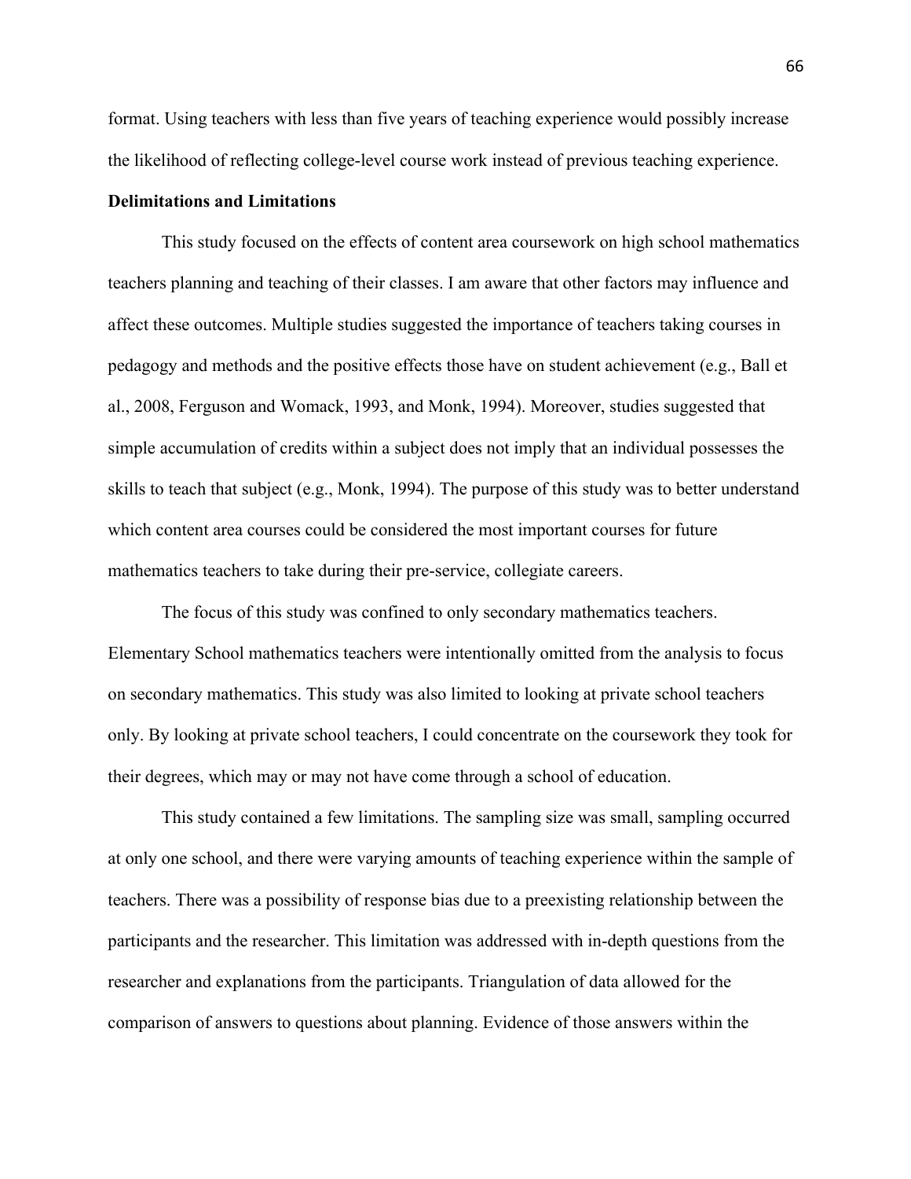format. Using teachers with less than five years of teaching experience would possibly increase the likelihood of reflecting college-level course work instead of previous teaching experience.

**Delimitations and Limitations**

This study focused on the effects of content area coursework on high school mathematics teachers planning and teaching of their classes. I am aware that other factors may influence and affect these outcomes. Multiple studies suggested the importance of teachers taking courses in pedagogy and methods and the positive effects those have on student achievement (e.g., Ball et al., 2008, Ferguson and Womack, 1993, and Monk, 1994). Moreover, studies suggested that simple accumulation of credits within a subject does not imply that an individual possesses the skills to teach that subject (e.g., Monk, 1994). The purpose of this study was to better understand which content area courses could be considered the most important courses for future mathematics teachers to take during their pre-service, collegiate careers.

The focus of this study was confined to only secondary mathematics teachers. Elementary School mathematics teachers were intentionally omitted from the analysis to focus on secondary mathematics. This study was also limited to looking at private school teachers only. By looking at private school teachers, I could concentrate on the coursework they took for their degrees, which may or may not have come through a school of education.

This study contained a few limitations. The sampling size was small, sampling occurred at only one school, and there were varying amounts of teaching experience within the sample of teachers. There was a possibility of response bias due to a preexisting relationship between the participants and the researcher. This limitation was addressed with in-depth questions from the researcher and explanations from the participants. Triangulation of data allowed for the comparison of answers to questions about planning. Evidence of those answers within the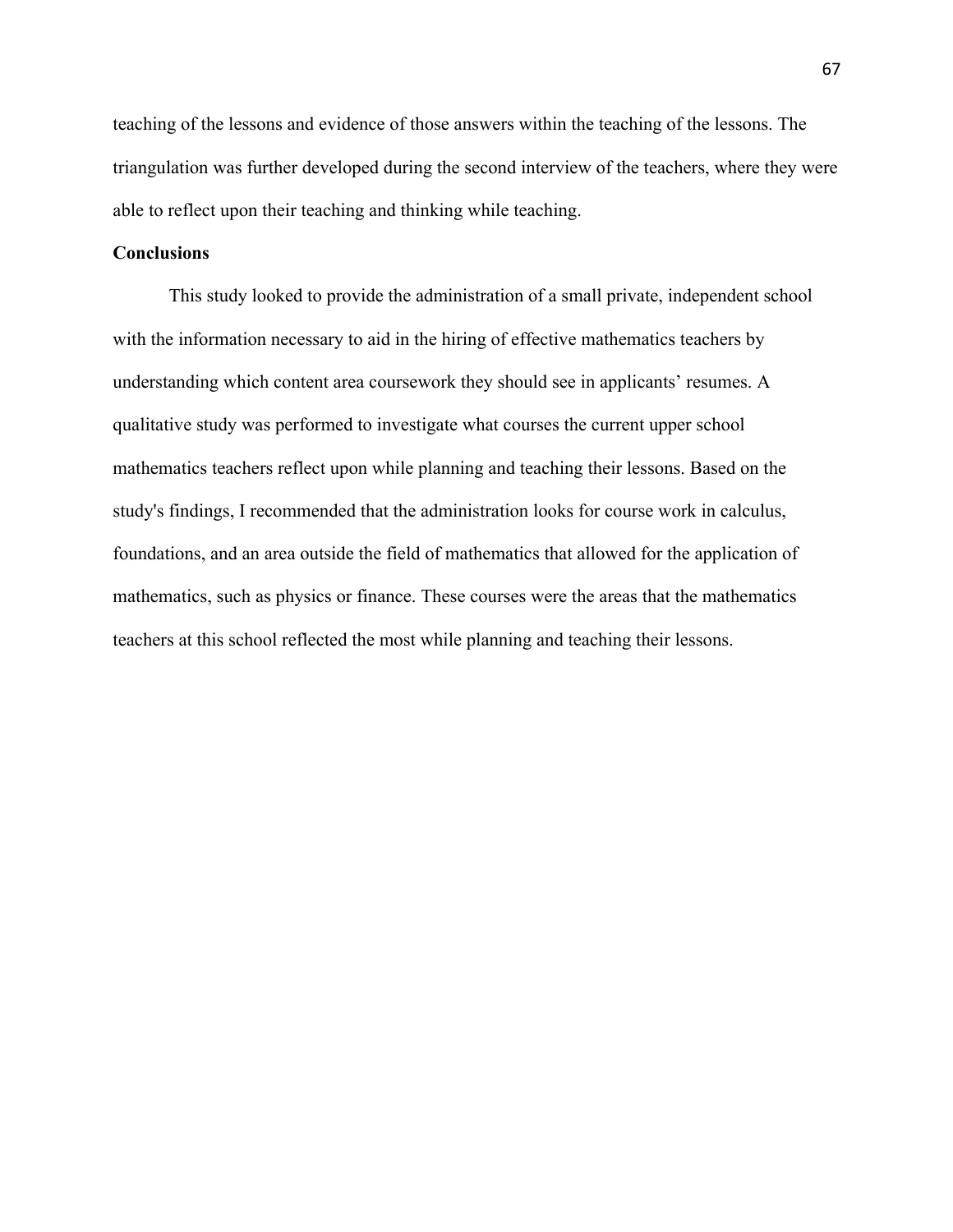teaching of the lessons and evidence of those answers within the teaching of the lessons. The triangulation was further developed during the second interview of the teachers, where they were able to reflect upon their teaching and thinking while teaching.

## Conclusions

This study looked to provide the administration of a small private, independent school with the information necessary to aid in the hiring of effective mathematics teachers by understanding which content area coursework they should see in applicants' resumes. A qualitative study was performed to investigate what courses the current upper school mathematics teachers reflect upon while planning and teaching their lessons. Based on the study's findings, I recommended that the administration looks for course work in calculus, foundations, and an area outside the field of mathematics that allowed for the application of mathematics, such as physics or finance. These courses were the areas that the mathematics teachers at this school reflected the most while planning and teaching their lessons.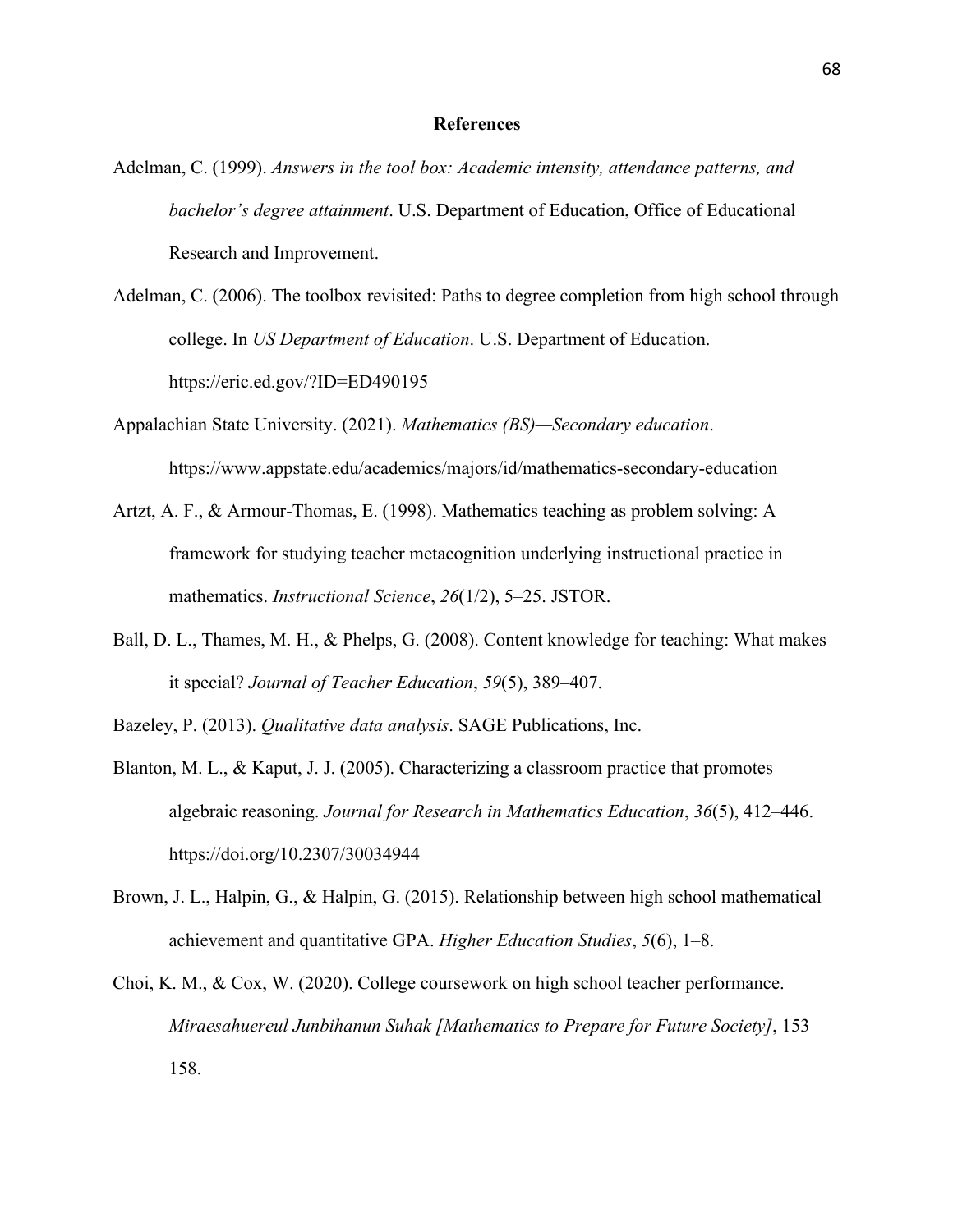# References

Adelman, C. (1999). *Answers in the tool box: Academic intensity, attendance patterns, and bachelor's degree attainment*. U.S. Department of Education, Office of Educational Research and Improvement.

Adelman, C. (2006). The toolbox revisited: Paths to degree completion from high school through college. In *US Department of Education*. U.S. Department of Education. https://eric.ed.gov/?ID=ED490195

Appalachian State University. (2021). *Mathematics (BS)—Secondary education*. https://www.appstate.edu/academics/majors/id/mathematics-secondary-education

Artzt, A. F., & Armour-Thomas, E. (1998). Mathematics teaching as problem solving: A framework for studying teacher metacognition underlying instructional practice in mathematics. *Instructional Science*, *26*(1/2), 5–25. JSTOR.

Ball, D. L., Thames, M. H., & Phelps, G. (2008). Content knowledge for teaching: What makes it special? *Journal of Teacher Education*, *59*(5), 389–407.

Bazeley, P. (2013). *Qualitative data analysis*. SAGE Publications, Inc.

Blanton, M. L., & Kaput, J. J. (2005). Characterizing a classroom practice that promotes algebraic reasoning. *Journal for Research in Mathematics Education*, *36*(5), 412–446. https://doi.org/10.2307/30034944

Brown, J. L., Halpin, G., & Halpin, G. (2015). Relationship between high school mathematical achievement and quantitative GPA. *Higher Education Studies*, *5*(6), 1–8.

Choi, K. M., & Cox, W. (2020). College coursework on high school teacher performance. *Miraesahuereul Junbihanun Suhak [Mathematics to Prepare for Future Society]*, 153–158.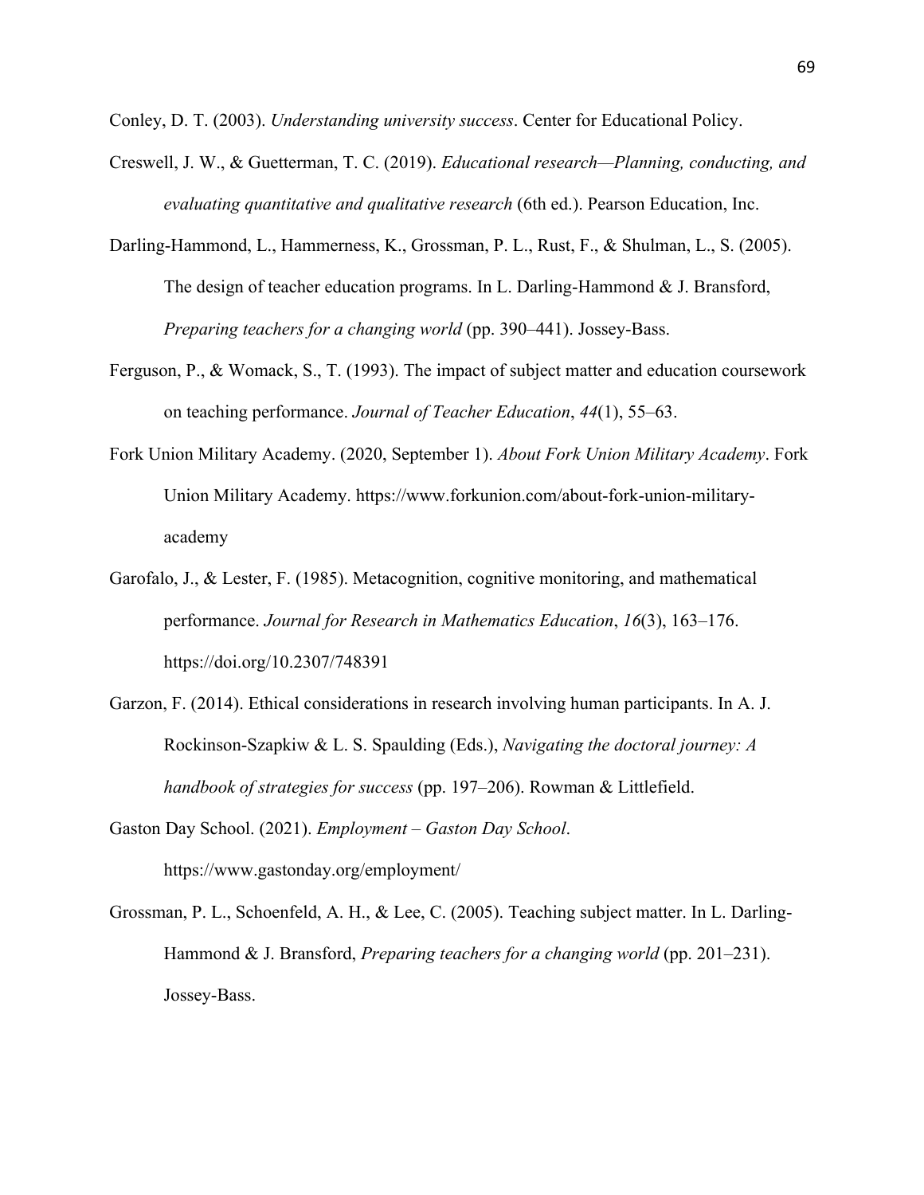Conley, D. T. (2003). *Understanding university success*. Center for Educational Policy.

Creswell, J. W., & Guetterman, T. C. (2019). *Educational research—Planning, conducting, and evaluating quantitative and qualitative research* (6th ed.). Pearson Education, Inc.

Darling-Hammond, L., Hammerness, K., Grossman, P. L., Rust, F., & Shulman, L., S. (2005). The design of teacher education programs. In L. Darling-Hammond & J. Bransford, *Preparing teachers for a changing world* (pp. 390–441). Jossey-Bass.

Ferguson, P., & Womack, S., T. (1993). The impact of subject matter and education coursework on teaching performance. *Journal of Teacher Education*, *44*(1), 55–63.

Fork Union Military Academy. (2020, September 1). *About Fork Union Military Academy*. Fork Union Military Academy. https://www.forkunion.com/about-fork-union-military-academy

Garofalo, J., & Lester, F. (1985). Metacognition, cognitive monitoring, and mathematical performance. *Journal for Research in Mathematics Education*, *16*(3), 163–176. https://doi.org/10.2307/748391

Garzon, F. (2014). Ethical considerations in research involving human participants. In A. J. Rockinson-Szapkiw & L. S. Spaulding (Eds.), *Navigating the doctoral journey: A handbook of strategies for success* (pp. 197–206). Rowman & Littlefield.

Gaston Day School. (2021). *Employment – Gaston Day School*. https://www.gastonday.org/employment/

Grossman, P. L., Schoenfeld, A. H., & Lee, C. (2005). Teaching subject matter. In L. Darling-Hammond & J. Bransford, *Preparing teachers for a changing world* (pp. 201–231). Jossey-Bass.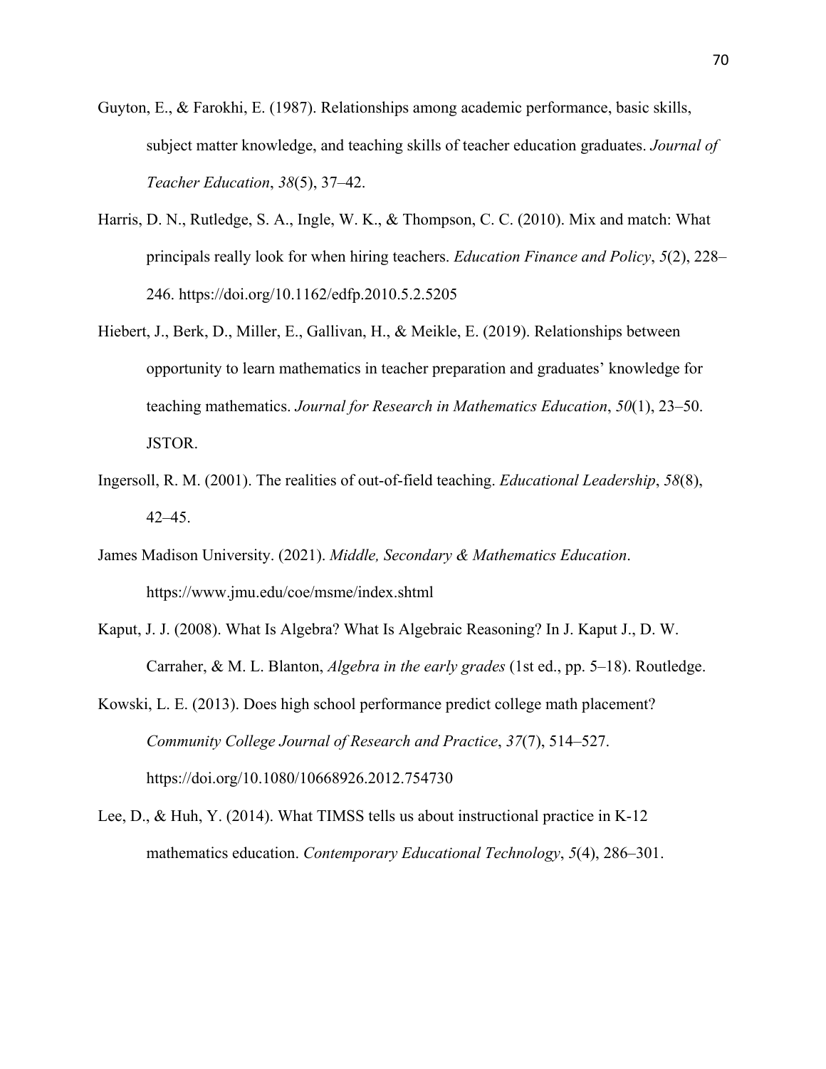Guyton, E., & Farokhi, E. (1987). Relationships among academic performance, basic skills, subject matter knowledge, and teaching skills of teacher education graduates. *Journal of Teacher Education*, *38*(5), 37–42.

Harris, D. N., Rutledge, S. A., Ingle, W. K., & Thompson, C. C. (2010). Mix and match: What principals really look for when hiring teachers. *Education Finance and Policy*, *5*(2), 228–246. https://doi.org/10.1162/edfp.2010.5.2.5205

Hiebert, J., Berk, D., Miller, E., Gallivan, H., & Meikle, E. (2019). Relationships between opportunity to learn mathematics in teacher preparation and graduates' knowledge for teaching mathematics. *Journal for Research in Mathematics Education*, *50*(1), 23–50. JSTOR.

Ingersoll, R. M. (2001). The realities of out-of-field teaching. *Educational Leadership*, *58*(8), 42–45.

James Madison University. (2021). *Middle, Secondary & Mathematics Education*. https://www.jmu.edu/coe/msme/index.shtml

Kaput, J. J. (2008). What Is Algebra? What Is Algebraic Reasoning? In J. Kaput J., D. W. Carraher, & M. L. Blanton, *Algebra in the early grades* (1st ed., pp. 5–18). Routledge.

Kowski, L. E. (2013). Does high school performance predict college math placement? *Community College Journal of Research and Practice*, *37*(7), 514–527. https://doi.org/10.1080/10668926.2012.754730

Lee, D., & Huh, Y. (2014). What TIMSS tells us about instructional practice in K-12 mathematics education. *Contemporary Educational Technology*, *5*(4), 286–301.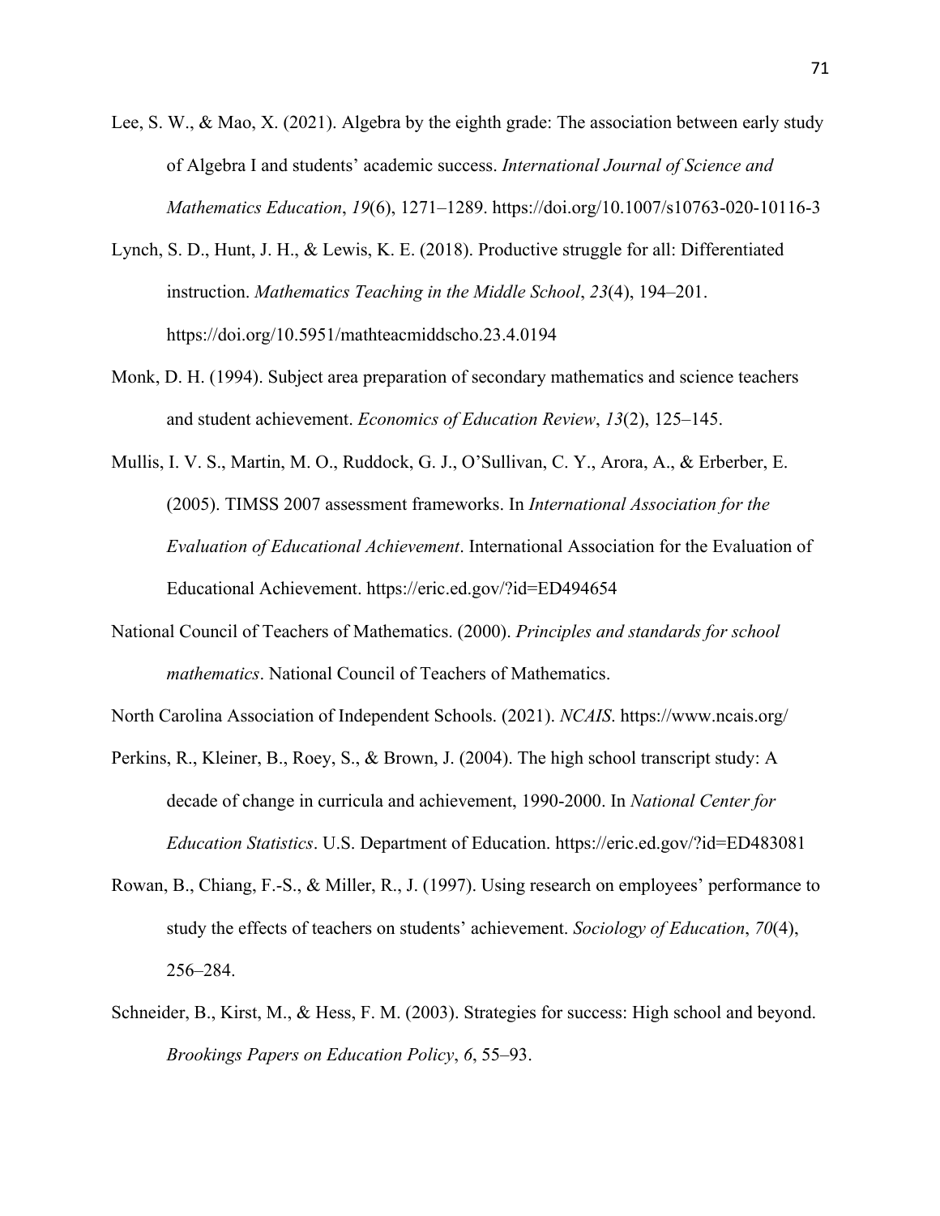Lee, S. W., & Mao, X. (2021). Algebra by the eighth grade: The association between early study of Algebra I and students' academic success. *International Journal of Science and Mathematics Education*, *19*(6), 1271–1289. https://doi.org/10.1007/s10763-020-10116-3

Lynch, S. D., Hunt, J. H., & Lewis, K. E. (2018). Productive struggle for all: Differentiated instruction. *Mathematics Teaching in the Middle School*, *23*(4), 194–201. https://doi.org/10.5951/mathteacmiddscho.23.4.0194

Monk, D. H. (1994). Subject area preparation of secondary mathematics and science teachers and student achievement. *Economics of Education Review*, *13*(2), 125–145.

Mullis, I. V. S., Martin, M. O., Ruddock, G. J., O'Sullivan, C. Y., Arora, A., & Erberber, E. (2005). TIMSS 2007 assessment frameworks. In *International Association for the Evaluation of Educational Achievement*. International Association for the Evaluation of Educational Achievement. https://eric.ed.gov/?id=ED494654

National Council of Teachers of Mathematics. (2000). *Principles and standards for school mathematics*. National Council of Teachers of Mathematics.

North Carolina Association of Independent Schools. (2021). *NCAIS*. https://www.ncais.org/

Perkins, R., Kleiner, B., Roey, S., & Brown, J. (2004). The high school transcript study: A decade of change in curricula and achievement, 1990-2000. In *National Center for Education Statistics*. U.S. Department of Education. https://eric.ed.gov/?id=ED483081

Rowan, B., Chiang, F.-S., & Miller, R., J. (1997). Using research on employees' performance to study the effects of teachers on students' achievement. *Sociology of Education*, *70*(4), 256–284.

Schneider, B., Kirst, M., & Hess, F. M. (2003). Strategies for success: High school and beyond. *Brookings Papers on Education Policy*, *6*, 55–93.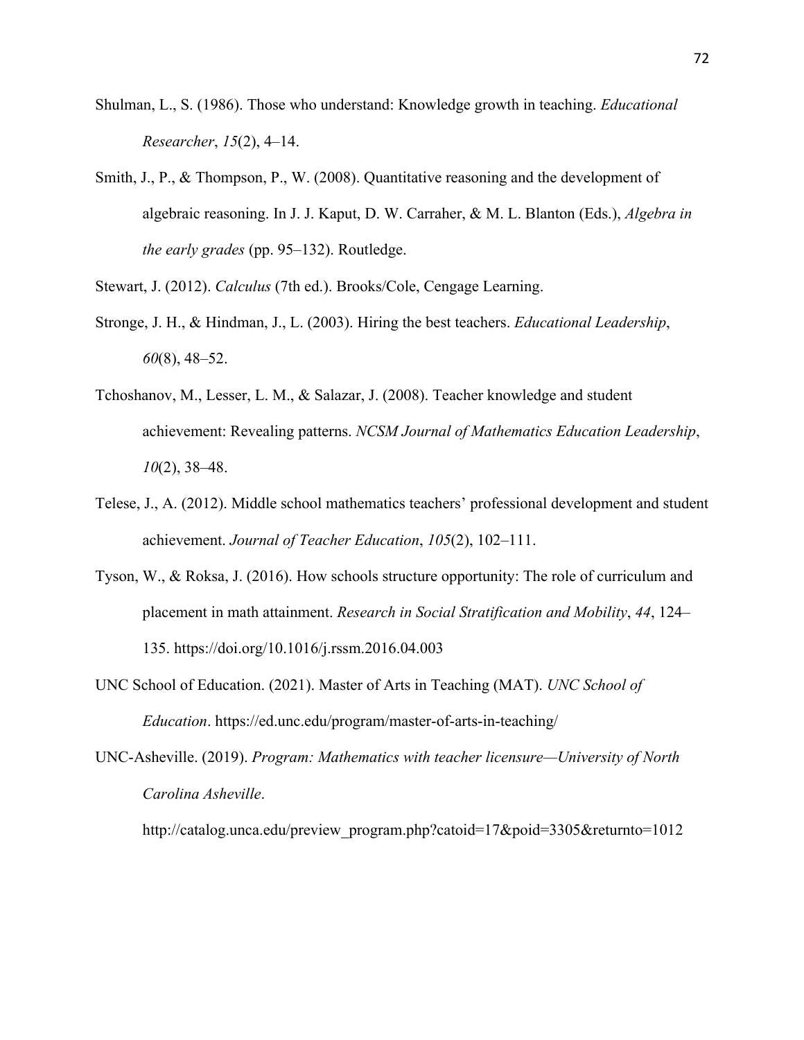Shulman, L., S. (1986). Those who understand: Knowledge growth in teaching. *Educational Researcher*, *15*(2), 4–14.

Smith, J., P., & Thompson, P., W. (2008). Quantitative reasoning and the development of algebraic reasoning. In J. J. Kaput, D. W. Carraher, & M. L. Blanton (Eds.), *Algebra in the early grades* (pp. 95–132). Routledge.

Stewart, J. (2012). *Calculus* (7th ed.). Brooks/Cole, Cengage Learning.

Stronge, J. H., & Hindman, J., L. (2003). Hiring the best teachers. *Educational Leadership*, *60*(8), 48–52.

Tchoshanov, M., Lesser, L. M., & Salazar, J. (2008). Teacher knowledge and student achievement: Revealing patterns. *NCSM Journal of Mathematics Education Leadership*, *10*(2), 38–48.

Telese, J., A. (2012). Middle school mathematics teachers' professional development and student achievement. *Journal of Teacher Education*, *105*(2), 102–111.

Tyson, W., & Roksa, J. (2016). How schools structure opportunity: The role of curriculum and placement in math attainment. *Research in Social Stratification and Mobility*, *44*, 124–135. https://doi.org/10.1016/j.rssm.2016.04.003

UNC School of Education. (2021). Master of Arts in Teaching (MAT). *UNC School of Education*. https://ed.unc.edu/program/master-of-arts-in-teaching/

UNC-Asheville. (2019). *Program: Mathematics with teacher licensure—University of North Carolina Asheville*. http://catalog.unca.edu/preview_program.php?catoid=17&poid=3305&returnto=1012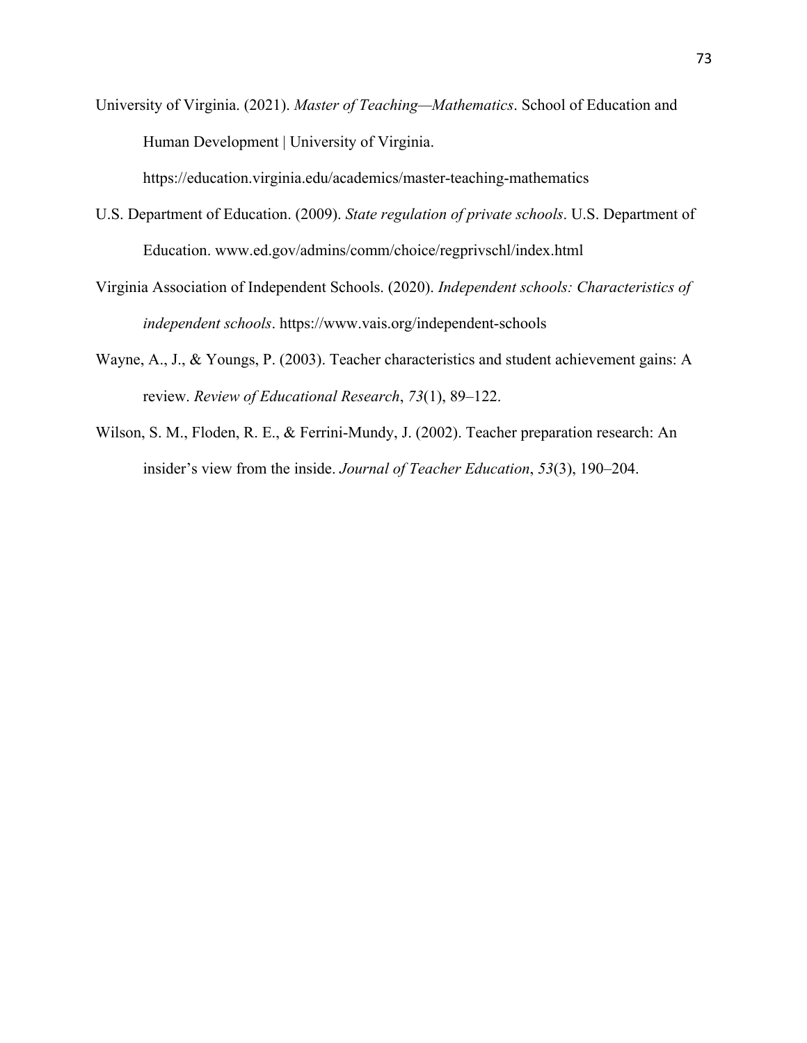University of Virginia. (2021). *Master of Teaching—Mathematics*. School of Education and Human Development | University of Virginia. https://education.virginia.edu/academics/master-teaching-mathematics

U.S. Department of Education. (2009). *State regulation of private schools*. U.S. Department of Education. www.ed.gov/admins/comm/choice/regprivschl/index.html

Virginia Association of Independent Schools. (2020). *Independent schools: Characteristics of independent schools*. https://www.vais.org/independent-schools

Wayne, A., J., & Youngs, P. (2003). Teacher characteristics and student achievement gains: A review. *Review of Educational Research*, *73*(1), 89–122.

Wilson, S. M., Floden, R. E., & Ferrini-Mundy, J. (2002). Teacher preparation research: An insider's view from the inside. *Journal of Teacher Education*, *53*(3), 190–204.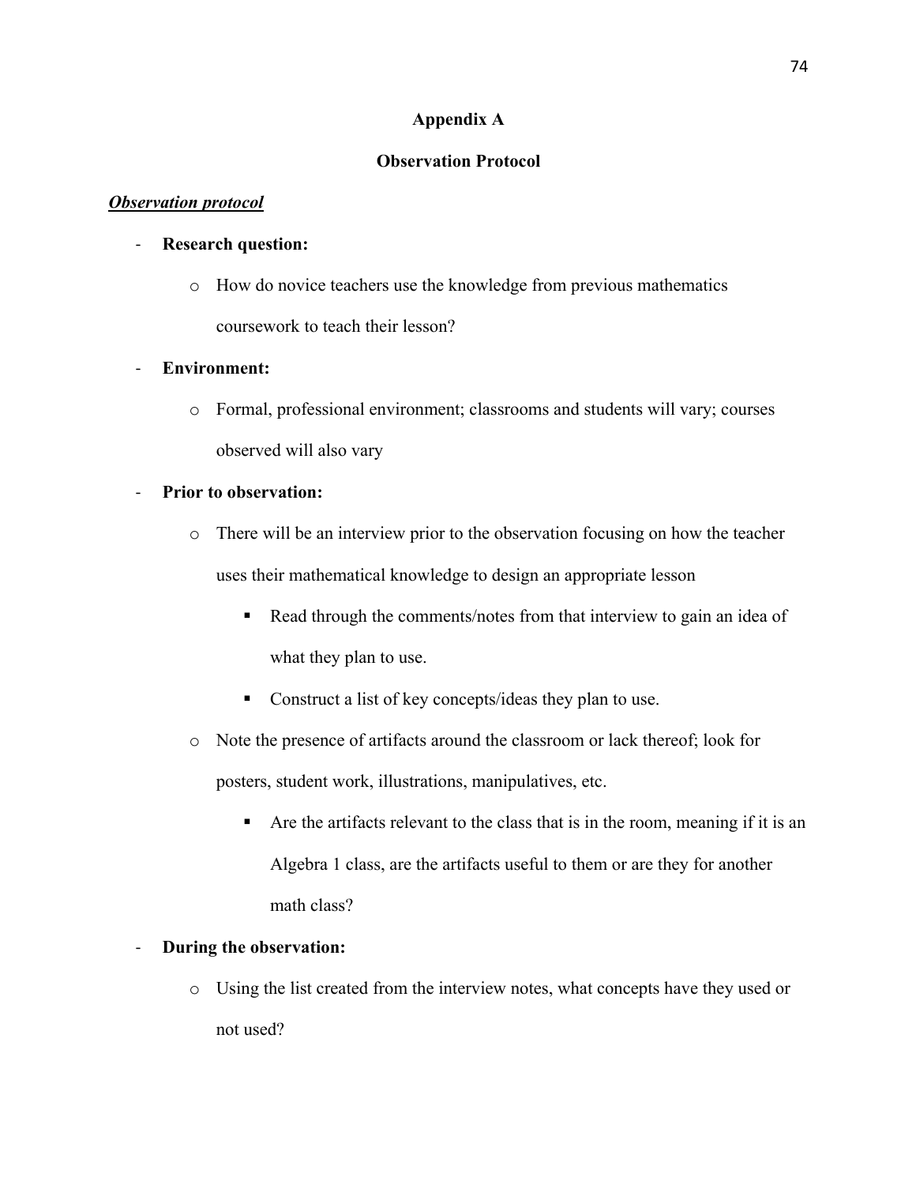## Appendix A

## Observation Protocol

***Observation protocol***

- **Research question:**
  - How do novice teachers use the knowledge from previous mathematics coursework to teach their lesson?
- **Environment:**
  - Formal, professional environment; classrooms and students will vary; courses observed will also vary
- **Prior to observation:**
  - There will be an interview prior to the observation focusing on how the teacher uses their mathematical knowledge to design an appropriate lesson
    - Read through the comments/notes from that interview to gain an idea of what they plan to use.
    - Construct a list of key concepts/ideas they plan to use.
  - Note the presence of artifacts around the classroom or lack thereof; look for posters, student work, illustrations, manipulatives, etc.
    - Are the artifacts relevant to the class that is in the room, meaning if it is an Algebra 1 class, are the artifacts useful to them or are they for another math class?
- **During the observation:**
  - Using the list created from the interview notes, what concepts have they used or not used?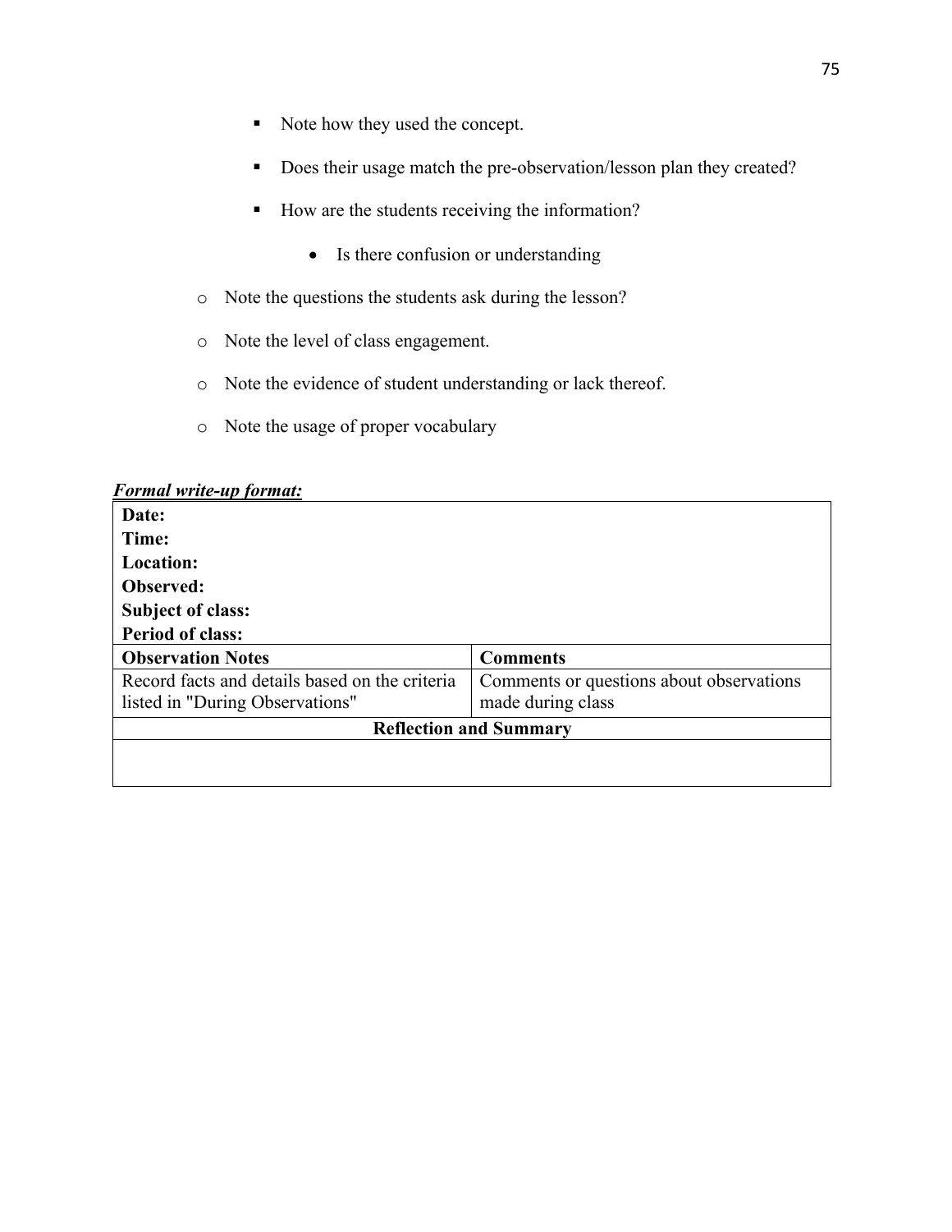- Note how they used the concept.
      - Does their usage match the pre-observation/lesson plan they created?
      - How are the students receiving the information?
        - Is there confusion or understanding
  - Note the questions the students ask during the lesson?
  - Note the level of class engagement.
  - Note the evidence of student understanding or lack thereof.
  - Note the usage of proper vocabulary

***Formal write-up format:***

| **Date:**<br>**Time:**<br>**Location:**<br>**Observed:**<br>**Subject of class:**<br>**Period of class:** | |
|---|---|
| **Observation Notes** | **Comments** |
| Record facts and details based on the criteria listed in "During Observations" | Comments or questions about observations made during class |
| **Reflection and Summary** | |
| | |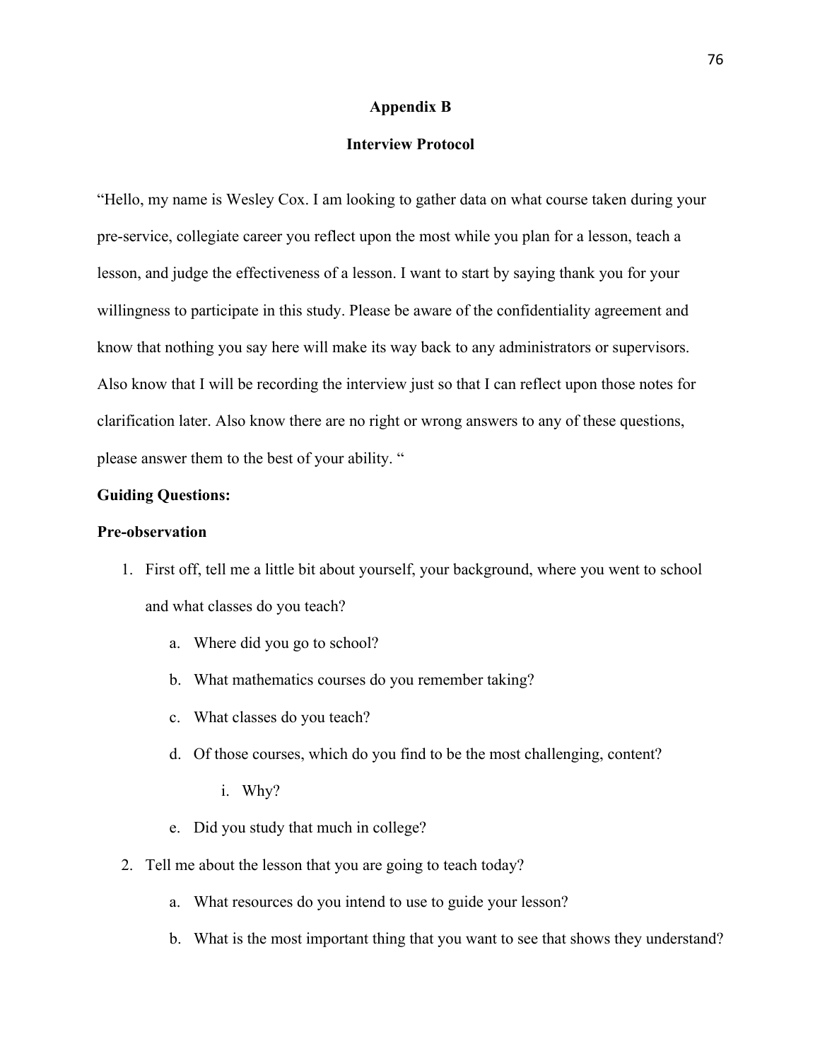## Appendix B

## Interview Protocol

"Hello, my name is Wesley Cox. I am looking to gather data on what course taken during your pre-service, collegiate career you reflect upon the most while you plan for a lesson, teach a lesson, and judge the effectiveness of a lesson. I want to start by saying thank you for your willingness to participate in this study. Please be aware of the confidentiality agreement and know that nothing you say here will make its way back to any administrators or supervisors. Also know that I will be recording the interview just so that I can reflect upon those notes for clarification later. Also know there are no right or wrong answers to any of these questions, please answer them to the best of your ability. "

**Guiding Questions:**

**Pre-observation**

1. First off, tell me a little bit about yourself, your background, where you went to school and what classes do you teach?
    a. Where did you go to school?
    b. What mathematics courses do you remember taking?
    c. What classes do you teach?
    d. Of those courses, which do you find to be the most challenging, content?
        i. Why?
    e. Did you study that much in college?
2. Tell me about the lesson that you are going to teach today?
    a. What resources do you intend to use to guide your lesson?
    b. What is the most important thing that you want to see that shows they understand?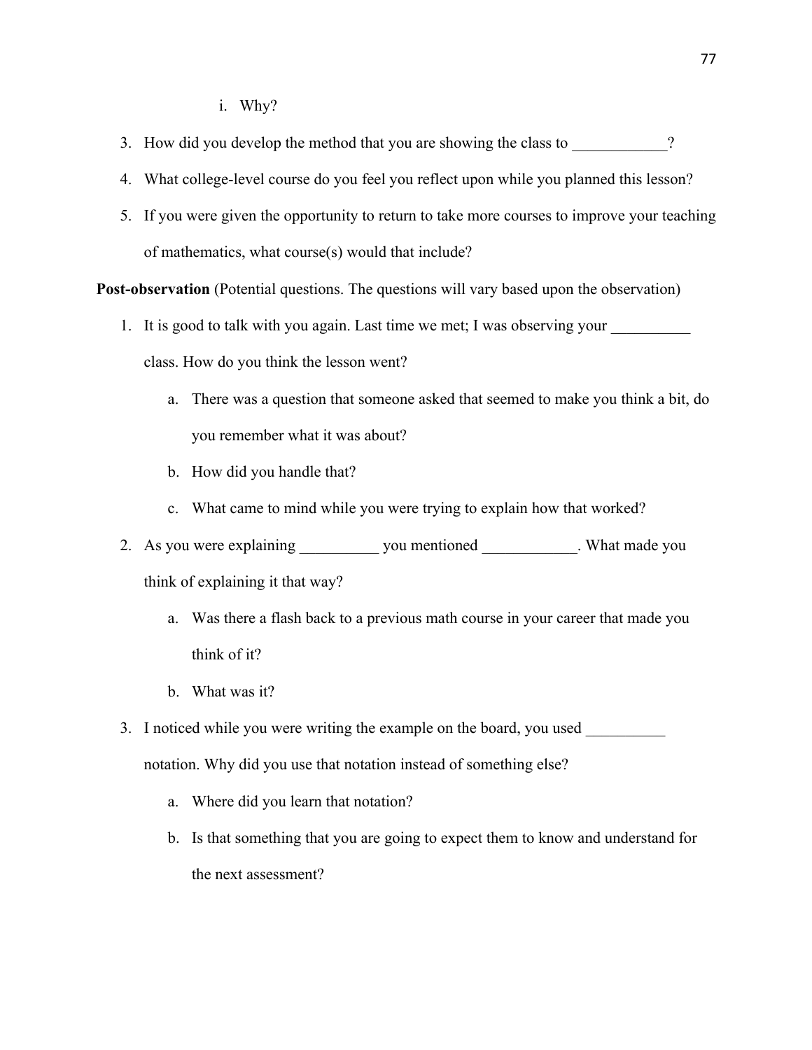i. Why?

3. How did you develop the method that you are showing the class to ____________?
4. What college-level course do you feel you reflect upon while you planned this lesson?
5. If you were given the opportunity to return to take more courses to improve your teaching of mathematics, what course(s) would that include?

**Post-observation** (Potential questions. The questions will vary based upon the observation)

1. It is good to talk with you again. Last time we met; I was observing your __________ class. How do you think the lesson went?
   a. There was a question that someone asked that seemed to make you think a bit, do you remember what it was about?
   b. How did you handle that?
   c. What came to mind while you were trying to explain how that worked?
2. As you were explaining __________ you mentioned ____________. What made you think of explaining it that way?
   a. Was there a flash back to a previous math course in your career that made you think of it?
   b. What was it?
3. I noticed while you were writing the example on the board, you used __________ notation. Why did you use that notation instead of something else?
   a. Where did you learn that notation?
   b. Is that something that you are going to expect them to know and understand for the next assessment?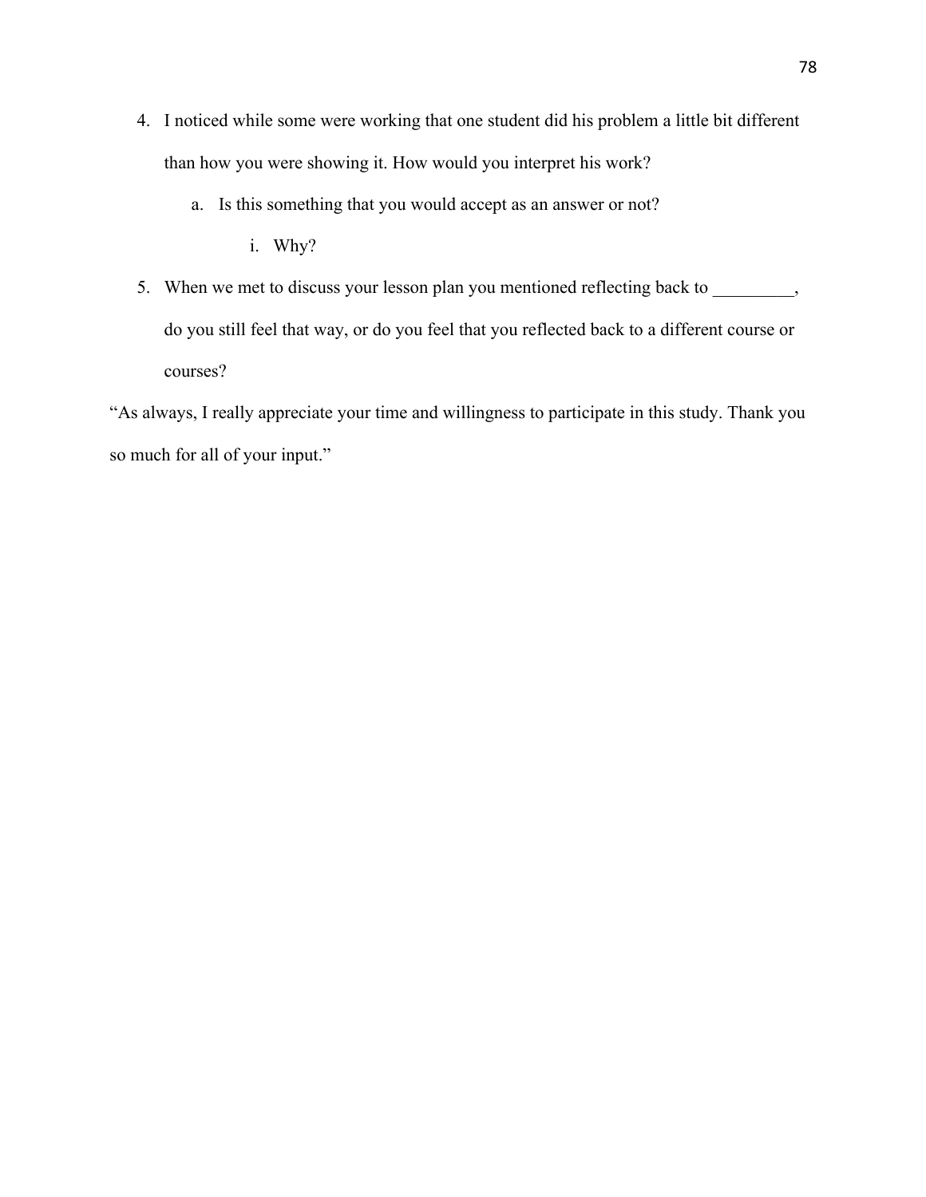4. I noticed while some were working that one student did his problem a little bit different than how you were showing it. How would you interpret his work?
    a. Is this something that you would accept as an answer or not?
        i. Why?
5. When we met to discuss your lesson plan you mentioned reflecting back to _________, do you still feel that way, or do you feel that you reflected back to a different course or courses?

"As always, I really appreciate your time and willingness to participate in this study. Thank you so much for all of your input."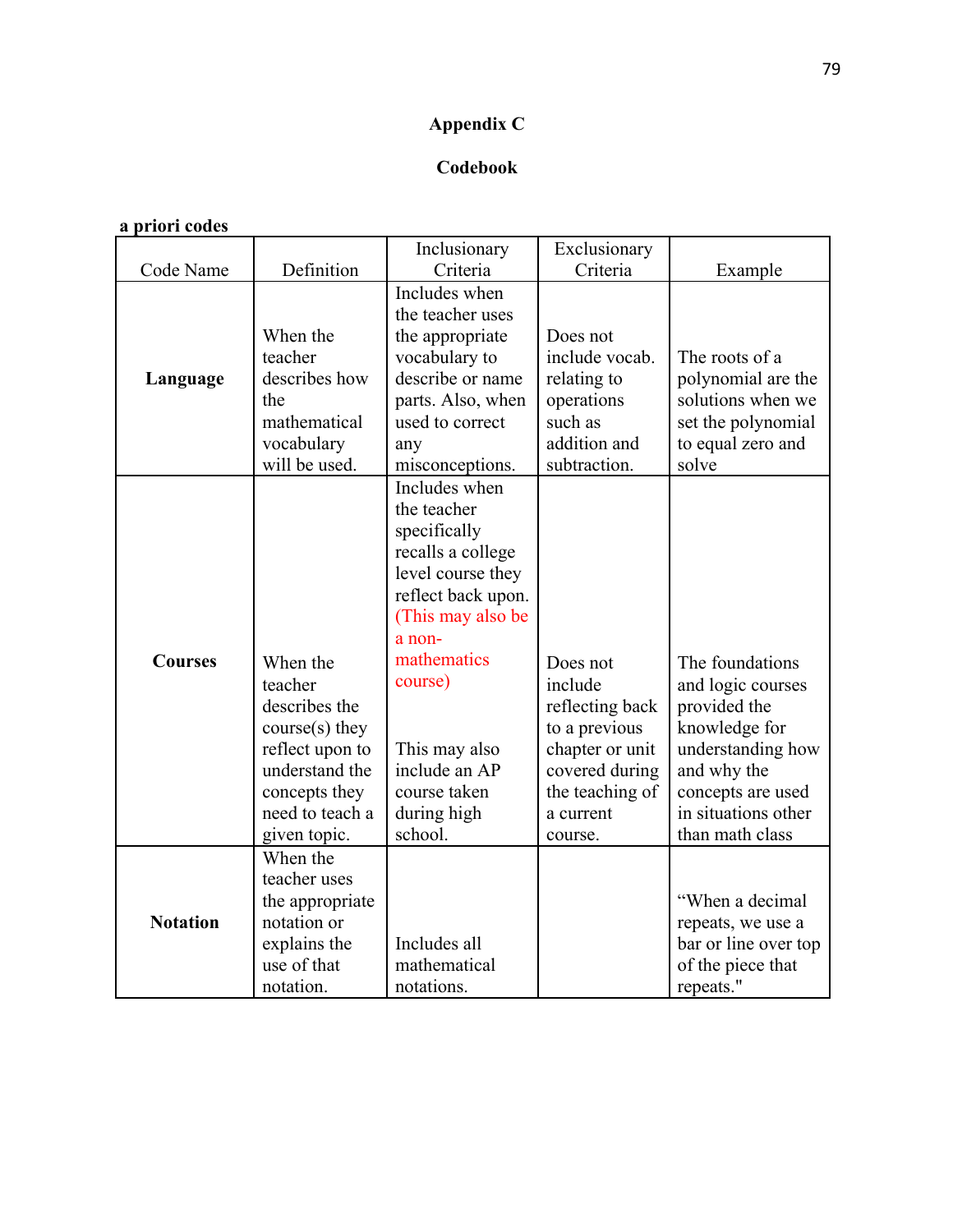## Appendix C

## Codebook

**a priori codes**

| Code Name | Definition | Inclusionary Criteria | Exclusionary Criteria | Example |
|---|---|---|---|---|
| **Language** | When the teacher describes how the mathematical vocabulary will be used. | Includes when the teacher uses the appropriate vocabulary to describe or name parts. Also, when used to correct any misconceptions. | Does not include vocab. relating to operations such as addition and subtraction. | The roots of a polynomial are the solutions when we set the polynomial to equal zero and solve |
| **Courses** | When the teacher describes the course(s) they reflect upon to understand the concepts they need to teach a given topic. | Includes when the teacher specifically recalls a college level course they reflect back upon. (This may also be a non-mathematics course) This may also include an AP course taken during high school. | Does not include reflecting back to a previous chapter or unit covered during the teaching of a current course. | The foundations and logic courses provided the knowledge for understanding how and why the concepts are used in situations other than math class |
| **Notation** | When the teacher uses the appropriate notation or explains the use of that notation. | Includes all mathematical notations. | | "When a decimal repeats, we use a bar or line over top of the piece that repeats." |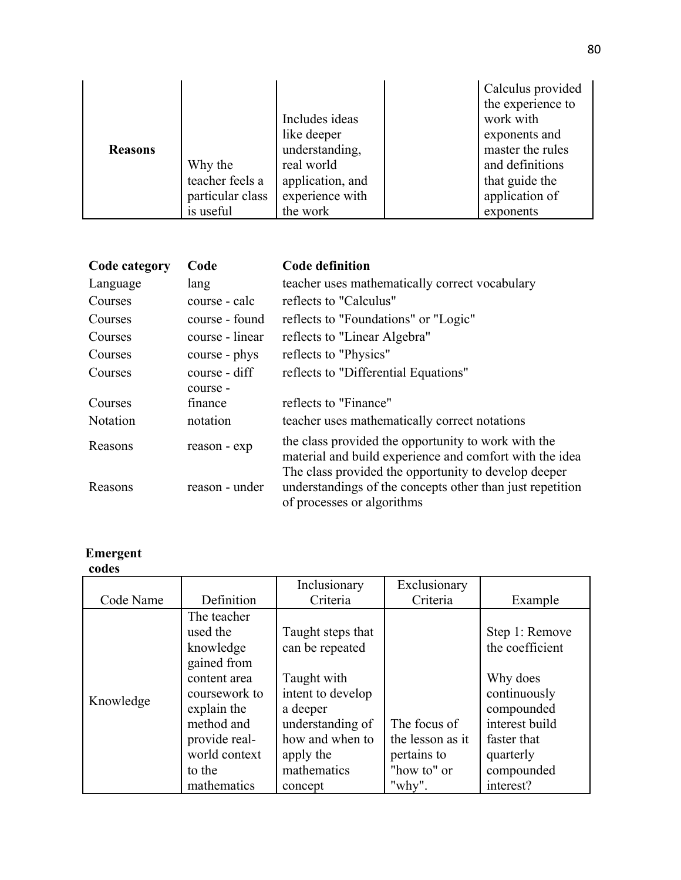| Reasons | Why the teacher feels a particular class is useful | Includes ideas like deeper understanding, real world application, and experience with the work | | Calculus provided the experience to work with exponents and master the rules and definitions that guide the application of exponents |
|---|---|---|---|---|

| Code category | Code | Code definition |
|---|---|---|
| Language | lang | teacher uses mathematically correct vocabulary |
| Courses | course - calc | reflects to "Calculus" |
| Courses | course - found | reflects to "Foundations" or "Logic" |
| Courses | course - linear | reflects to "Linear Algebra" |
| Courses | course - phys | reflects to "Physics" |
| Courses | course - diff | reflects to "Differential Equations" |
| Courses | course - finance | reflects to "Finance" |
| Notation | notation | teacher uses mathematically correct notations |
| Reasons | reason - exp | the class provided the opportunity to work with the material and build experience and comfort with the idea |
| Reasons | reason - under | The class provided the opportunity to develop deeper understandings of the concepts other than just repetition of processes or algorithms |

**Emergent codes**

| Code Name | Definition | Inclusionary Criteria | Exclusionary Criteria | Example |
|---|---|---|---|---|
| Knowledge | The teacher used the knowledge gained from content area coursework to explain the method and provide real-world context to the mathematics | Taught steps that can be repeated<br><br>Taught with intent to develop a deeper understanding of how and when to apply the mathematics concept | The focus of the lesson as it pertains to "how to" or "why". | Step 1: Remove the coefficient<br><br>Why does continuously compounded interest build faster that quarterly compounded interest? |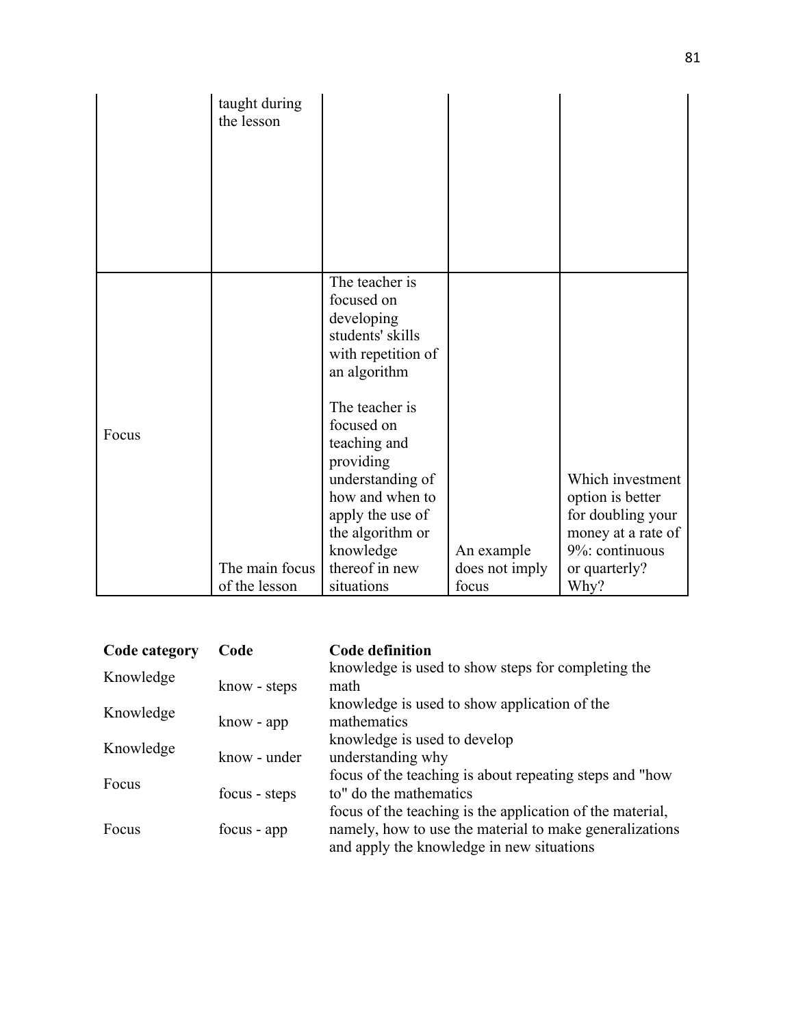|  |  |  |  |  |
|---|---|---|---|---|
|  | taught during the lesson |  |  |  |
| Focus | The main focus of the lesson | The teacher is focused on developing students' skills with repetition of an algorithm<br><br>The teacher is focused on teaching and providing understanding of how and when to apply the use of the algorithm or knowledge thereof in new situations | An example does not imply focus | Which investment option is better for doubling your money at a rate of 9%: continuous or quarterly? Why? |

| Code category | Code | Code definition |
|---|---|---|
| Knowledge | know - steps | knowledge is used to show steps for completing the math |
| Knowledge | know - app | knowledge is used to show application of the mathematics |
| Knowledge | know - under | knowledge is used to develop understanding why |
| Focus | focus - steps | focus of the teaching is about repeating steps and "how to" do the mathematics |
| Focus | focus - app | focus of the teaching is the application of the material, namely, how to use the material to make generalizations and apply the knowledge in new situations |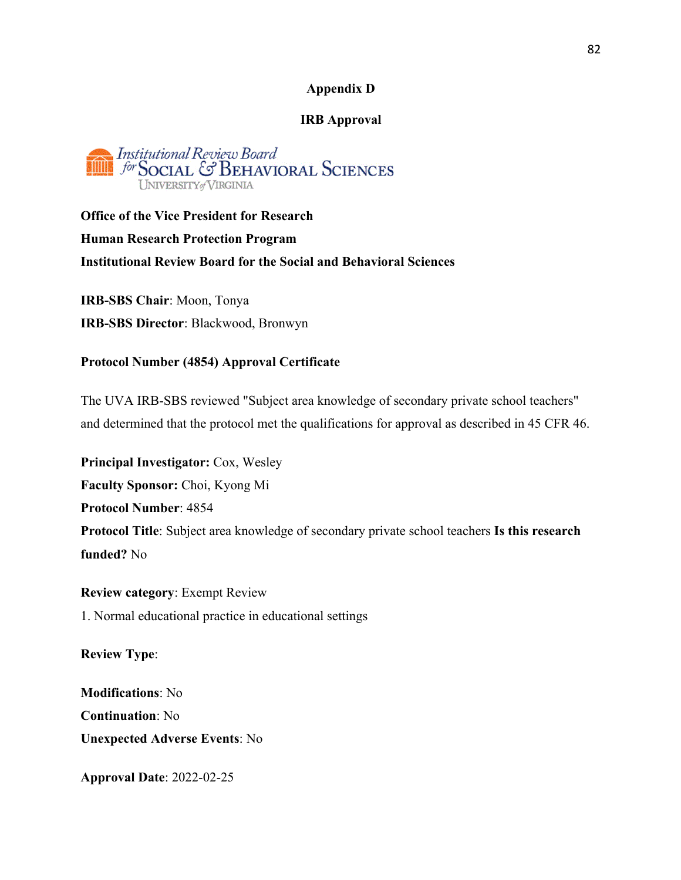# Appendix D

## IRB Approval

Institutional Review Board for Social & Behavioral Sciences
University of Virginia

**Office of the Vice President for Research**
**Human Research Protection Program**
**Institutional Review Board for the Social and Behavioral Sciences**

**IRB-SBS Chair**: Moon, Tonya
**IRB-SBS Director**: Blackwood, Bronwyn

**Protocol Number (4854) Approval Certificate**

The UVA IRB-SBS reviewed "Subject area knowledge of secondary private school teachers" and determined that the protocol met the qualifications for approval as described in 45 CFR 46.

**Principal Investigator:** Cox, Wesley
**Faculty Sponsor:** Choi, Kyong Mi
**Protocol Number**: 4854
**Protocol Title**: Subject area knowledge of secondary private school teachers **Is this research funded?** No

**Review category**: Exempt Review
1. Normal educational practice in educational settings

**Review Type**:

**Modifications**: No
**Continuation**: No
**Unexpected Adverse Events**: No

**Approval Date**: 2022-02-25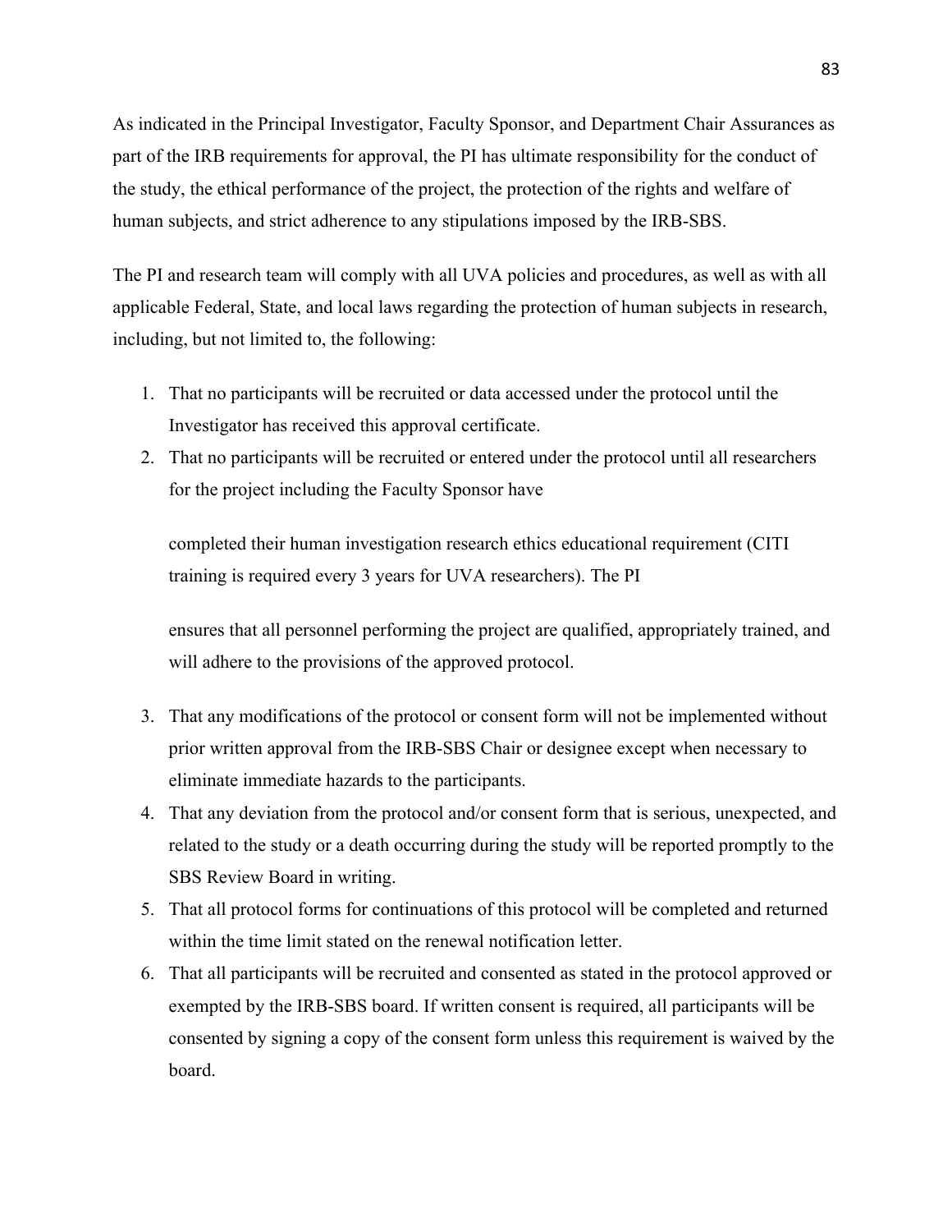As indicated in the Principal Investigator, Faculty Sponsor, and Department Chair Assurances as part of the IRB requirements for approval, the PI has ultimate responsibility for the conduct of the study, the ethical performance of the project, the protection of the rights and welfare of human subjects, and strict adherence to any stipulations imposed by the IRB-SBS.

The PI and research team will comply with all UVA policies and procedures, as well as with all applicable Federal, State, and local laws regarding the protection of human subjects in research, including, but not limited to, the following:

1. That no participants will be recruited or data accessed under the protocol until the Investigator has received this approval certificate.
2. That no participants will be recruited or entered under the protocol until all researchers for the project including the Faculty Sponsor have

   completed their human investigation research ethics educational requirement (CITI training is required every 3 years for UVA researchers). The PI

   ensures that all personnel performing the project are qualified, appropriately trained, and will adhere to the provisions of the approved protocol.

3. That any modifications of the protocol or consent form will not be implemented without prior written approval from the IRB-SBS Chair or designee except when necessary to eliminate immediate hazards to the participants.
4. That any deviation from the protocol and/or consent form that is serious, unexpected, and related to the study or a death occurring during the study will be reported promptly to the SBS Review Board in writing.
5. That all protocol forms for continuations of this protocol will be completed and returned within the time limit stated on the renewal notification letter.
6. That all participants will be recruited and consented as stated in the protocol approved or exempted by the IRB-SBS board. If written consent is required, all participants will be consented by signing a copy of the consent form unless this requirement is waived by the board.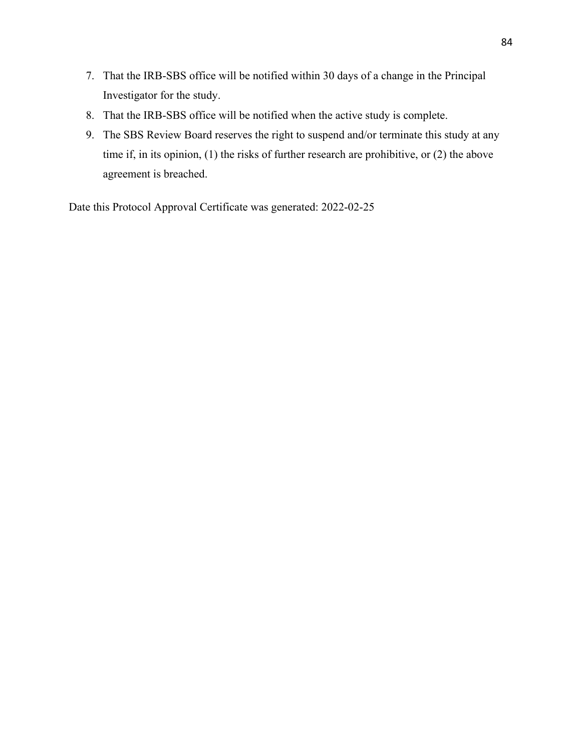7. That the IRB-SBS office will be notified within 30 days of a change in the Principal Investigator for the study.
8. That the IRB-SBS office will be notified when the active study is complete.
9. The SBS Review Board reserves the right to suspend and/or terminate this study at any time if, in its opinion, (1) the risks of further research are prohibitive, or (2) the above agreement is breached.

Date this Protocol Approval Certificate was generated: 2022-02-25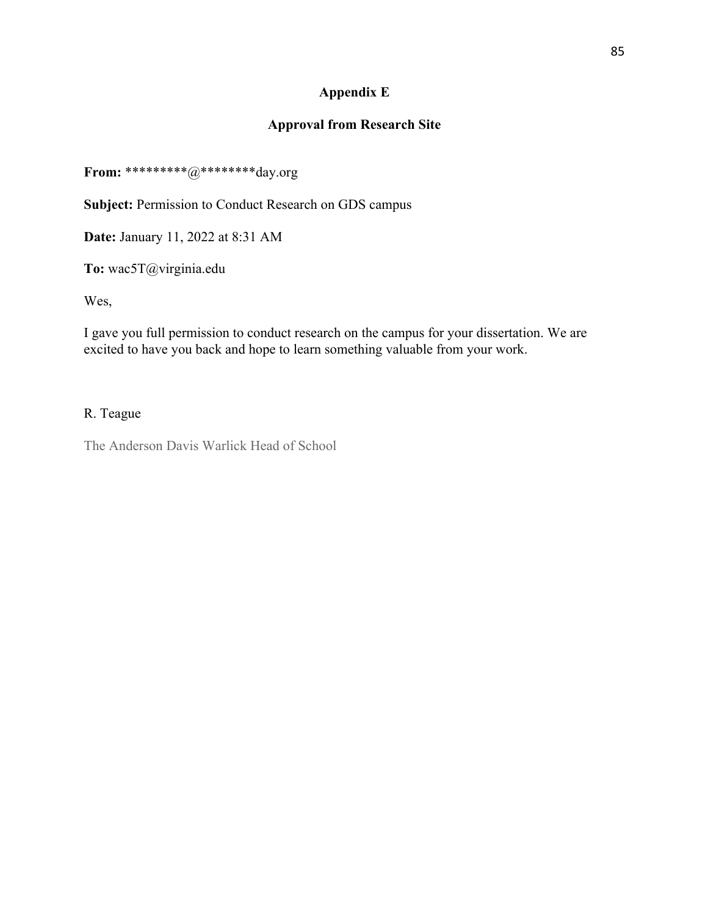## Appendix E

## Approval from Research Site

**From:** *********@********day.org

**Subject:** Permission to Conduct Research on GDS campus

**Date:** January 11, 2022 at 8:31 AM

**To:** wac5T@virginia.edu

Wes,

I gave you full permission to conduct research on the campus for your dissertation. We are excited to have you back and hope to learn something valuable from your work.

R. Teague

The Anderson Davis Warlick Head of School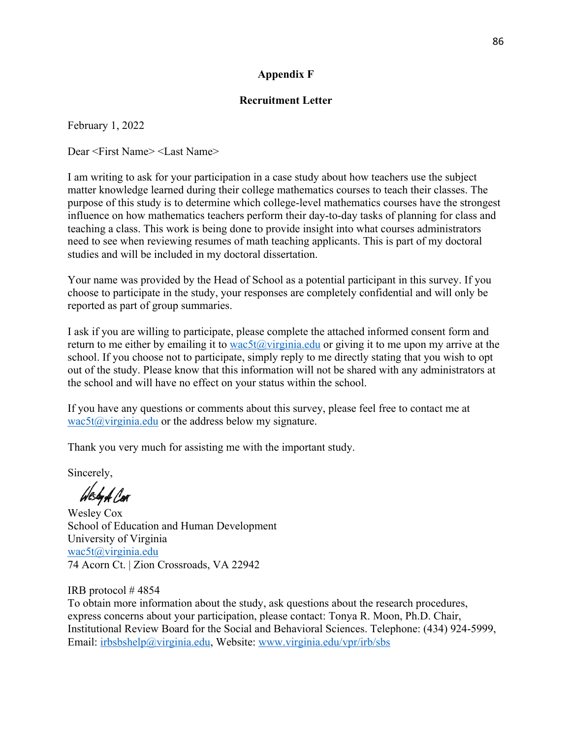**Appendix F**

**Recruitment Letter**

February 1, 2022

Dear <First Name> <Last Name>

I am writing to ask for your participation in a case study about how teachers use the subject matter knowledge learned during their college mathematics courses to teach their classes. The purpose of this study is to determine which college-level mathematics courses have the strongest influence on how mathematics teachers perform their day-to-day tasks of planning for class and teaching a class. This work is being done to provide insight into what courses administrators need to see when reviewing resumes of math teaching applicants. This is part of my doctoral studies and will be included in my doctoral dissertation.

Your name was provided by the Head of School as a potential participant in this survey. If you choose to participate in the study, your responses are completely confidential and will only be reported as part of group summaries.

I ask if you are willing to participate, please complete the attached informed consent form and return to me either by emailing it to wac5t@virginia.edu or giving it to me upon my arrive at the school. If you choose not to participate, simply reply to me directly stating that you wish to opt out of the study. Please know that this information will not be shared with any administrators at the school and will have no effect on your status within the school.

If you have any questions or comments about this survey, please feel free to contact me at wac5t@virginia.edu or the address below my signature.

Thank you very much for assisting me with the important study.

Sincerely,

Wesley Cox
School of Education and Human Development
University of Virginia
wac5t@virginia.edu
74 Acorn Ct. | Zion Crossroads, VA 22942

IRB protocol # 4854
To obtain more information about the study, ask questions about the research procedures, express concerns about your participation, please contact: Tonya R. Moon, Ph.D. Chair, Institutional Review Board for the Social and Behavioral Sciences. Telephone: (434) 924-5999, Email: irbsbshelp@virginia.edu, Website: www.virginia.edu/vpr/irb/sbs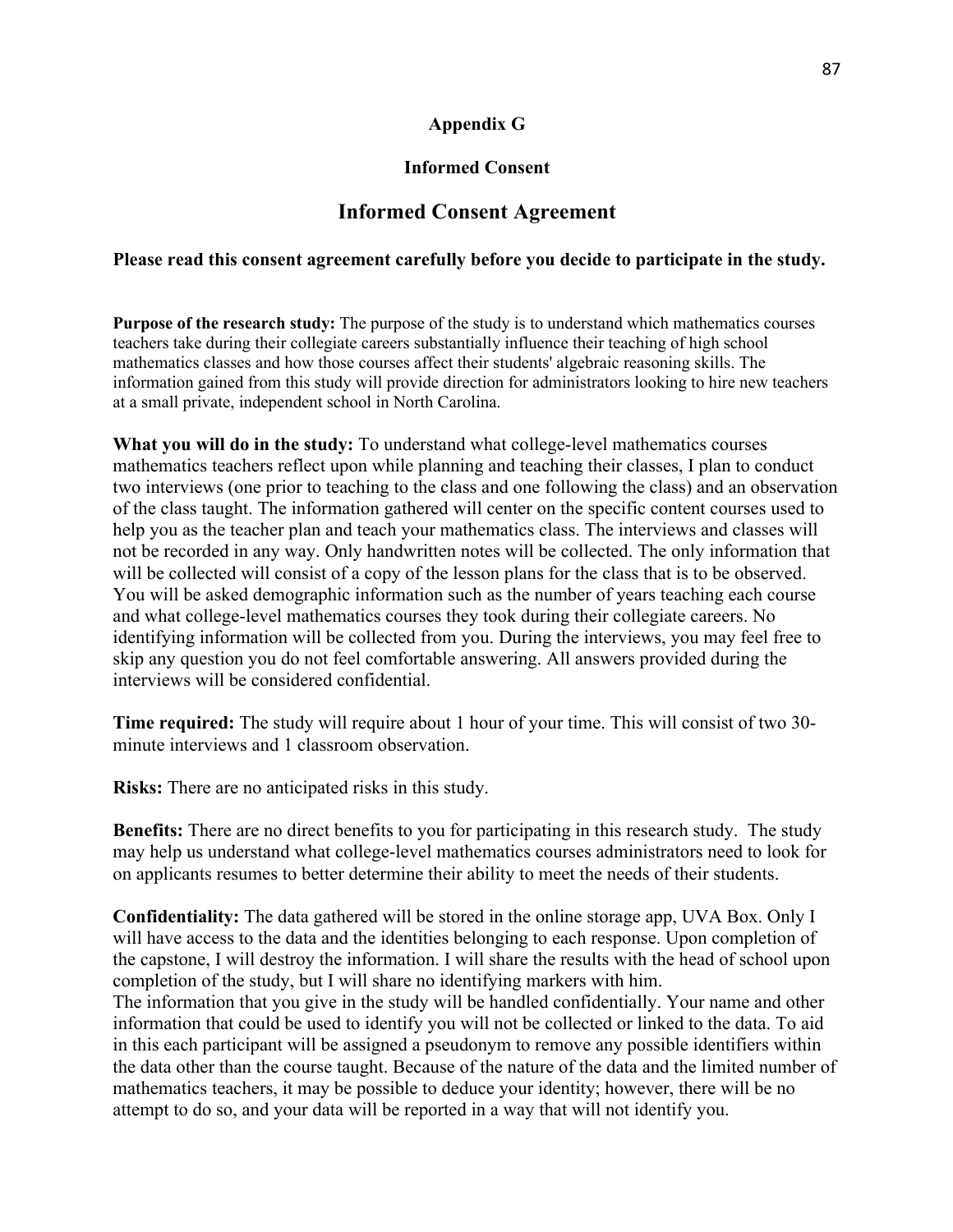## Appendix G

### Informed Consent

# Informed Consent Agreement

**Please read this consent agreement carefully before you decide to participate in the study.**

**Purpose of the research study:** The purpose of the study is to understand which mathematics courses teachers take during their collegiate careers substantially influence their teaching of high school mathematics classes and how those courses affect their students' algebraic reasoning skills. The information gained from this study will provide direction for administrators looking to hire new teachers at a small private, independent school in North Carolina.

**What you will do in the study:** To understand what college-level mathematics courses mathematics teachers reflect upon while planning and teaching their classes, I plan to conduct two interviews (one prior to teaching to the class and one following the class) and an observation of the class taught. The information gathered will center on the specific content courses used to help you as the teacher plan and teach your mathematics class. The interviews and classes will not be recorded in any way. Only handwritten notes will be collected. The only information that will be collected will consist of a copy of the lesson plans for the class that is to be observed. You will be asked demographic information such as the number of years teaching each course and what college-level mathematics courses they took during their collegiate careers. No identifying information will be collected from you. During the interviews, you may feel free to skip any question you do not feel comfortable answering. All answers provided during the interviews will be considered confidential.

**Time required:** The study will require about 1 hour of your time. This will consist of two 30-minute interviews and 1 classroom observation.

**Risks:** There are no anticipated risks in this study.

**Benefits:** There are no direct benefits to you for participating in this research study. The study may help us understand what college-level mathematics courses administrators need to look for on applicants resumes to better determine their ability to meet the needs of their students.

**Confidentiality:** The data gathered will be stored in the online storage app, UVA Box. Only I will have access to the data and the identities belonging to each response. Upon completion of the capstone, I will destroy the information. I will share the results with the head of school upon completion of the study, but I will share no identifying markers with him.
The information that you give in the study will be handled confidentially. Your name and other information that could be used to identify you will not be collected or linked to the data. To aid in this each participant will be assigned a pseudonym to remove any possible identifiers within the data other than the course taught. Because of the nature of the data and the limited number of mathematics teachers, it may be possible to deduce your identity; however, there will be no attempt to do so, and your data will be reported in a way that will not identify you.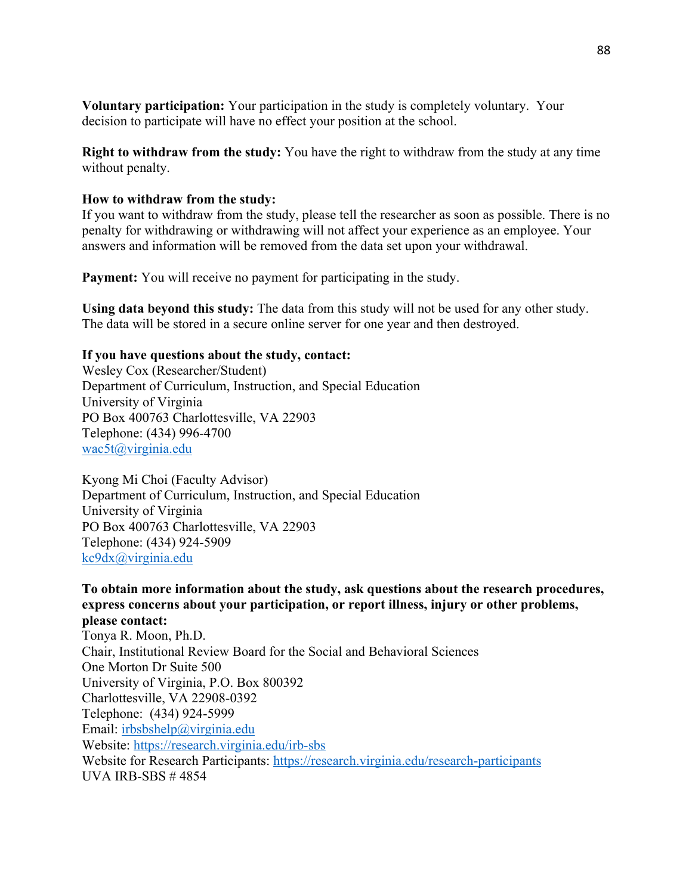**Voluntary participation:** Your participation in the study is completely voluntary. Your decision to participate will have no effect your position at the school.

**Right to withdraw from the study:** You have the right to withdraw from the study at any time without penalty.

**How to withdraw from the study:**
If you want to withdraw from the study, please tell the researcher as soon as possible. There is no penalty for withdrawing or withdrawing will not affect your experience as an employee. Your answers and information will be removed from the data set upon your withdrawal.

**Payment:** You will receive no payment for participating in the study.

**Using data beyond this study:** The data from this study will not be used for any other study. The data will be stored in a secure online server for one year and then destroyed.

**If you have questions about the study, contact:**
Wesley Cox (Researcher/Student)
Department of Curriculum, Instruction, and Special Education
University of Virginia
PO Box 400763 Charlottesville, VA 22903
Telephone: (434) 996-4700
wac5t@virginia.edu

Kyong Mi Choi (Faculty Advisor)
Department of Curriculum, Instruction, and Special Education
University of Virginia
PO Box 400763 Charlottesville, VA 22903
Telephone: (434) 924-5909
kc9dx@virginia.edu

**To obtain more information about the study, ask questions about the research procedures, express concerns about your participation, or report illness, injury or other problems, please contact:**
Tonya R. Moon, Ph.D.
Chair, Institutional Review Board for the Social and Behavioral Sciences
One Morton Dr Suite 500
University of Virginia, P.O. Box 800392
Charlottesville, VA 22908-0392
Telephone: (434) 924-5999
Email: irbsbshelp@virginia.edu
Website: https://research.virginia.edu/irb-sbs
Website for Research Participants: https://research.virginia.edu/research-participants
UVA IRB-SBS # 4854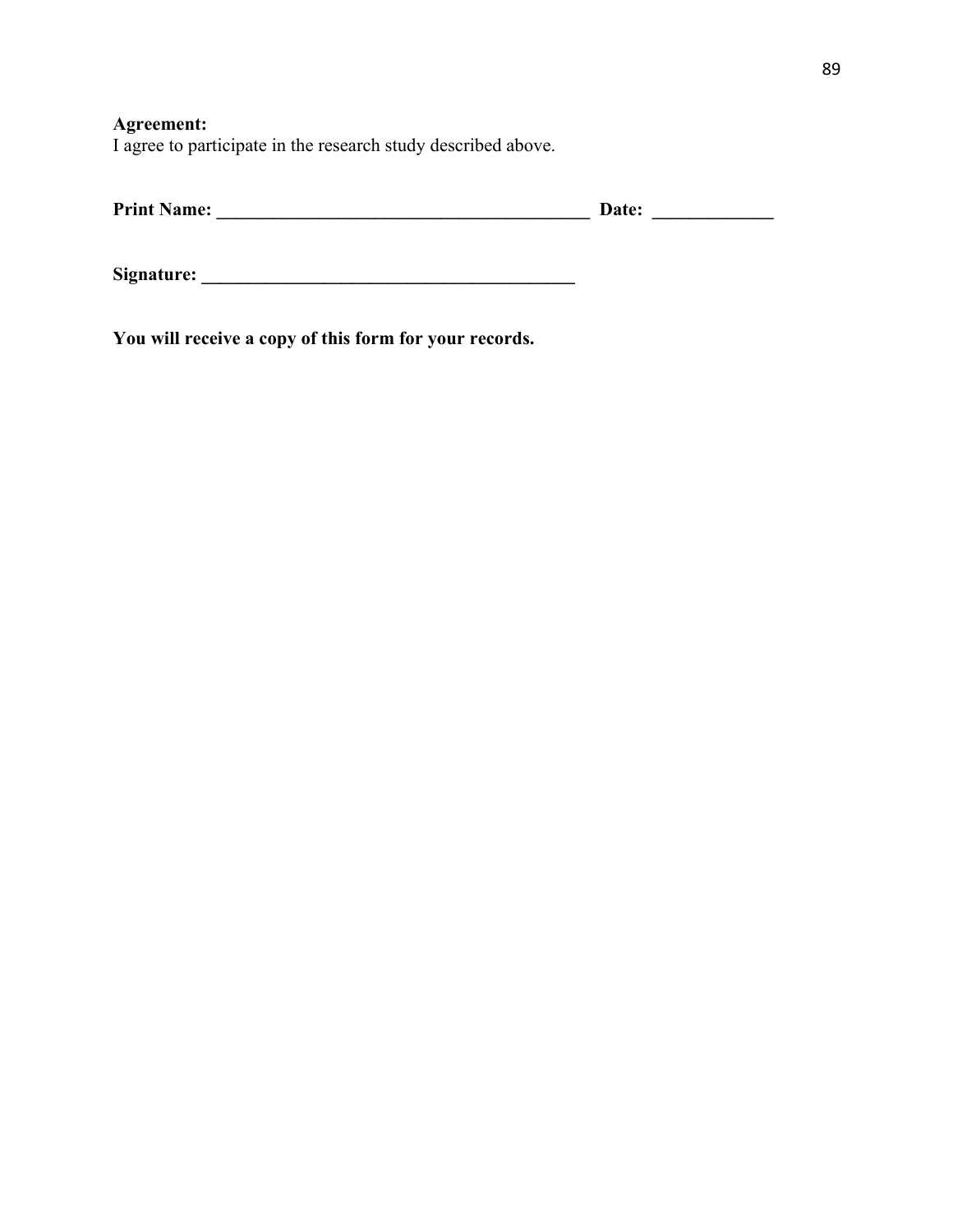**Agreement:**
I agree to participate in the research study described above.

**Print Name: ________________________________________ Date: ____________**

**Signature: ________________________________________**

**You will receive a copy of this form for your records.**